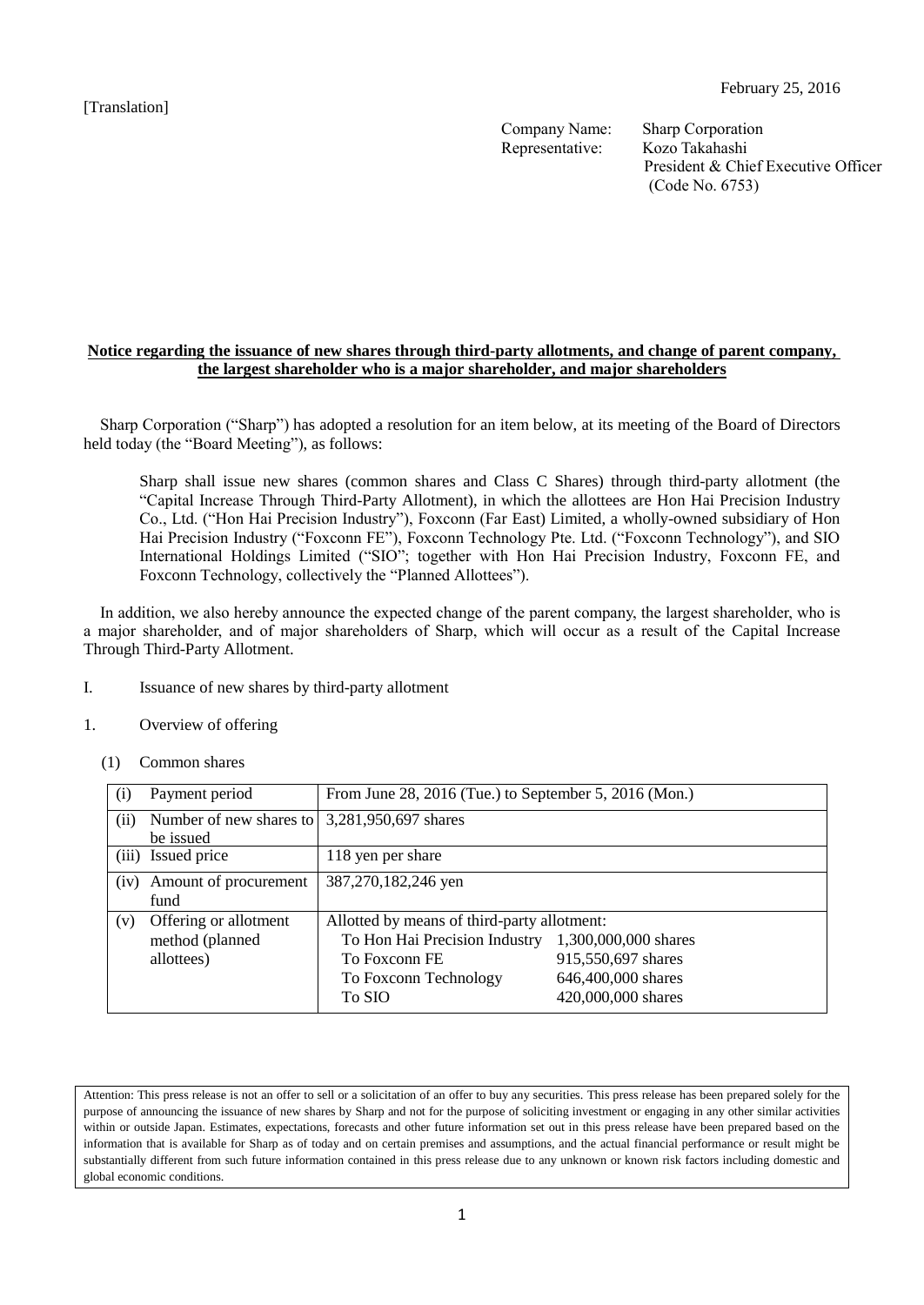[Translation]

February 25, 2016

Company Name: Sharp Corporation
Representative: Kozo Takahashi
President & Chief Executive Officer
(Code No. 6753)

**Notice regarding the issuance of new shares through third-party allotments, and change of parent company, the largest shareholder who is a major shareholder, and major shareholders**

Sharp Corporation ("Sharp") has adopted a resolution for an item below, at its meeting of the Board of Directors held today (the "Board Meeting"), as follows:

> Sharp shall issue new shares (common shares and Class C Shares) through third-party allotment (the "Capital Increase Through Third-Party Allotment), in which the allottees are Hon Hai Precision Industry Co., Ltd. ("Hon Hai Precision Industry"), Foxconn (Far East) Limited, a wholly-owned subsidiary of Hon Hai Precision Industry ("Foxconn FE"), Foxconn Technology Pte. Ltd. ("Foxconn Technology"), and SIO International Holdings Limited ("SIO"; together with Hon Hai Precision Industry, Foxconn FE, and Foxconn Technology, collectively the "Planned Allottees").

In addition, we also hereby announce the expected change of the parent company, the largest shareholder, who is a major shareholder, and of major shareholders of Sharp, which will occur as a result of the Capital Increase Through Third-Party Allotment.

I. Issuance of new shares by third-party allotment

1. Overview of offering

(1) Common shares

| | |
|---|---|
| (i) Payment period | From June 28, 2016 (Tue.) to September 5, 2016 (Mon.) |
| (ii) Number of new shares to be issued | 3,281,950,697 shares |
| (iii) Issued price | 118 yen per share |
| (iv) Amount of procurement fund | 387,270,182,246 yen |
| (v) Offering or allotment method (planned allottees) | Allotted by means of third-party allotment:<br>To Hon Hai Precision Industry 1,300,000,000 shares<br>To Foxconn FE 915,550,697 shares<br>To Foxconn Technology 646,400,000 shares<br>To SIO 420,000,000 shares |

Attention: This press release is not an offer to sell or a solicitation of an offer to buy any securities. This press release has been prepared solely for the purpose of announcing the issuance of new shares by Sharp and not for the purpose of soliciting investment or engaging in any other similar activities within or outside Japan. Estimates, expectations, forecasts and other future information set out in this press release have been prepared based on the information that is available for Sharp as of today and on certain premises and assumptions, and the actual financial performance or result might be substantially different from such future information contained in this press release due to any unknown or known risk factors including domestic and global economic conditions.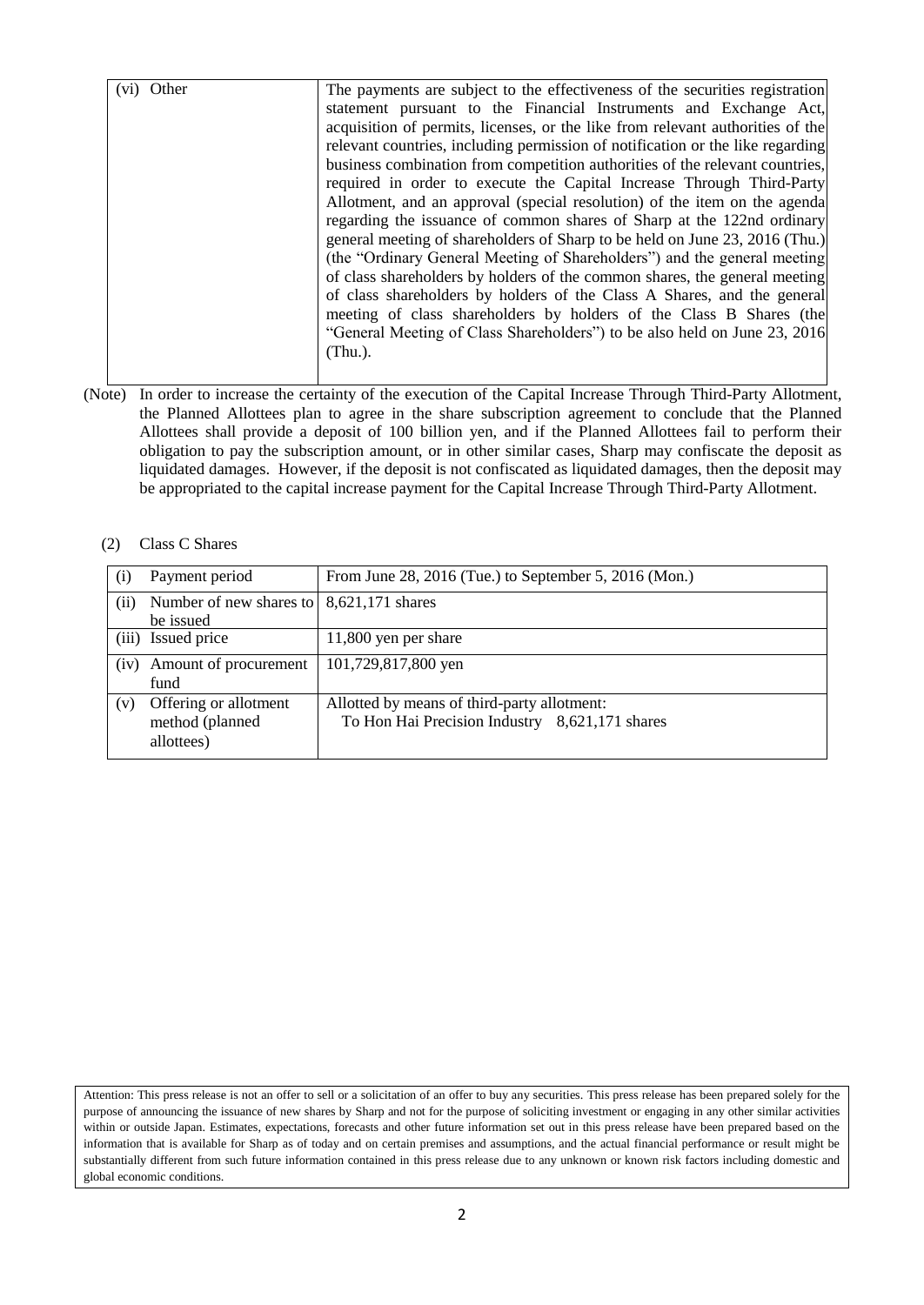| (vi) Other | The payments are subject to the effectiveness of the securities registration statement pursuant to the Financial Instruments and Exchange Act, acquisition of permits, licenses, or the like from relevant authorities of the relevant countries, including permission of notification or the like regarding business combination from competition authorities of the relevant countries, required in order to execute the Capital Increase Through Third-Party Allotment, and an approval (special resolution) of the item on the agenda regarding the issuance of common shares of Sharp at the 122nd ordinary general meeting of shareholders of Sharp to be held on June 23, 2016 (Thu.) (the "Ordinary General Meeting of Shareholders") and the general meeting of class shareholders by holders of the common shares, the general meeting of class shareholders by holders of the Class A Shares, and the general meeting of class shareholders by holders of the Class B Shares (the "General Meeting of Class Shareholders") to be also held on June 23, 2016 (Thu.). |
|---|---|

(Note) In order to increase the certainty of the execution of the Capital Increase Through Third-Party Allotment, the Planned Allottees plan to agree in the share subscription agreement to conclude that the Planned Allottees shall provide a deposit of 100 billion yen, and if the Planned Allottees fail to perform their obligation to pay the subscription amount, or in other similar cases, Sharp may confiscate the deposit as liquidated damages. However, if the deposit is not confiscated as liquidated damages, then the deposit may be appropriated to the capital increase payment for the Capital Increase Through Third-Party Allotment.

(2) Class C Shares

| (i) Payment period | From June 28, 2016 (Tue.) to September 5, 2016 (Mon.) |
|---|---|
| (ii) Number of new shares to be issued | 8,621,171 shares |
| (iii) Issued price | 11,800 yen per share |
| (iv) Amount of procurement fund | 101,729,817,800 yen |
| (v) Offering or allotment method (planned allottees) | Allotted by means of third-party allotment: To Hon Hai Precision Industry 8,621,171 shares |

Attention: This press release is not an offer to sell or a solicitation of an offer to buy any securities. This press release has been prepared solely for the purpose of announcing the issuance of new shares by Sharp and not for the purpose of soliciting investment or engaging in any other similar activities within or outside Japan. Estimates, expectations, forecasts and other future information set out in this press release have been prepared based on the information that is available for Sharp as of today and on certain premises and assumptions, and the actual financial performance or result might be substantially different from such future information contained in this press release due to any unknown or known risk factors including domestic and global economic conditions.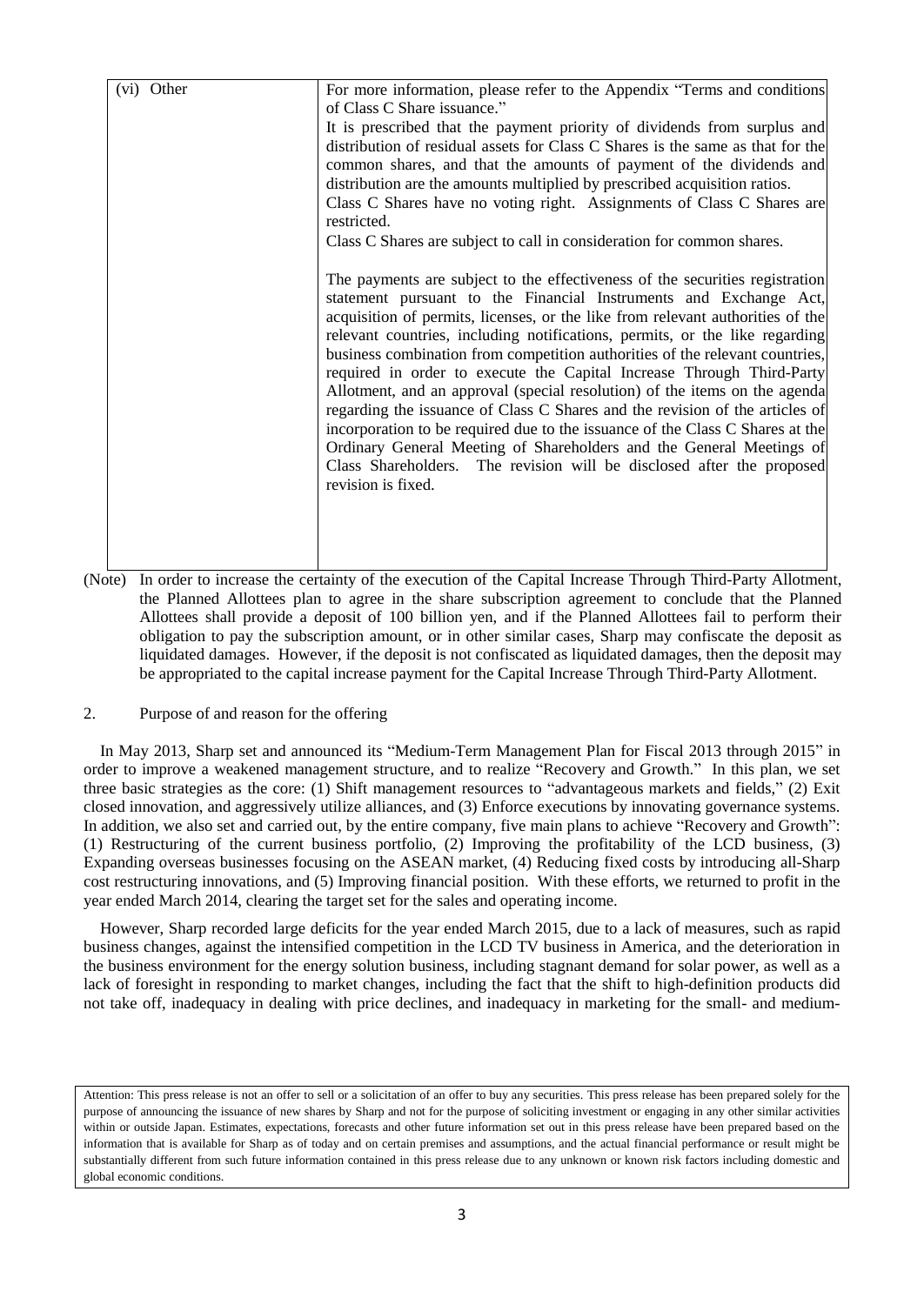| (vi) Other | For more information, please refer to the Appendix "Terms and conditions of Class C Share issuance."<br>It is prescribed that the payment priority of dividends from surplus and distribution of residual assets for Class C Shares is the same as that for the common shares, and that the amounts of payment of the dividends and distribution are the amounts multiplied by prescribed acquisition ratios.<br>Class C Shares have no voting right. Assignments of Class C Shares are restricted.<br>Class C Shares are subject to call in consideration for common shares.<br><br>The payments are subject to the effectiveness of the securities registration statement pursuant to the Financial Instruments and Exchange Act, acquisition of permits, licenses, or the like from relevant authorities of the relevant countries, including notifications, permits, or the like regarding business combination from competition authorities of the relevant countries, required in order to execute the Capital Increase Through Third-Party Allotment, and an approval (special resolution) of the items on the agenda regarding the issuance of Class C Shares and the revision of the articles of incorporation to be required due to the issuance of the Class C Shares at the Ordinary General Meeting of Shareholders and the General Meetings of Class Shareholders. The revision will be disclosed after the proposed revision is fixed. |
|---|---|

(Note) In order to increase the certainty of the execution of the Capital Increase Through Third-Party Allotment, the Planned Allottees plan to agree in the share subscription agreement to conclude that the Planned Allottees shall provide a deposit of 100 billion yen, and if the Planned Allottees fail to perform their obligation to pay the subscription amount, or in other similar cases, Sharp may confiscate the deposit as liquidated damages. However, if the deposit is not confiscated as liquidated damages, then the deposit may be appropriated to the capital increase payment for the Capital Increase Through Third-Party Allotment.

## 2. Purpose of and reason for the offering

In May 2013, Sharp set and announced its "Medium-Term Management Plan for Fiscal 2013 through 2015" in order to improve a weakened management structure, and to realize "Recovery and Growth." In this plan, we set three basic strategies as the core: (1) Shift management resources to "advantageous markets and fields," (2) Exit closed innovation, and aggressively utilize alliances, and (3) Enforce executions by innovating governance systems. In addition, we also set and carried out, by the entire company, five main plans to achieve "Recovery and Growth": (1) Restructuring of the current business portfolio, (2) Improving the profitability of the LCD business, (3) Expanding overseas businesses focusing on the ASEAN market, (4) Reducing fixed costs by introducing all-Sharp cost restructuring innovations, and (5) Improving financial position. With these efforts, we returned to profit in the year ended March 2014, clearing the target set for the sales and operating income.

However, Sharp recorded large deficits for the year ended March 2015, due to a lack of measures, such as rapid business changes, against the intensified competition in the LCD TV business in America, and the deterioration in the business environment for the energy solution business, including stagnant demand for solar power, as well as a lack of foresight in responding to market changes, including the fact that the shift to high-definition products did not take off, inadequacy in dealing with price declines, and inadequacy in marketing for the small- and medium-

Attention: This press release is not an offer to sell or a solicitation of an offer to buy any securities. This press release has been prepared solely for the purpose of announcing the issuance of new shares by Sharp and not for the purpose of soliciting investment or engaging in any other similar activities within or outside Japan. Estimates, expectations, forecasts and other future information set out in this press release have been prepared based on the information that is available for Sharp as of today and on certain premises and assumptions, and the actual financial performance or result might be substantially different from such future information contained in this press release due to any unknown or known risk factors including domestic and global economic conditions.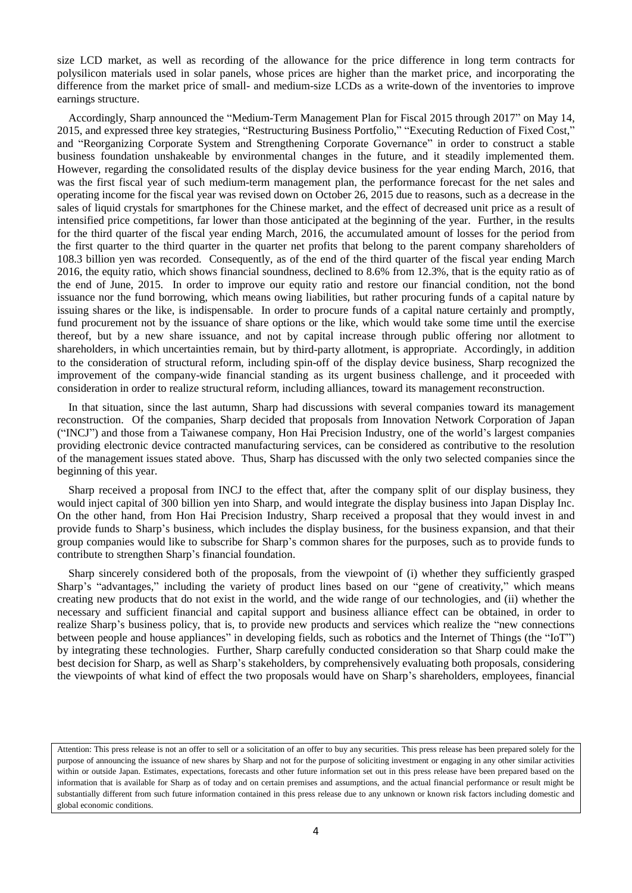size LCD market, as well as recording of the allowance for the price difference in long term contracts for polysilicon materials used in solar panels, whose prices are higher than the market price, and incorporating the difference from the market price of small- and medium-size LCDs as a write-down of the inventories to improve earnings structure.

Accordingly, Sharp announced the "Medium-Term Management Plan for Fiscal 2015 through 2017" on May 14, 2015, and expressed three key strategies, "Restructuring Business Portfolio," "Executing Reduction of Fixed Cost," and "Reorganizing Corporate System and Strengthening Corporate Governance" in order to construct a stable business foundation unshakeable by environmental changes in the future, and it steadily implemented them. However, regarding the consolidated results of the display device business for the year ending March, 2016, that was the first fiscal year of such medium-term management plan, the performance forecast for the net sales and operating income for the fiscal year was revised down on October 26, 2015 due to reasons, such as a decrease in the sales of liquid crystals for smartphones for the Chinese market, and the effect of decreased unit price as a result of intensified price competitions, far lower than those anticipated at the beginning of the year. Further, in the results for the third quarter of the fiscal year ending March, 2016, the accumulated amount of losses for the period from the first quarter to the third quarter in the quarter net profits that belong to the parent company shareholders of 108.3 billion yen was recorded. Consequently, as of the end of the third quarter of the fiscal year ending March 2016, the equity ratio, which shows financial soundness, declined to 8.6% from 12.3%, that is the equity ratio as of the end of June, 2015. In order to improve our equity ratio and restore our financial condition, not the bond issuance nor the fund borrowing, which means owing liabilities, but rather procuring funds of a capital nature by issuing shares or the like, is indispensable. In order to procure funds of a capital nature certainly and promptly, fund procurement not by the issuance of share options or the like, which would take some time until the exercise thereof, but by a new share issuance, and not by capital increase through public offering nor allotment to shareholders, in which uncertainties remain, but by third-party allotment, is appropriate. Accordingly, in addition to the consideration of structural reform, including spin-off of the display device business, Sharp recognized the improvement of the company-wide financial standing as its urgent business challenge, and it proceeded with consideration in order to realize structural reform, including alliances, toward its management reconstruction.

In that situation, since the last autumn, Sharp had discussions with several companies toward its management reconstruction. Of the companies, Sharp decided that proposals from Innovation Network Corporation of Japan ("INCJ") and those from a Taiwanese company, Hon Hai Precision Industry, one of the world's largest companies providing electronic device contracted manufacturing services, can be considered as contributive to the resolution of the management issues stated above. Thus, Sharp has discussed with the only two selected companies since the beginning of this year.

Sharp received a proposal from INCJ to the effect that, after the company split of our display business, they would inject capital of 300 billion yen into Sharp, and would integrate the display business into Japan Display Inc. On the other hand, from Hon Hai Precision Industry, Sharp received a proposal that they would invest in and provide funds to Sharp's business, which includes the display business, for the business expansion, and that their group companies would like to subscribe for Sharp's common shares for the purposes, such as to provide funds to contribute to strengthen Sharp's financial foundation.

Sharp sincerely considered both of the proposals, from the viewpoint of (i) whether they sufficiently grasped Sharp's "advantages," including the variety of product lines based on our "gene of creativity," which means creating new products that do not exist in the world, and the wide range of our technologies, and (ii) whether the necessary and sufficient financial and capital support and business alliance effect can be obtained, in order to realize Sharp's business policy, that is, to provide new products and services which realize the "new connections between people and house appliances" in developing fields, such as robotics and the Internet of Things (the "IoT") by integrating these technologies. Further, Sharp carefully conducted consideration so that Sharp could make the best decision for Sharp, as well as Sharp's stakeholders, by comprehensively evaluating both proposals, considering the viewpoints of what kind of effect the two proposals would have on Sharp's shareholders, employees, financial

Attention: This press release is not an offer to sell or a solicitation of an offer to buy any securities. This press release has been prepared solely for the purpose of announcing the issuance of new shares by Sharp and not for the purpose of soliciting investment or engaging in any other similar activities within or outside Japan. Estimates, expectations, forecasts and other future information set out in this press release have been prepared based on the information that is available for Sharp as of today and on certain premises and assumptions, and the actual financial performance or result might be substantially different from such future information contained in this press release due to any unknown or known risk factors including domestic and global economic conditions.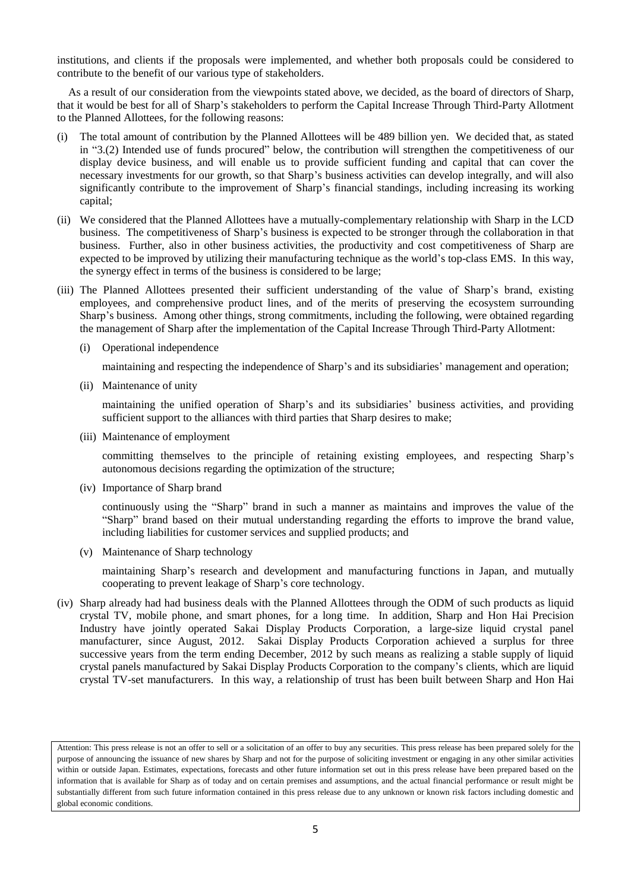institutions, and clients if the proposals were implemented, and whether both proposals could be considered to contribute to the benefit of our various type of stakeholders.

As a result of our consideration from the viewpoints stated above, we decided, as the board of directors of Sharp, that it would be best for all of Sharp's stakeholders to perform the Capital Increase Through Third-Party Allotment to the Planned Allottees, for the following reasons:

(i) The total amount of contribution by the Planned Allottees will be 489 billion yen. We decided that, as stated in "3.(2) Intended use of funds procured" below, the contribution will strengthen the competitiveness of our display device business, and will enable us to provide sufficient funding and capital that can cover the necessary investments for our growth, so that Sharp's business activities can develop integrally, and will also significantly contribute to the improvement of Sharp's financial standings, including increasing its working capital;

(ii) We considered that the Planned Allottees have a mutually-complementary relationship with Sharp in the LCD business. The competitiveness of Sharp's business is expected to be stronger through the collaboration in that business. Further, also in other business activities, the productivity and cost competitiveness of Sharp are expected to be improved by utilizing their manufacturing technique as the world's top-class EMS. In this way, the synergy effect in terms of the business is considered to be large;

(iii) The Planned Allottees presented their sufficient understanding of the value of Sharp's brand, existing employees, and comprehensive product lines, and of the merits of preserving the ecosystem surrounding Sharp's business. Among other things, strong commitments, including the following, were obtained regarding the management of Sharp after the implementation of the Capital Increase Through Third-Party Allotment:

   (i) Operational independence

   maintaining and respecting the independence of Sharp's and its subsidiaries' management and operation;

   (ii) Maintenance of unity

   maintaining the unified operation of Sharp's and its subsidiaries' business activities, and providing sufficient support to the alliances with third parties that Sharp desires to make;

   (iii) Maintenance of employment

   committing themselves to the principle of retaining existing employees, and respecting Sharp's autonomous decisions regarding the optimization of the structure;

   (iv) Importance of Sharp brand

   continuously using the "Sharp" brand in such a manner as maintains and improves the value of the "Sharp" brand based on their mutual understanding regarding the efforts to improve the brand value, including liabilities for customer services and supplied products; and

   (v) Maintenance of Sharp technology

   maintaining Sharp's research and development and manufacturing functions in Japan, and mutually cooperating to prevent leakage of Sharp's core technology.

(iv) Sharp already had had business deals with the Planned Allottees through the ODM of such products as liquid crystal TV, mobile phone, and smart phones, for a long time. In addition, Sharp and Hon Hai Precision Industry have jointly operated Sakai Display Products Corporation, a large-size liquid crystal panel manufacturer, since August, 2012. Sakai Display Products Corporation achieved a surplus for three successive years from the term ending December, 2012 by such means as realizing a stable supply of liquid crystal panels manufactured by Sakai Display Products Corporation to the company's clients, which are liquid crystal TV-set manufacturers. In this way, a relationship of trust has been built between Sharp and Hon Hai

Attention: This press release is not an offer to sell or a solicitation of an offer to buy any securities. This press release has been prepared solely for the purpose of announcing the issuance of new shares by Sharp and not for the purpose of soliciting investment or engaging in any other similar activities within or outside Japan. Estimates, expectations, forecasts and other future information set out in this press release have been prepared based on the information that is available for Sharp as of today and on certain premises and assumptions, and the actual financial performance or result might be substantially different from such future information contained in this press release due to any unknown or known risk factors including domestic and global economic conditions.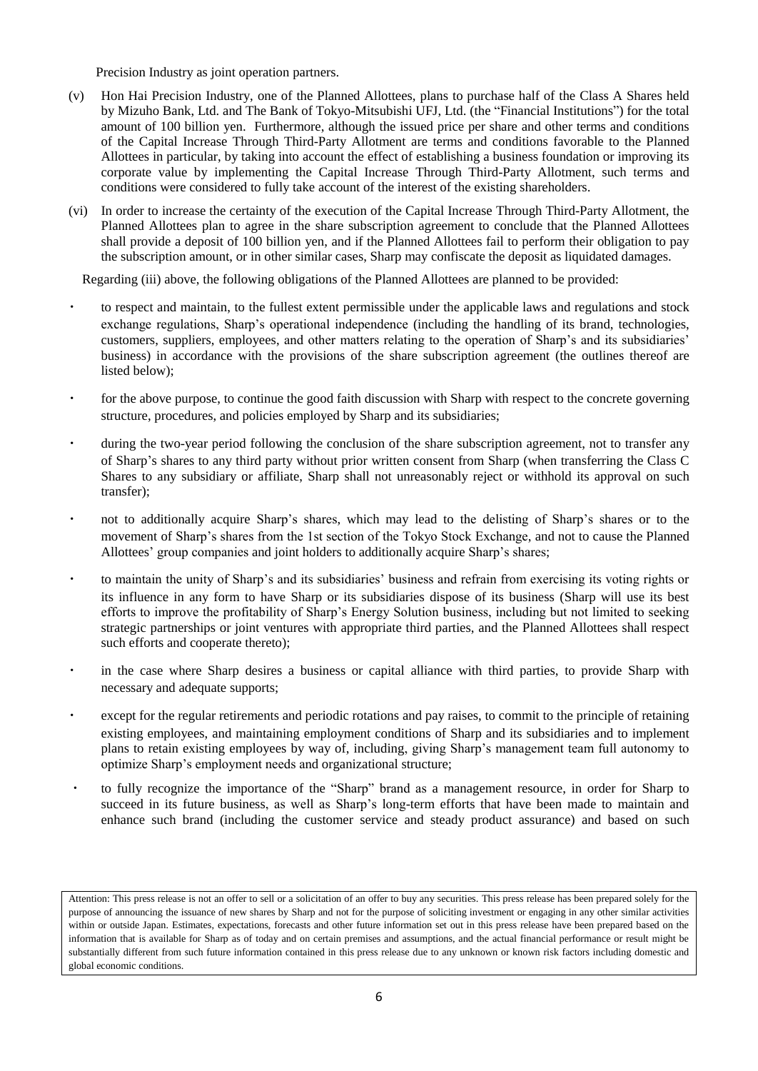Precision Industry as joint operation partners.

(v) Hon Hai Precision Industry, one of the Planned Allottees, plans to purchase half of the Class A Shares held by Mizuho Bank, Ltd. and The Bank of Tokyo-Mitsubishi UFJ, Ltd. (the "Financial Institutions") for the total amount of 100 billion yen. Furthermore, although the issued price per share and other terms and conditions of the Capital Increase Through Third-Party Allotment are terms and conditions favorable to the Planned Allottees in particular, by taking into account the effect of establishing a business foundation or improving its corporate value by implementing the Capital Increase Through Third-Party Allotment, such terms and conditions were considered to fully take account of the interest of the existing shareholders.

(vi) In order to increase the certainty of the execution of the Capital Increase Through Third-Party Allotment, the Planned Allottees plan to agree in the share subscription agreement to conclude that the Planned Allottees shall provide a deposit of 100 billion yen, and if the Planned Allottees fail to perform their obligation to pay the subscription amount, or in other similar cases, Sharp may confiscate the deposit as liquidated damages.

Regarding (iii) above, the following obligations of the Planned Allottees are planned to be provided:

- to respect and maintain, to the fullest extent permissible under the applicable laws and regulations and stock exchange regulations, Sharp's operational independence (including the handling of its brand, technologies, customers, suppliers, employees, and other matters relating to the operation of Sharp's and its subsidiaries' business) in accordance with the provisions of the share subscription agreement (the outlines thereof are listed below);
- for the above purpose, to continue the good faith discussion with Sharp with respect to the concrete governing structure, procedures, and policies employed by Sharp and its subsidiaries;
- during the two-year period following the conclusion of the share subscription agreement, not to transfer any of Sharp's shares to any third party without prior written consent from Sharp (when transferring the Class C Shares to any subsidiary or affiliate, Sharp shall not unreasonably reject or withhold its approval on such transfer);
- not to additionally acquire Sharp's shares, which may lead to the delisting of Sharp's shares or to the movement of Sharp's shares from the 1st section of the Tokyo Stock Exchange, and not to cause the Planned Allottees' group companies and joint holders to additionally acquire Sharp's shares;
- to maintain the unity of Sharp's and its subsidiaries' business and refrain from exercising its voting rights or its influence in any form to have Sharp or its subsidiaries dispose of its business (Sharp will use its best efforts to improve the profitability of Sharp's Energy Solution business, including but not limited to seeking strategic partnerships or joint ventures with appropriate third parties, and the Planned Allottees shall respect such efforts and cooperate thereto);
- in the case where Sharp desires a business or capital alliance with third parties, to provide Sharp with necessary and adequate supports;
- except for the regular retirements and periodic rotations and pay raises, to commit to the principle of retaining existing employees, and maintaining employment conditions of Sharp and its subsidiaries and to implement plans to retain existing employees by way of, including, giving Sharp's management team full autonomy to optimize Sharp's employment needs and organizational structure;
- to fully recognize the importance of the "Sharp" brand as a management resource, in order for Sharp to succeed in its future business, as well as Sharp's long-term efforts that have been made to maintain and enhance such brand (including the customer service and steady product assurance) and based on such

Attention: This press release is not an offer to sell or a solicitation of an offer to buy any securities. This press release has been prepared solely for the purpose of announcing the issuance of new shares by Sharp and not for the purpose of soliciting investment or engaging in any other similar activities within or outside Japan. Estimates, expectations, forecasts and other future information set out in this press release have been prepared based on the information that is available for Sharp as of today and on certain premises and assumptions, and the actual financial performance or result might be substantially different from such future information contained in this press release due to any unknown or known risk factors including domestic and global economic conditions.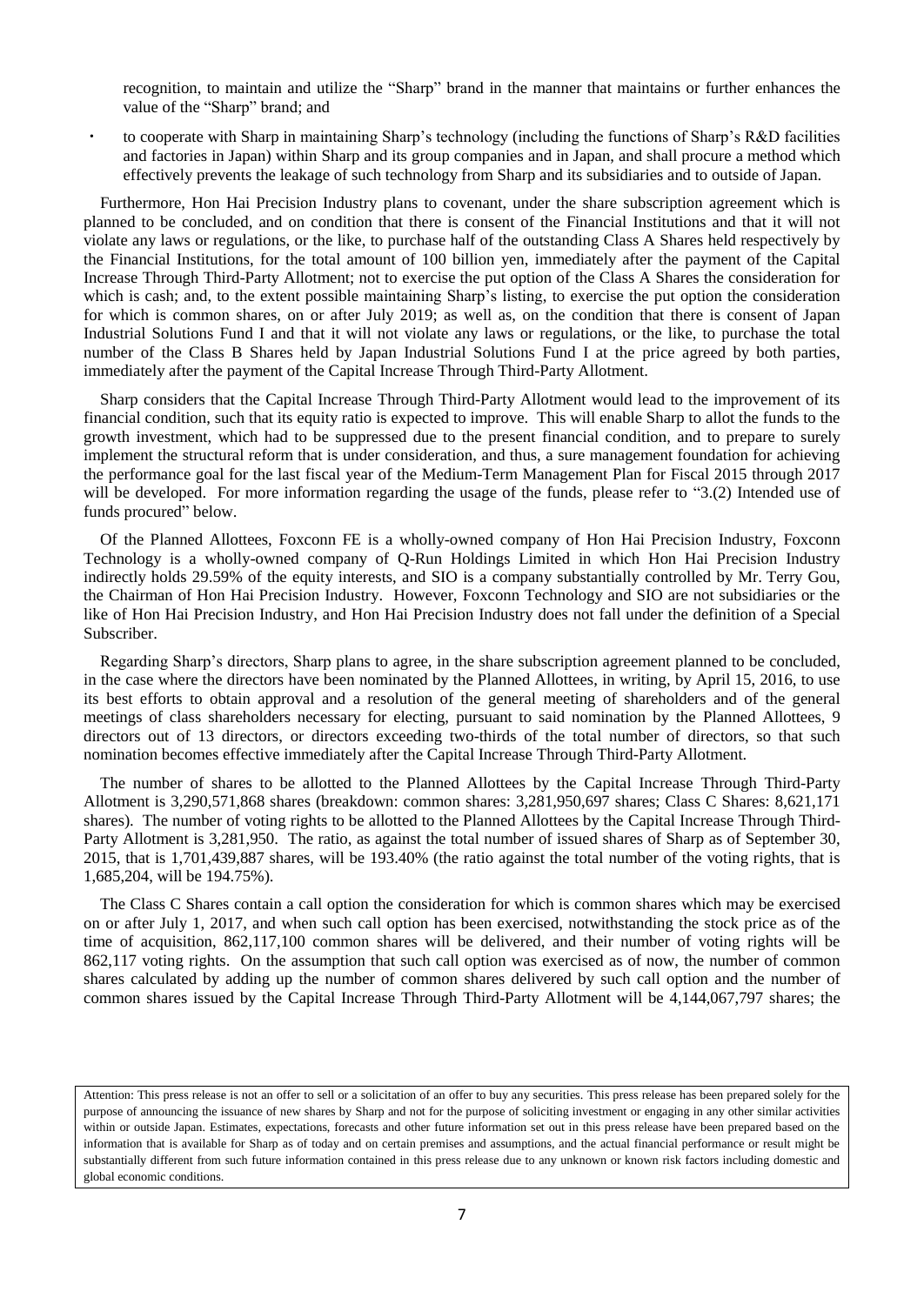recognition, to maintain and utilize the "Sharp" brand in the manner that maintains or further enhances the value of the "Sharp" brand; and

- to cooperate with Sharp in maintaining Sharp's technology (including the functions of Sharp's R&D facilities and factories in Japan) within Sharp and its group companies and in Japan, and shall procure a method which effectively prevents the leakage of such technology from Sharp and its subsidiaries and to outside of Japan.

Furthermore, Hon Hai Precision Industry plans to covenant, under the share subscription agreement which is planned to be concluded, and on condition that there is consent of the Financial Institutions and that it will not violate any laws or regulations, or the like, to purchase half of the outstanding Class A Shares held respectively by the Financial Institutions, for the total amount of 100 billion yen, immediately after the payment of the Capital Increase Through Third-Party Allotment; not to exercise the put option of the Class A Shares the consideration for which is cash; and, to the extent possible maintaining Sharp's listing, to exercise the put option the consideration for which is common shares, on or after July 2019; as well as, on the condition that there is consent of Japan Industrial Solutions Fund I and that it will not violate any laws or regulations, or the like, to purchase the total number of the Class B Shares held by Japan Industrial Solutions Fund I at the price agreed by both parties, immediately after the payment of the Capital Increase Through Third-Party Allotment.

Sharp considers that the Capital Increase Through Third-Party Allotment would lead to the improvement of its financial condition, such that its equity ratio is expected to improve. This will enable Sharp to allot the funds to the growth investment, which had to be suppressed due to the present financial condition, and to prepare to surely implement the structural reform that is under consideration, and thus, a sure management foundation for achieving the performance goal for the last fiscal year of the Medium-Term Management Plan for Fiscal 2015 through 2017 will be developed. For more information regarding the usage of the funds, please refer to "3.(2) Intended use of funds procured" below.

Of the Planned Allottees, Foxconn FE is a wholly-owned company of Hon Hai Precision Industry, Foxconn Technology is a wholly-owned company of Q-Run Holdings Limited in which Hon Hai Precision Industry indirectly holds 29.59% of the equity interests, and SIO is a company substantially controlled by Mr. Terry Gou, the Chairman of Hon Hai Precision Industry. However, Foxconn Technology and SIO are not subsidiaries or the like of Hon Hai Precision Industry, and Hon Hai Precision Industry does not fall under the definition of a Special Subscriber.

Regarding Sharp's directors, Sharp plans to agree, in the share subscription agreement planned to be concluded, in the case where the directors have been nominated by the Planned Allottees, in writing, by April 15, 2016, to use its best efforts to obtain approval and a resolution of the general meeting of shareholders and of the general meetings of class shareholders necessary for electing, pursuant to said nomination by the Planned Allottees, 9 directors out of 13 directors, or directors exceeding two-thirds of the total number of directors, so that such nomination becomes effective immediately after the Capital Increase Through Third-Party Allotment.

The number of shares to be allotted to the Planned Allottees by the Capital Increase Through Third-Party Allotment is 3,290,571,868 shares (breakdown: common shares: 3,281,950,697 shares; Class C Shares: 8,621,171 shares). The number of voting rights to be allotted to the Planned Allottees by the Capital Increase Through Third-Party Allotment is 3,281,950. The ratio, as against the total number of issued shares of Sharp as of September 30, 2015, that is 1,701,439,887 shares, will be 193.40% (the ratio against the total number of the voting rights, that is 1,685,204, will be 194.75%).

The Class C Shares contain a call option the consideration for which is common shares which may be exercised on or after July 1, 2017, and when such call option has been exercised, notwithstanding the stock price as of the time of acquisition, 862,117,100 common shares will be delivered, and their number of voting rights will be 862,117 voting rights. On the assumption that such call option was exercised as of now, the number of common shares calculated by adding up the number of common shares delivered by such call option and the number of common shares issued by the Capital Increase Through Third-Party Allotment will be 4,144,067,797 shares; the

Attention: This press release is not an offer to sell or a solicitation of an offer to buy any securities. This press release has been prepared solely for the purpose of announcing the issuance of new shares by Sharp and not for the purpose of soliciting investment or engaging in any other similar activities within or outside Japan. Estimates, expectations, forecasts and other future information set out in this press release have been prepared based on the information that is available for Sharp as of today and on certain premises and assumptions, and the actual financial performance or result might be substantially different from such future information contained in this press release due to any unknown or known risk factors including domestic and global economic conditions.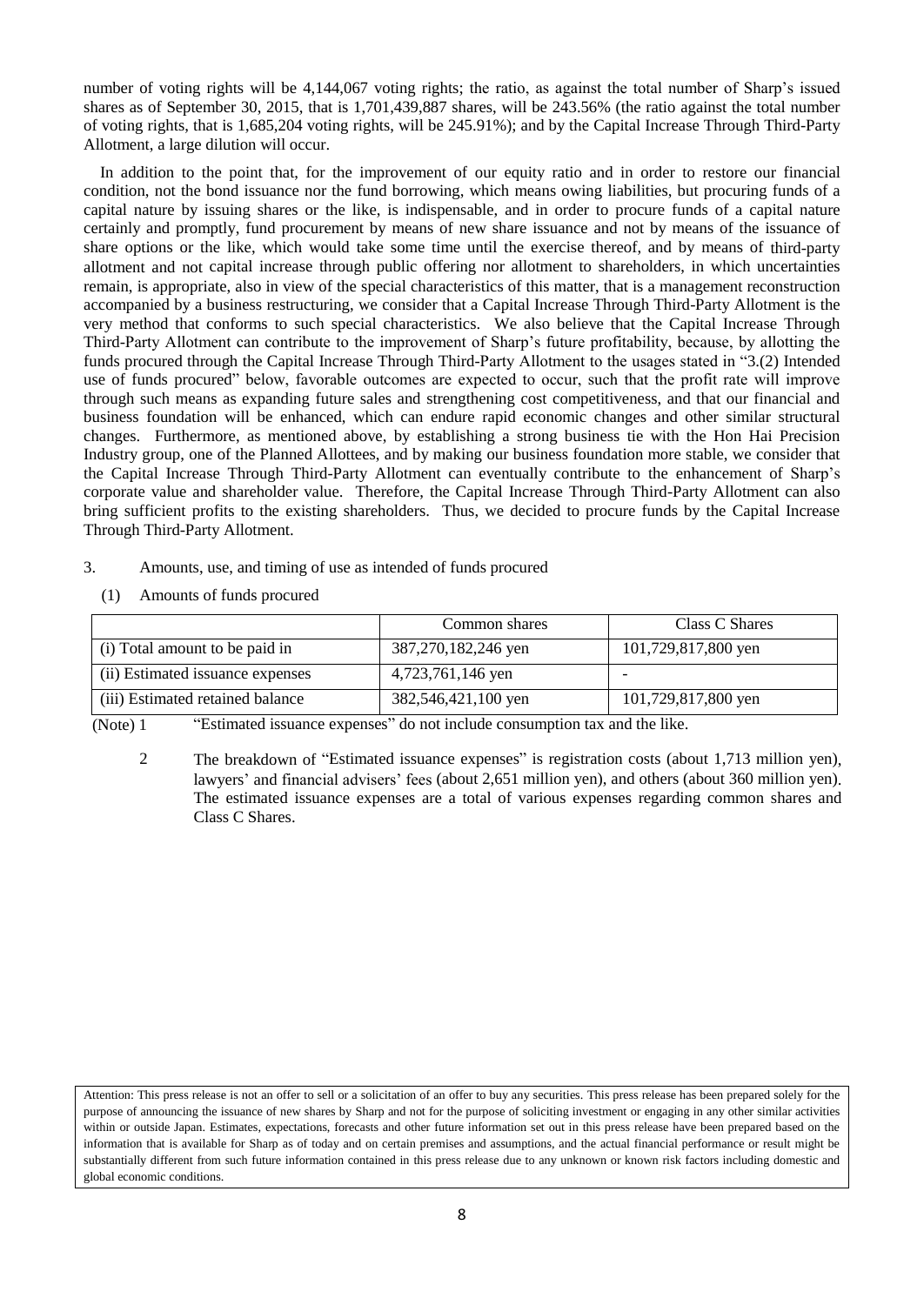number of voting rights will be 4,144,067 voting rights; the ratio, as against the total number of Sharp's issued shares as of September 30, 2015, that is 1,701,439,887 shares, will be 243.56% (the ratio against the total number of voting rights, that is 1,685,204 voting rights, will be 245.91%); and by the Capital Increase Through Third-Party Allotment, a large dilution will occur.

In addition to the point that, for the improvement of our equity ratio and in order to restore our financial condition, not the bond issuance nor the fund borrowing, which means owing liabilities, but procuring funds of a capital nature by issuing shares or the like, is indispensable, and in order to procure funds of a capital nature certainly and promptly, fund procurement by means of new share issuance and not by means of the issuance of share options or the like, which would take some time until the exercise thereof, and by means of third-party allotment and not capital increase through public offering nor allotment to shareholders, in which uncertainties remain, is appropriate, also in view of the special characteristics of this matter, that is a management reconstruction accompanied by a business restructuring, we consider that a Capital Increase Through Third-Party Allotment is the very method that conforms to such special characteristics. We also believe that the Capital Increase Through Third-Party Allotment can contribute to the improvement of Sharp's future profitability, because, by allotting the funds procured through the Capital Increase Through Third-Party Allotment to the usages stated in "3.(2) Intended use of funds procured" below, favorable outcomes are expected to occur, such that the profit rate will improve through such means as expanding future sales and strengthening cost competitiveness, and that our financial and business foundation will be enhanced, which can endure rapid economic changes and other similar structural changes. Furthermore, as mentioned above, by establishing a strong business tie with the Hon Hai Precision Industry group, one of the Planned Allottees, and by making our business foundation more stable, we consider that the Capital Increase Through Third-Party Allotment can eventually contribute to the enhancement of Sharp's corporate value and shareholder value. Therefore, the Capital Increase Through Third-Party Allotment can also bring sufficient profits to the existing shareholders. Thus, we decided to procure funds by the Capital Increase Through Third-Party Allotment.

3. Amounts, use, and timing of use as intended of funds procured

(1) Amounts of funds procured

| | Common shares | Class C Shares |
|---|---|---|
| (i) Total amount to be paid in | 387,270,182,246 yen | 101,729,817,800 yen |
| (ii) Estimated issuance expenses | 4,723,761,146 yen | - |
| (iii) Estimated retained balance | 382,546,421,100 yen | 101,729,817,800 yen |

(Note) 1 "Estimated issuance expenses" do not include consumption tax and the like.

2 The breakdown of "Estimated issuance expenses" is registration costs (about 1,713 million yen), lawyers' and financial advisers' fees (about 2,651 million yen), and others (about 360 million yen). The estimated issuance expenses are a total of various expenses regarding common shares and Class C Shares.

Attention: This press release is not an offer to sell or a solicitation of an offer to buy any securities. This press release has been prepared solely for the purpose of announcing the issuance of new shares by Sharp and not for the purpose of soliciting investment or engaging in any other similar activities within or outside Japan. Estimates, expectations, forecasts and other future information set out in this press release have been prepared based on the information that is available for Sharp as of today and on certain premises and assumptions, and the actual financial performance or result might be substantially different from such future information contained in this press release due to any unknown or known risk factors including domestic and global economic conditions.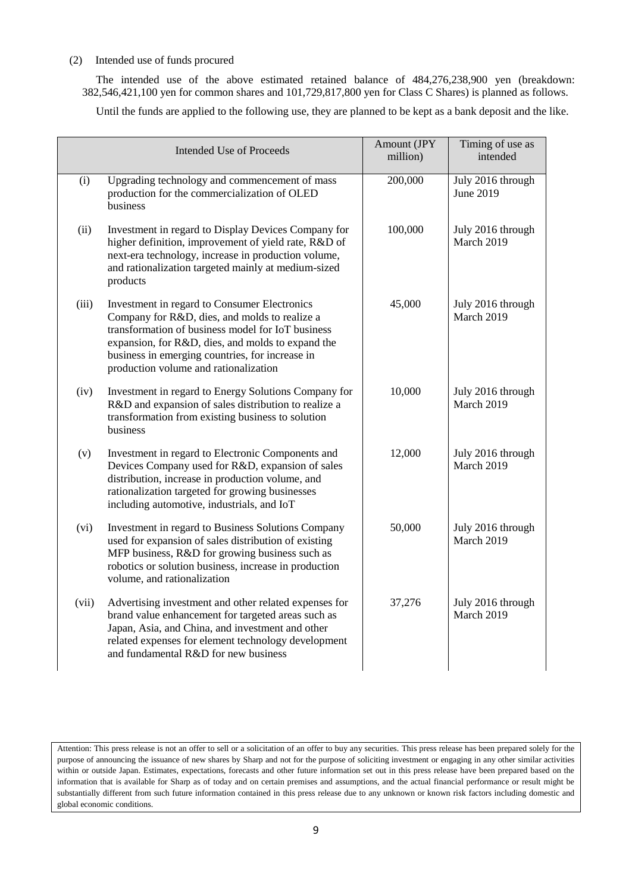(2) Intended use of funds procured

The intended use of the above estimated retained balance of 484,276,238,900 yen (breakdown: 382,546,421,100 yen for common shares and 101,729,817,800 yen for Class C Shares) is planned as follows.

Until the funds are applied to the following use, they are planned to be kept as a bank deposit and the like.

| | Intended Use of Proceeds | Amount (JPY million) | Timing of use as intended |
|---|---|---|---|
| (i) | Upgrading technology and commencement of mass production for the commercialization of OLED business | 200,000 | July 2016 through June 2019 |
| (ii) | Investment in regard to Display Devices Company for higher definition, improvement of yield rate, R&D of next-era technology, increase in production volume, and rationalization targeted mainly at medium-sized products | 100,000 | July 2016 through March 2019 |
| (iii) | Investment in regard to Consumer Electronics Company for R&D, dies, and molds to realize a transformation of business model for IoT business expansion, for R&D, dies, and molds to expand the business in emerging countries, for increase in production volume and rationalization | 45,000 | July 2016 through March 2019 |
| (iv) | Investment in regard to Energy Solutions Company for R&D and expansion of sales distribution to realize a transformation from existing business to solution business | 10,000 | July 2016 through March 2019 |
| (v) | Investment in regard to Electronic Components and Devices Company used for R&D, expansion of sales distribution, increase in production volume, and rationalization targeted for growing businesses including automotive, industrials, and IoT | 12,000 | July 2016 through March 2019 |
| (vi) | Investment in regard to Business Solutions Company used for expansion of sales distribution of existing MFP business, R&D for growing business such as robotics or solution business, increase in production volume, and rationalization | 50,000 | July 2016 through March 2019 |
| (vii) | Advertising investment and other related expenses for brand value enhancement for targeted areas such as Japan, Asia, and China, and investment and other related expenses for element technology development and fundamental R&D for new business | 37,276 | July 2016 through March 2019 |

Attention: This press release is not an offer to sell or a solicitation of an offer to buy any securities. This press release has been prepared solely for the purpose of announcing the issuance of new shares by Sharp and not for the purpose of soliciting investment or engaging in any other similar activities within or outside Japan. Estimates, expectations, forecasts and other future information set out in this press release have been prepared based on the information that is available for Sharp as of today and on certain premises and assumptions, and the actual financial performance or result might be substantially different from such future information contained in this press release due to any unknown or known risk factors including domestic and global economic conditions.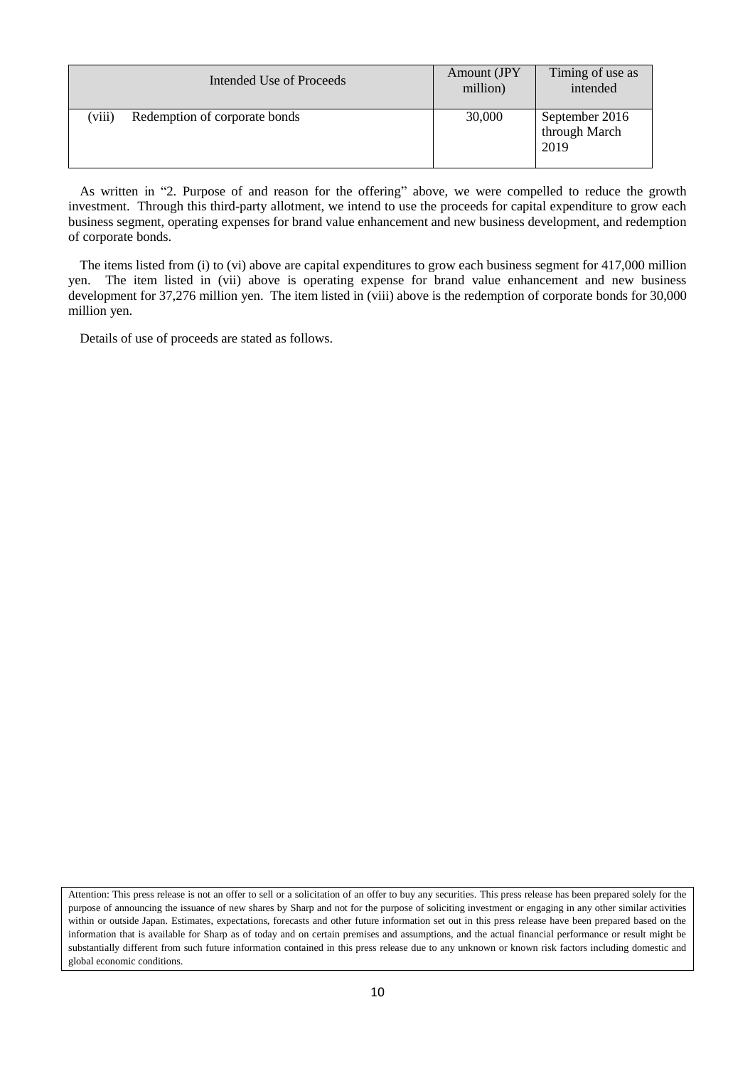| Intended Use of Proceeds | Amount (JPY million) | Timing of use as intended |
|---|---|---|
| (viii) Redemption of corporate bonds | 30,000 | September 2016 through March 2019 |

As written in "2. Purpose of and reason for the offering" above, we were compelled to reduce the growth investment. Through this third-party allotment, we intend to use the proceeds for capital expenditure to grow each business segment, operating expenses for brand value enhancement and new business development, and redemption of corporate bonds.

The items listed from (i) to (vi) above are capital expenditures to grow each business segment for 417,000 million yen. The item listed in (vii) above is operating expense for brand value enhancement and new business development for 37,276 million yen. The item listed in (viii) above is the redemption of corporate bonds for 30,000 million yen.

Details of use of proceeds are stated as follows.

Attention: This press release is not an offer to sell or a solicitation of an offer to buy any securities. This press release has been prepared solely for the purpose of announcing the issuance of new shares by Sharp and not for the purpose of soliciting investment or engaging in any other similar activities within or outside Japan. Estimates, expectations, forecasts and other future information set out in this press release have been prepared based on the information that is available for Sharp as of today and on certain premises and assumptions, and the actual financial performance or result might be substantially different from such future information contained in this press release due to any unknown or known risk factors including domestic and global economic conditions.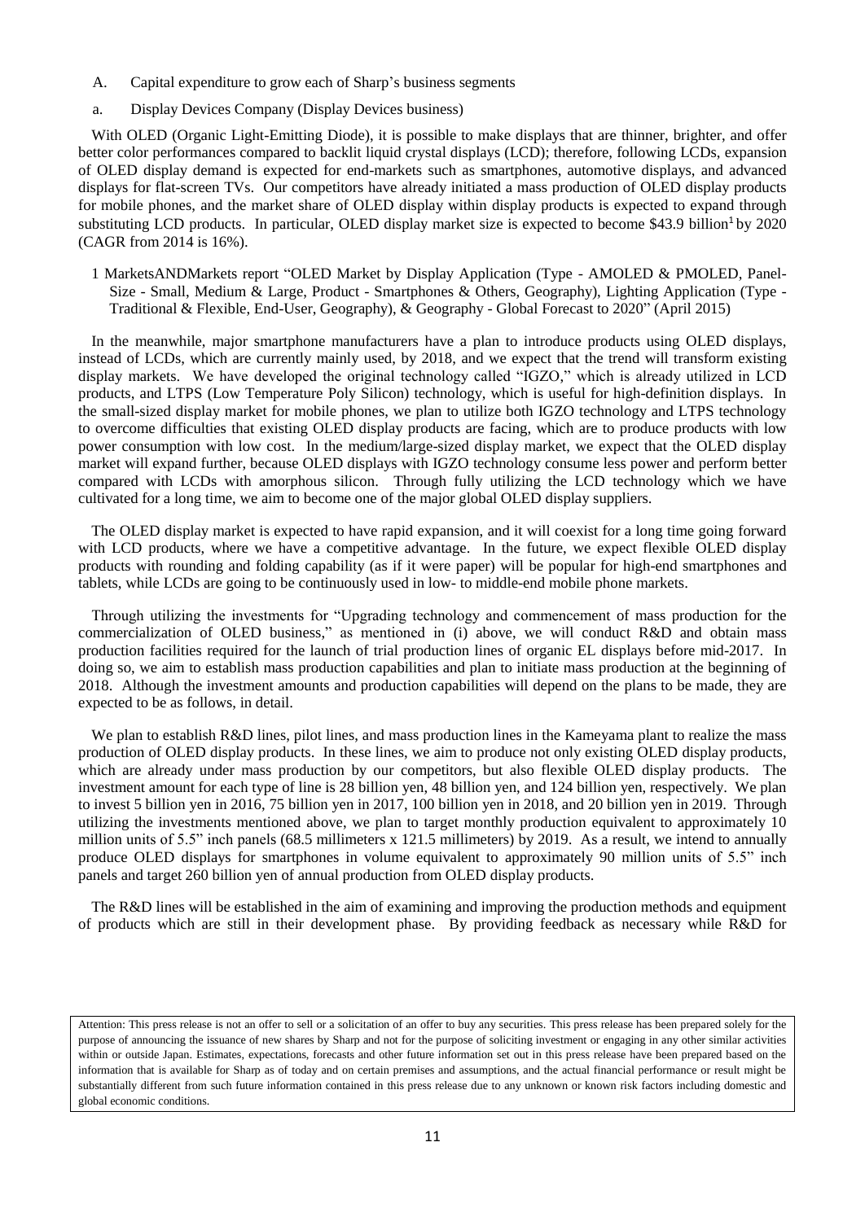A. Capital expenditure to grow each of Sharp's business segments

a. Display Devices Company (Display Devices business)

With OLED (Organic Light-Emitting Diode), it is possible to make displays that are thinner, brighter, and offer better color performances compared to backlit liquid crystal displays (LCD); therefore, following LCDs, expansion of OLED display demand is expected for end-markets such as smartphones, automotive displays, and advanced displays for flat-screen TVs. Our competitors have already initiated a mass production of OLED display products for mobile phones, and the market share of OLED display within display products is expected to expand through substituting LCD products. In particular, OLED display market size is expected to become $43.9 billion[1] by 2020 (CAGR from 2014 is 16%).

1 MarketsANDMarkets report "OLED Market by Display Application (Type - AMOLED & PMOLED, Panel-Size - Small, Medium & Large, Product - Smartphones & Others, Geography), Lighting Application (Type - Traditional & Flexible, End-User, Geography), & Geography - Global Forecast to 2020" (April 2015)

In the meanwhile, major smartphone manufacturers have a plan to introduce products using OLED displays, instead of LCDs, which are currently mainly used, by 2018, and we expect that the trend will transform existing display markets. We have developed the original technology called "IGZO," which is already utilized in LCD products, and LTPS (Low Temperature Poly Silicon) technology, which is useful for high-definition displays. In the small-sized display market for mobile phones, we plan to utilize both IGZO technology and LTPS technology to overcome difficulties that existing OLED display products are facing, which are to produce products with low power consumption with low cost. In the medium/large-sized display market, we expect that the OLED display market will expand further, because OLED displays with IGZO technology consume less power and perform better compared with LCDs with amorphous silicon. Through fully utilizing the LCD technology which we have cultivated for a long time, we aim to become one of the major global OLED display suppliers.

The OLED display market is expected to have rapid expansion, and it will coexist for a long time going forward with LCD products, where we have a competitive advantage. In the future, we expect flexible OLED display products with rounding and folding capability (as if it were paper) will be popular for high-end smartphones and tablets, while LCDs are going to be continuously used in low- to middle-end mobile phone markets.

Through utilizing the investments for "Upgrading technology and commencement of mass production for the commercialization of OLED business," as mentioned in (i) above, we will conduct R&D and obtain mass production facilities required for the launch of trial production lines of organic EL displays before mid-2017. In doing so, we aim to establish mass production capabilities and plan to initiate mass production at the beginning of 2018. Although the investment amounts and production capabilities will depend on the plans to be made, they are expected to be as follows, in detail.

We plan to establish R&D lines, pilot lines, and mass production lines in the Kameyama plant to realize the mass production of OLED display products. In these lines, we aim to produce not only existing OLED display products, which are already under mass production by our competitors, but also flexible OLED display products. The investment amount for each type of line is 28 billion yen, 48 billion yen, and 124 billion yen, respectively. We plan to invest 5 billion yen in 2016, 75 billion yen in 2017, 100 billion yen in 2018, and 20 billion yen in 2019. Through utilizing the investments mentioned above, we plan to target monthly production equivalent to approximately 10 million units of 5.5" inch panels (68.5 millimeters x 121.5 millimeters) by 2019. As a result, we intend to annually produce OLED displays for smartphones in volume equivalent to approximately 90 million units of 5.5" inch panels and target 260 billion yen of annual production from OLED display products.

The R&D lines will be established in the aim of examining and improving the production methods and equipment of products which are still in their development phase. By providing feedback as necessary while R&D for

Attention: This press release is not an offer to sell or a solicitation of an offer to buy any securities. This press release has been prepared solely for the purpose of announcing the issuance of new shares by Sharp and not for the purpose of soliciting investment or engaging in any other similar activities within or outside Japan. Estimates, expectations, forecasts and other future information set out in this press release have been prepared based on the information that is available for Sharp as of today and on certain premises and assumptions, and the actual financial performance or result might be substantially different from such future information contained in this press release due to any unknown or known risk factors including domestic and global economic conditions.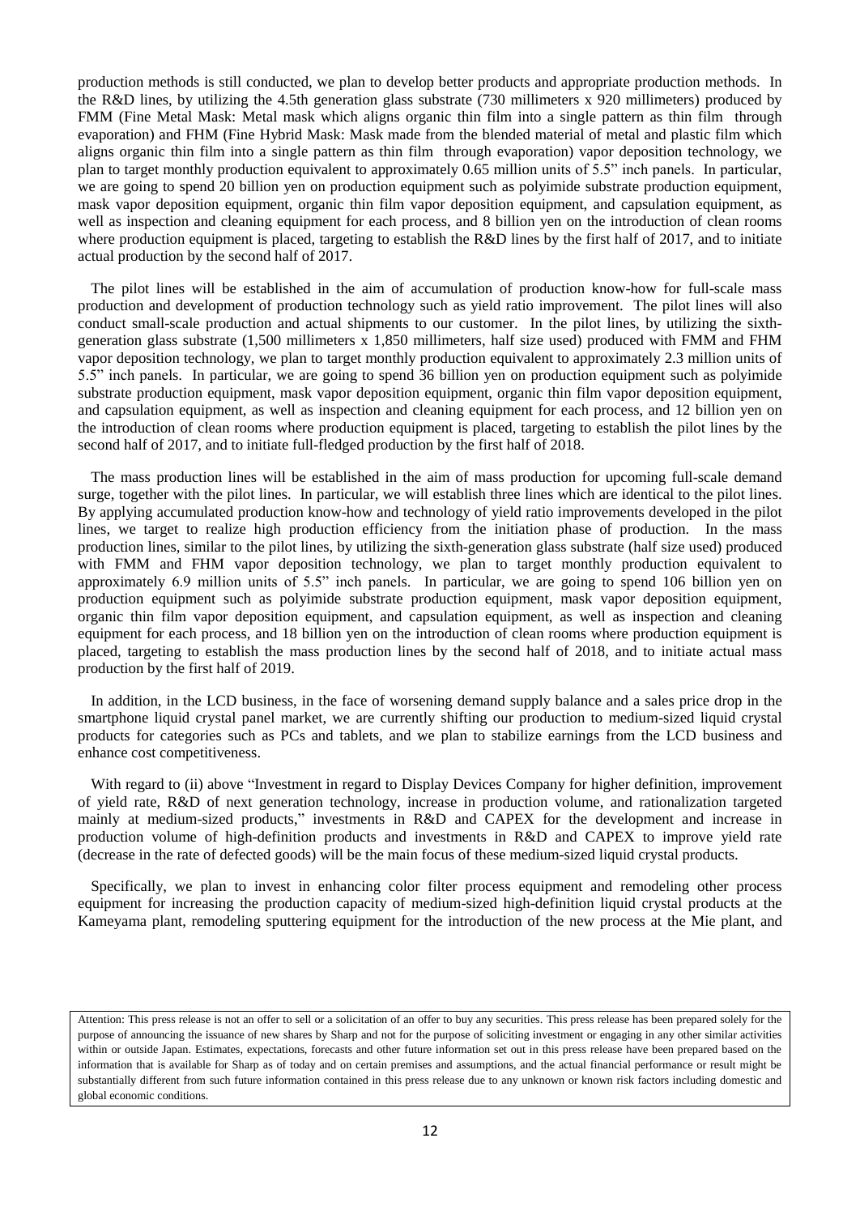production methods is still conducted, we plan to develop better products and appropriate production methods. In the R&D lines, by utilizing the 4.5th generation glass substrate (730 millimeters x 920 millimeters) produced by FMM (Fine Metal Mask: Metal mask which aligns organic thin film into a single pattern as thin film through evaporation) and FHM (Fine Hybrid Mask: Mask made from the blended material of metal and plastic film which aligns organic thin film into a single pattern as thin film through evaporation) vapor deposition technology, we plan to target monthly production equivalent to approximately 0.65 million units of 5.5" inch panels. In particular, we are going to spend 20 billion yen on production equipment such as polyimide substrate production equipment, mask vapor deposition equipment, organic thin film vapor deposition equipment, and capsulation equipment, as well as inspection and cleaning equipment for each process, and 8 billion yen on the introduction of clean rooms where production equipment is placed, targeting to establish the R&D lines by the first half of 2017, and to initiate actual production by the second half of 2017.

The pilot lines will be established in the aim of accumulation of production know-how for full-scale mass production and development of production technology such as yield ratio improvement. The pilot lines will also conduct small-scale production and actual shipments to our customer. In the pilot lines, by utilizing the sixth-generation glass substrate (1,500 millimeters x 1,850 millimeters, half size used) produced with FMM and FHM vapor deposition technology, we plan to target monthly production equivalent to approximately 2.3 million units of 5.5" inch panels. In particular, we are going to spend 36 billion yen on production equipment such as polyimide substrate production equipment, mask vapor deposition equipment, organic thin film vapor deposition equipment, and capsulation equipment, as well as inspection and cleaning equipment for each process, and 12 billion yen on the introduction of clean rooms where production equipment is placed, targeting to establish the pilot lines by the second half of 2017, and to initiate full-fledged production by the first half of 2018.

The mass production lines will be established in the aim of mass production for upcoming full-scale demand surge, together with the pilot lines. In particular, we will establish three lines which are identical to the pilot lines. By applying accumulated production know-how and technology of yield ratio improvements developed in the pilot lines, we target to realize high production efficiency from the initiation phase of production. In the mass production lines, similar to the pilot lines, by utilizing the sixth-generation glass substrate (half size used) produced with FMM and FHM vapor deposition technology, we plan to target monthly production equivalent to approximately 6.9 million units of 5.5" inch panels. In particular, we are going to spend 106 billion yen on production equipment such as polyimide substrate production equipment, mask vapor deposition equipment, organic thin film vapor deposition equipment, and capsulation equipment, as well as inspection and cleaning equipment for each process, and 18 billion yen on the introduction of clean rooms where production equipment is placed, targeting to establish the mass production lines by the second half of 2018, and to initiate actual mass production by the first half of 2019.

In addition, in the LCD business, in the face of worsening demand supply balance and a sales price drop in the smartphone liquid crystal panel market, we are currently shifting our production to medium-sized liquid crystal products for categories such as PCs and tablets, and we plan to stabilize earnings from the LCD business and enhance cost competitiveness.

With regard to (ii) above "Investment in regard to Display Devices Company for higher definition, improvement of yield rate, R&D of next generation technology, increase in production volume, and rationalization targeted mainly at medium-sized products," investments in R&D and CAPEX for the development and increase in production volume of high-definition products and investments in R&D and CAPEX to improve yield rate (decrease in the rate of defected goods) will be the main focus of these medium-sized liquid crystal products.

Specifically, we plan to invest in enhancing color filter process equipment and remodeling other process equipment for increasing the production capacity of medium-sized high-definition liquid crystal products at the Kameyama plant, remodeling sputtering equipment for the introduction of the new process at the Mie plant, and

Attention: This press release is not an offer to sell or a solicitation of an offer to buy any securities. This press release has been prepared solely for the purpose of announcing the issuance of new shares by Sharp and not for the purpose of soliciting investment or engaging in any other similar activities within or outside Japan. Estimates, expectations, forecasts and other future information set out in this press release have been prepared based on the information that is available for Sharp as of today and on certain premises and assumptions, and the actual financial performance or result might be substantially different from such future information contained in this press release due to any unknown or known risk factors including domestic and global economic conditions.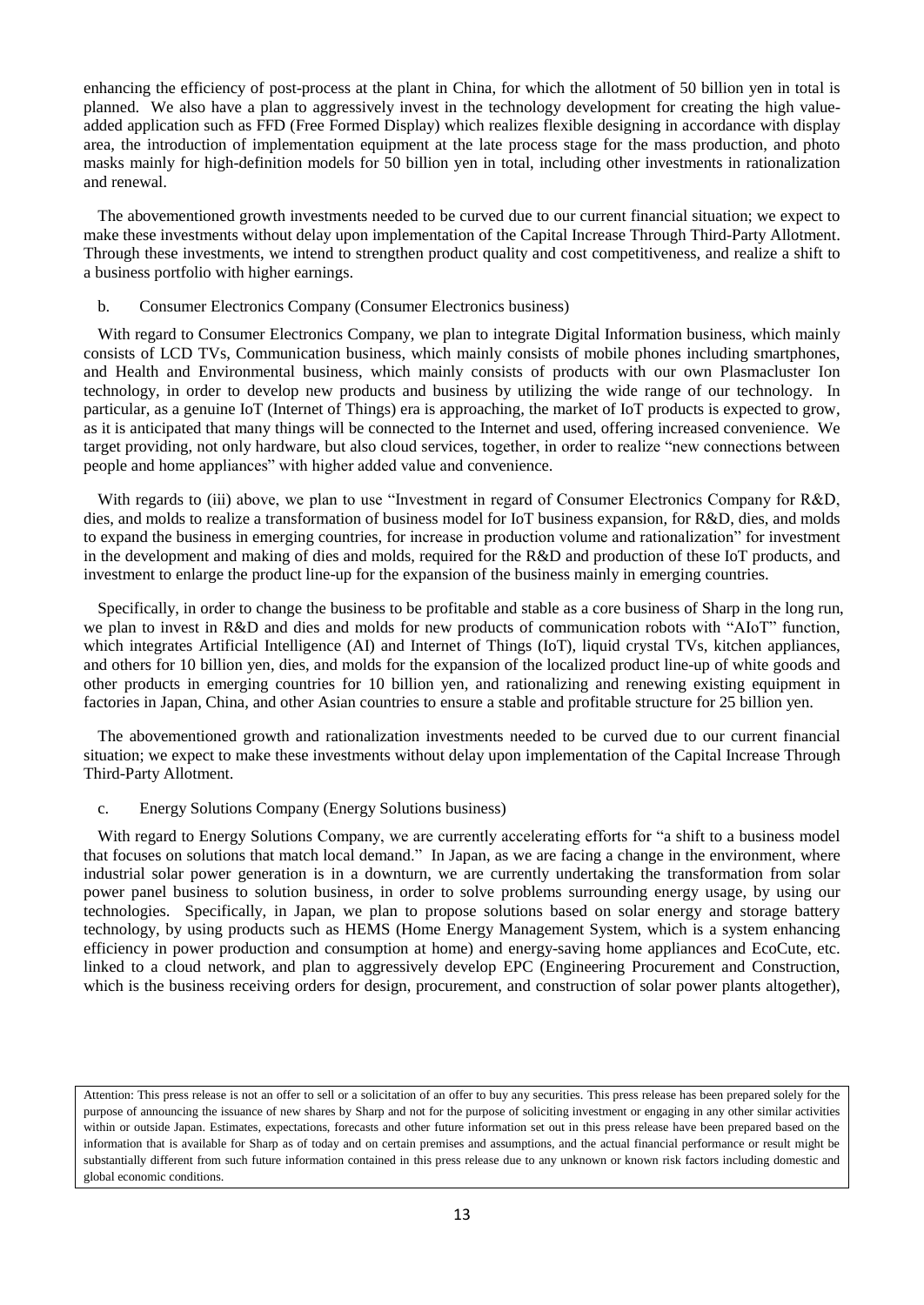enhancing the efficiency of post-process at the plant in China, for which the allotment of 50 billion yen in total is planned. We also have a plan to aggressively invest in the technology development for creating the high value-added application such as FFD (Free Formed Display) which realizes flexible designing in accordance with display area, the introduction of implementation equipment at the late process stage for the mass production, and photo masks mainly for high-definition models for 50 billion yen in total, including other investments in rationalization and renewal.

The abovementioned growth investments needed to be curved due to our current financial situation; we expect to make these investments without delay upon implementation of the Capital Increase Through Third-Party Allotment. Through these investments, we intend to strengthen product quality and cost competitiveness, and realize a shift to a business portfolio with higher earnings.

b. Consumer Electronics Company (Consumer Electronics business)

With regard to Consumer Electronics Company, we plan to integrate Digital Information business, which mainly consists of LCD TVs, Communication business, which mainly consists of mobile phones including smartphones, and Health and Environmental business, which mainly consists of products with our own Plasmacluster Ion technology, in order to develop new products and business by utilizing the wide range of our technology. In particular, as a genuine IoT (Internet of Things) era is approaching, the market of IoT products is expected to grow, as it is anticipated that many things will be connected to the Internet and used, offering increased convenience. We target providing, not only hardware, but also cloud services, together, in order to realize "new connections between people and home appliances" with higher added value and convenience.

With regards to (iii) above, we plan to use "Investment in regard of Consumer Electronics Company for R&D, dies, and molds to realize a transformation of business model for IoT business expansion, for R&D, dies, and molds to expand the business in emerging countries, for increase in production volume and rationalization" for investment in the development and making of dies and molds, required for the R&D and production of these IoT products, and investment to enlarge the product line-up for the expansion of the business mainly in emerging countries.

Specifically, in order to change the business to be profitable and stable as a core business of Sharp in the long run, we plan to invest in R&D and dies and molds for new products of communication robots with "AIoT" function, which integrates Artificial Intelligence (AI) and Internet of Things (IoT), liquid crystal TVs, kitchen appliances, and others for 10 billion yen, dies, and molds for the expansion of the localized product line-up of white goods and other products in emerging countries for 10 billion yen, and rationalizing and renewing existing equipment in factories in Japan, China, and other Asian countries to ensure a stable and profitable structure for 25 billion yen.

The abovementioned growth and rationalization investments needed to be curved due to our current financial situation; we expect to make these investments without delay upon implementation of the Capital Increase Through Third-Party Allotment.

c. Energy Solutions Company (Energy Solutions business)

With regard to Energy Solutions Company, we are currently accelerating efforts for "a shift to a business model that focuses on solutions that match local demand." In Japan, as we are facing a change in the environment, where industrial solar power generation is in a downturn, we are currently undertaking the transformation from solar power panel business to solution business, in order to solve problems surrounding energy usage, by using our technologies. Specifically, in Japan, we plan to propose solutions based on solar energy and storage battery technology, by using products such as HEMS (Home Energy Management System, which is a system enhancing efficiency in power production and consumption at home) and energy-saving home appliances and EcoCute, etc. linked to a cloud network, and plan to aggressively develop EPC (Engineering Procurement and Construction, which is the business receiving orders for design, procurement, and construction of solar power plants altogether),

Attention: This press release is not an offer to sell or a solicitation of an offer to buy any securities. This press release has been prepared solely for the purpose of announcing the issuance of new shares by Sharp and not for the purpose of soliciting investment or engaging in any other similar activities within or outside Japan. Estimates, expectations, forecasts and other future information set out in this press release have been prepared based on the information that is available for Sharp as of today and on certain premises and assumptions, and the actual financial performance or result might be substantially different from such future information contained in this press release due to any unknown or known risk factors including domestic and global economic conditions.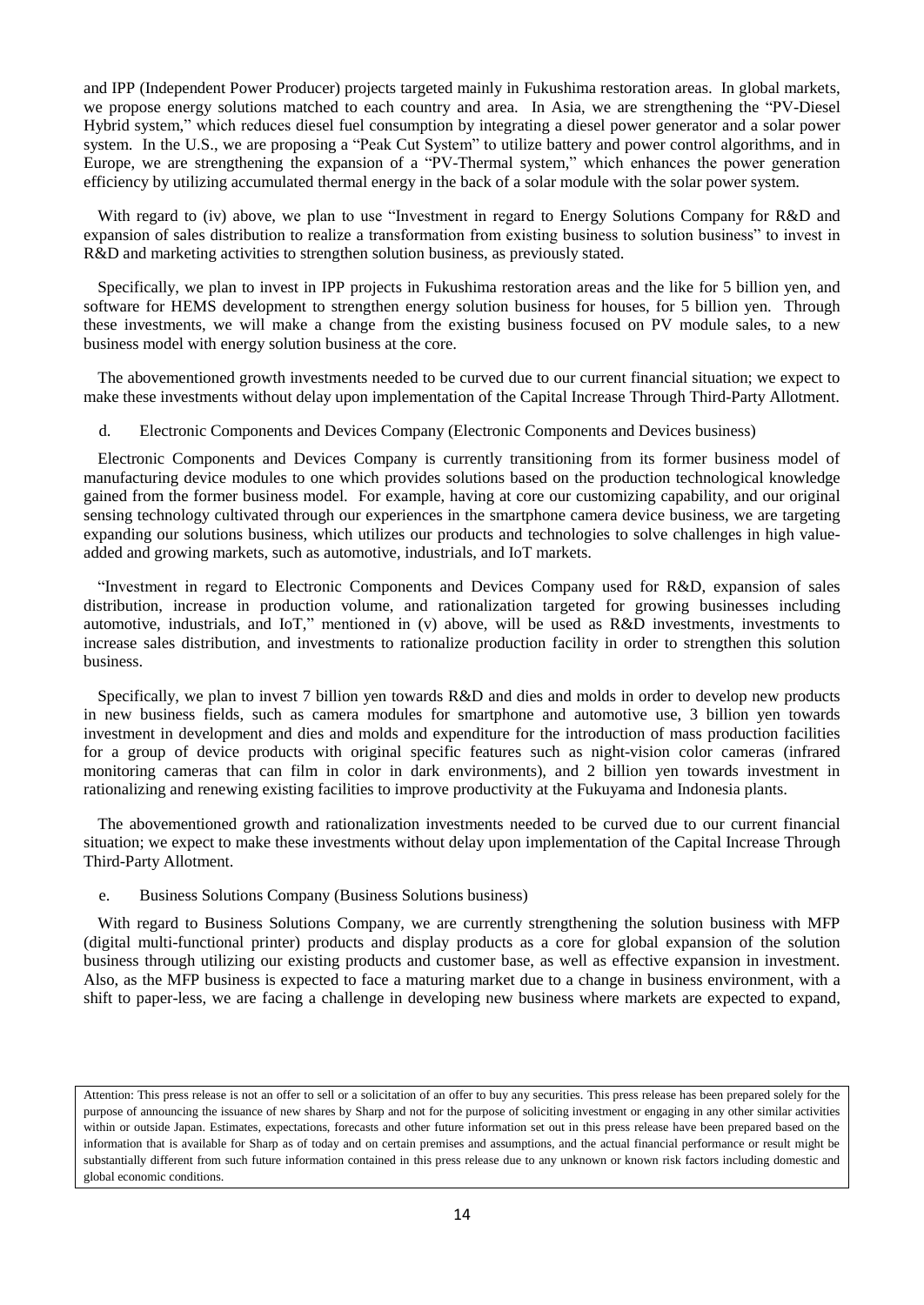and IPP (Independent Power Producer) projects targeted mainly in Fukushima restoration areas. In global markets, we propose energy solutions matched to each country and area. In Asia, we are strengthening the "PV-Diesel Hybrid system," which reduces diesel fuel consumption by integrating a diesel power generator and a solar power system. In the U.S., we are proposing a "Peak Cut System" to utilize battery and power control algorithms, and in Europe, we are strengthening the expansion of a "PV-Thermal system," which enhances the power generation efficiency by utilizing accumulated thermal energy in the back of a solar module with the solar power system.

With regard to (iv) above, we plan to use "Investment in regard to Energy Solutions Company for R&D and expansion of sales distribution to realize a transformation from existing business to solution business" to invest in R&D and marketing activities to strengthen solution business, as previously stated.

Specifically, we plan to invest in IPP projects in Fukushima restoration areas and the like for 5 billion yen, and software for HEMS development to strengthen energy solution business for houses, for 5 billion yen. Through these investments, we will make a change from the existing business focused on PV module sales, to a new business model with energy solution business at the core.

The abovementioned growth investments needed to be curved due to our current financial situation; we expect to make these investments without delay upon implementation of the Capital Increase Through Third-Party Allotment.

d. Electronic Components and Devices Company (Electronic Components and Devices business)

Electronic Components and Devices Company is currently transitioning from its former business model of manufacturing device modules to one which provides solutions based on the production technological knowledge gained from the former business model. For example, having at core our customizing capability, and our original sensing technology cultivated through our experiences in the smartphone camera device business, we are targeting expanding our solutions business, which utilizes our products and technologies to solve challenges in high value-added and growing markets, such as automotive, industrials, and IoT markets.

"Investment in regard to Electronic Components and Devices Company used for R&D, expansion of sales distribution, increase in production volume, and rationalization targeted for growing businesses including automotive, industrials, and IoT," mentioned in (v) above, will be used as R&D investments, investments to increase sales distribution, and investments to rationalize production facility in order to strengthen this solution business.

Specifically, we plan to invest 7 billion yen towards R&D and dies and molds in order to develop new products in new business fields, such as camera modules for smartphone and automotive use, 3 billion yen towards investment in development and dies and molds and expenditure for the introduction of mass production facilities for a group of device products with original specific features such as night-vision color cameras (infrared monitoring cameras that can film in color in dark environments), and 2 billion yen towards investment in rationalizing and renewing existing facilities to improve productivity at the Fukuyama and Indonesia plants.

The abovementioned growth and rationalization investments needed to be curved due to our current financial situation; we expect to make these investments without delay upon implementation of the Capital Increase Through Third-Party Allotment.

e. Business Solutions Company (Business Solutions business)

With regard to Business Solutions Company, we are currently strengthening the solution business with MFP (digital multi-functional printer) products and display products as a core for global expansion of the solution business through utilizing our existing products and customer base, as well as effective expansion in investment. Also, as the MFP business is expected to face a maturing market due to a change in business environment, with a shift to paper-less, we are facing a challenge in developing new business where markets are expected to expand,

Attention: This press release is not an offer to sell or a solicitation of an offer to buy any securities. This press release has been prepared solely for the purpose of announcing the issuance of new shares by Sharp and not for the purpose of soliciting investment or engaging in any other similar activities within or outside Japan. Estimates, expectations, forecasts and other future information set out in this press release have been prepared based on the information that is available for Sharp as of today and on certain premises and assumptions, and the actual financial performance or result might be substantially different from such future information contained in this press release due to any unknown or known risk factors including domestic and global economic conditions.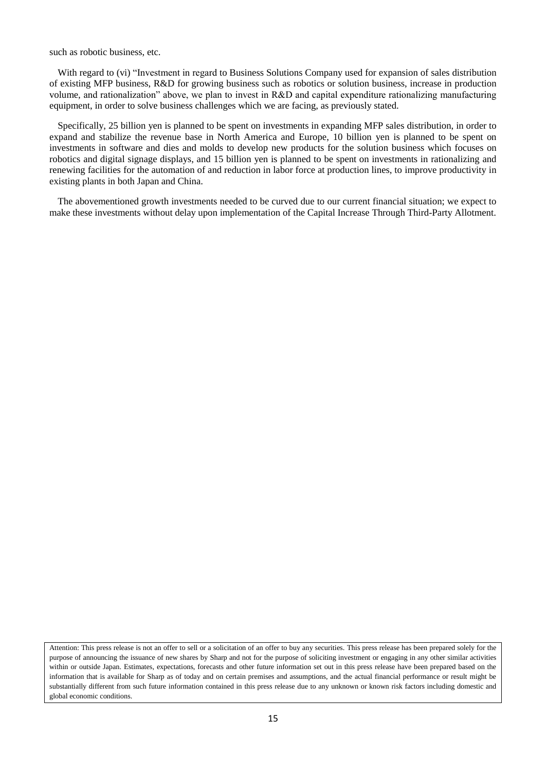such as robotic business, etc.

With regard to (vi) "Investment in regard to Business Solutions Company used for expansion of sales distribution of existing MFP business, R&D for growing business such as robotics or solution business, increase in production volume, and rationalization" above, we plan to invest in R&D and capital expenditure rationalizing manufacturing equipment, in order to solve business challenges which we are facing, as previously stated.

Specifically, 25 billion yen is planned to be spent on investments in expanding MFP sales distribution, in order to expand and stabilize the revenue base in North America and Europe, 10 billion yen is planned to be spent on investments in software and dies and molds to develop new products for the solution business which focuses on robotics and digital signage displays, and 15 billion yen is planned to be spent on investments in rationalizing and renewing facilities for the automation of and reduction in labor force at production lines, to improve productivity in existing plants in both Japan and China.

The abovementioned growth investments needed to be curved due to our current financial situation; we expect to make these investments without delay upon implementation of the Capital Increase Through Third-Party Allotment.

Attention: This press release is not an offer to sell or a solicitation of an offer to buy any securities. This press release has been prepared solely for the purpose of announcing the issuance of new shares by Sharp and not for the purpose of soliciting investment or engaging in any other similar activities within or outside Japan. Estimates, expectations, forecasts and other future information set out in this press release have been prepared based on the information that is available for Sharp as of today and on certain premises and assumptions, and the actual financial performance or result might be substantially different from such future information contained in this press release due to any unknown or known risk factors including domestic and global economic conditions.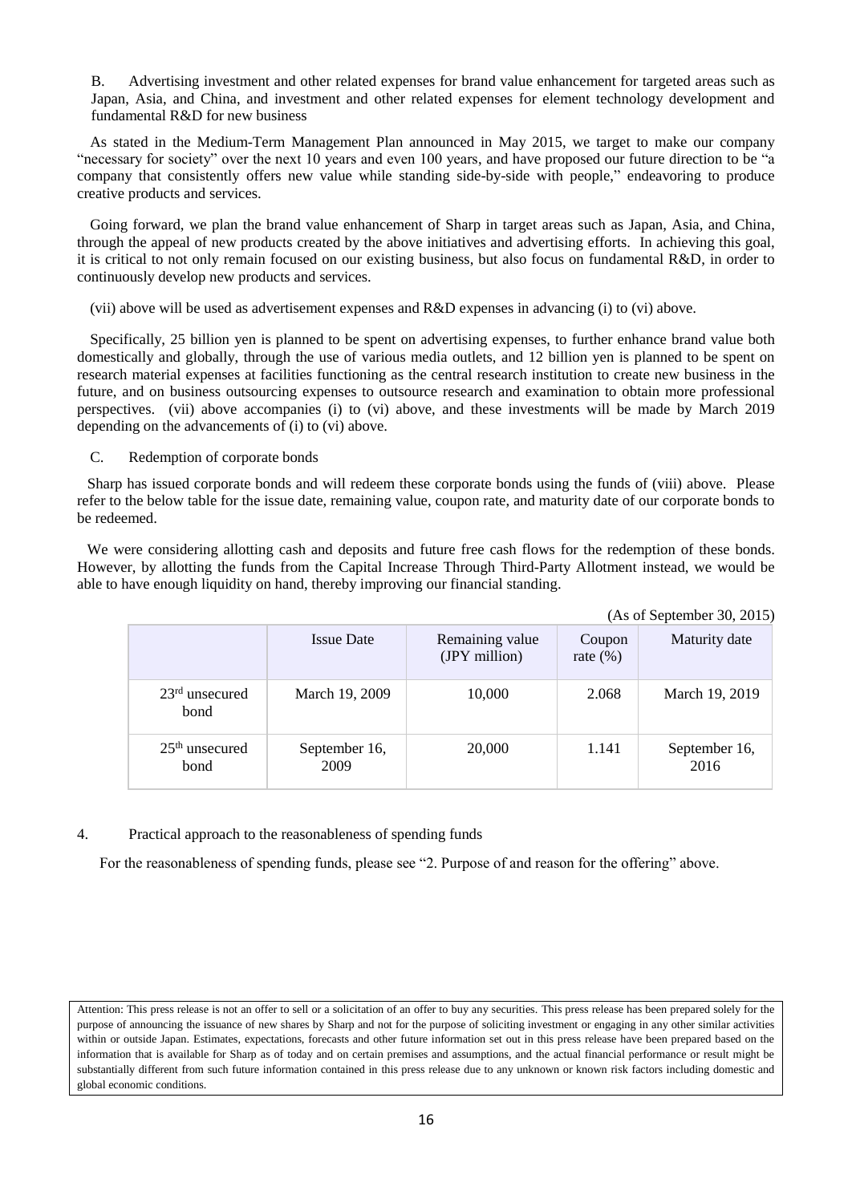B. Advertising investment and other related expenses for brand value enhancement for targeted areas such as Japan, Asia, and China, and investment and other related expenses for element technology development and fundamental R&D for new business

As stated in the Medium-Term Management Plan announced in May 2015, we target to make our company "necessary for society" over the next 10 years and even 100 years, and have proposed our future direction to be "a company that consistently offers new value while standing side-by-side with people," endeavoring to produce creative products and services.

Going forward, we plan the brand value enhancement of Sharp in target areas such as Japan, Asia, and China, through the appeal of new products created by the above initiatives and advertising efforts. In achieving this goal, it is critical to not only remain focused on our existing business, but also focus on fundamental R&D, in order to continuously develop new products and services.

(vii) above will be used as advertisement expenses and R&D expenses in advancing (i) to (vi) above.

Specifically, 25 billion yen is planned to be spent on advertising expenses, to further enhance brand value both domestically and globally, through the use of various media outlets, and 12 billion yen is planned to be spent on research material expenses at facilities functioning as the central research institution to create new business in the future, and on business outsourcing expenses to outsource research and examination to obtain more professional perspectives. (vii) above accompanies (i) to (vi) above, and these investments will be made by March 2019 depending on the advancements of (i) to (vi) above.

C. Redemption of corporate bonds

Sharp has issued corporate bonds and will redeem these corporate bonds using the funds of (viii) above. Please refer to the below table for the issue date, remaining value, coupon rate, and maturity date of our corporate bonds to be redeemed.

We were considering allotting cash and deposits and future free cash flows for the redemption of these bonds. However, by allotting the funds from the Capital Increase Through Third-Party Allotment instead, we would be able to have enough liquidity on hand, thereby improving our financial standing.

(As of September 30, 2015)

| | Issue Date | Remaining value (JPY million) | Coupon rate (%) | Maturity date |
|---|---|---|---|---|
| 23rd unsecured bond | March 19, 2009 | 10,000 | 2.068 | March 19, 2019 |
| 25th unsecured bond | September 16, 2009 | 20,000 | 1.141 | September 16, 2016 |

4. Practical approach to the reasonableness of spending funds

For the reasonableness of spending funds, please see "2. Purpose of and reason for the offering" above.

Attention: This press release is not an offer to sell or a solicitation of an offer to buy any securities. This press release has been prepared solely for the purpose of announcing the issuance of new shares by Sharp and not for the purpose of soliciting investment or engaging in any other similar activities within or outside Japan. Estimates, expectations, forecasts and other future information set out in this press release have been prepared based on the information that is available for Sharp as of today and on certain premises and assumptions, and the actual financial performance or result might be substantially different from such future information contained in this press release due to any unknown or known risk factors including domestic and global economic conditions.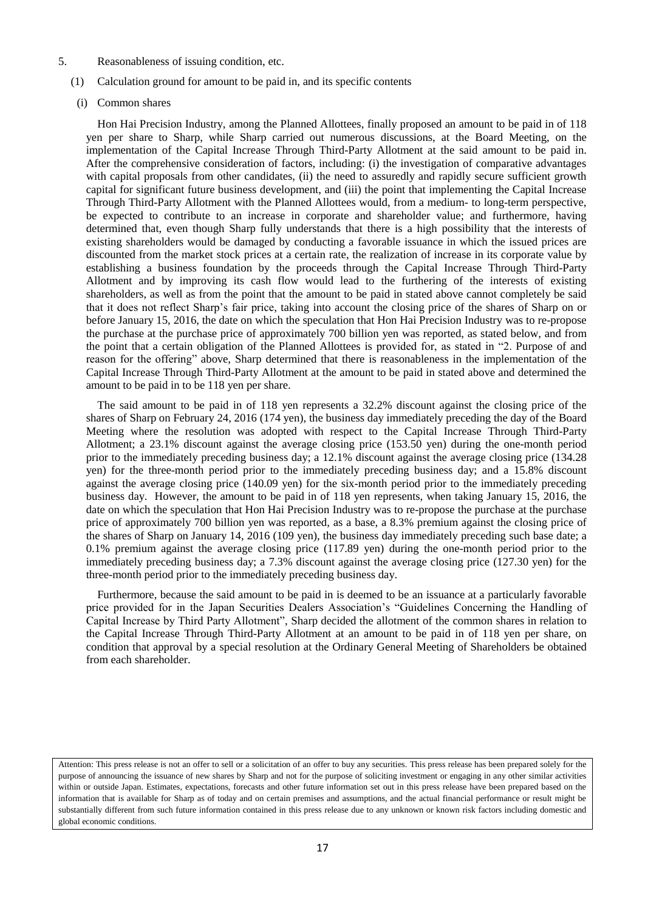5. Reasonableness of issuing condition, etc.

(1) Calculation ground for amount to be paid in, and its specific contents

(i) Common shares

Hon Hai Precision Industry, among the Planned Allottees, finally proposed an amount to be paid in of 118 yen per share to Sharp, while Sharp carried out numerous discussions, at the Board Meeting, on the implementation of the Capital Increase Through Third-Party Allotment at the said amount to be paid in. After the comprehensive consideration of factors, including: (i) the investigation of comparative advantages with capital proposals from other candidates, (ii) the need to assuredly and rapidly secure sufficient growth capital for significant future business development, and (iii) the point that implementing the Capital Increase Through Third-Party Allotment with the Planned Allottees would, from a medium- to long-term perspective, be expected to contribute to an increase in corporate and shareholder value; and furthermore, having determined that, even though Sharp fully understands that there is a high possibility that the interests of existing shareholders would be damaged by conducting a favorable issuance in which the issued prices are discounted from the market stock prices at a certain rate, the realization of increase in its corporate value by establishing a business foundation by the proceeds through the Capital Increase Through Third-Party Allotment and by improving its cash flow would lead to the furthering of the interests of existing shareholders, as well as from the point that the amount to be paid in stated above cannot completely be said that it does not reflect Sharp's fair price, taking into account the closing price of the shares of Sharp on or before January 15, 2016, the date on which the speculation that Hon Hai Precision Industry was to re-propose the purchase at the purchase price of approximately 700 billion yen was reported, as stated below, and from the point that a certain obligation of the Planned Allottees is provided for, as stated in "2. Purpose of and reason for the offering" above, Sharp determined that there is reasonableness in the implementation of the Capital Increase Through Third-Party Allotment at the amount to be paid in stated above and determined the amount to be paid in to be 118 yen per share.

The said amount to be paid in of 118 yen represents a 32.2% discount against the closing price of the shares of Sharp on February 24, 2016 (174 yen), the business day immediately preceding the day of the Board Meeting where the resolution was adopted with respect to the Capital Increase Through Third-Party Allotment; a 23.1% discount against the average closing price (153.50 yen) during the one-month period prior to the immediately preceding business day; a 12.1% discount against the average closing price (134.28 yen) for the three-month period prior to the immediately preceding business day; and a 15.8% discount against the average closing price (140.09 yen) for the six-month period prior to the immediately preceding business day. However, the amount to be paid in of 118 yen represents, when taking January 15, 2016, the date on which the speculation that Hon Hai Precision Industry was to re-propose the purchase at the purchase price of approximately 700 billion yen was reported, as a base, a 8.3% premium against the closing price of the shares of Sharp on January 14, 2016 (109 yen), the business day immediately preceding such base date; a 0.1% premium against the average closing price (117.89 yen) during the one-month period prior to the immediately preceding business day; a 7.3% discount against the average closing price (127.30 yen) for the three-month period prior to the immediately preceding business day.

Furthermore, because the said amount to be paid in is deemed to be an issuance at a particularly favorable price provided for in the Japan Securities Dealers Association's "Guidelines Concerning the Handling of Capital Increase by Third Party Allotment", Sharp decided the allotment of the common shares in relation to the Capital Increase Through Third-Party Allotment at an amount to be paid in of 118 yen per share, on condition that approval by a special resolution at the Ordinary General Meeting of Shareholders be obtained from each shareholder.

Attention: This press release is not an offer to sell or a solicitation of an offer to buy any securities. This press release has been prepared solely for the purpose of announcing the issuance of new shares by Sharp and not for the purpose of soliciting investment or engaging in any other similar activities within or outside Japan. Estimates, expectations, forecasts and other future information set out in this press release have been prepared based on the information that is available for Sharp as of today and on certain premises and assumptions, and the actual financial performance or result might be substantially different from such future information contained in this press release due to any unknown or known risk factors including domestic and global economic conditions.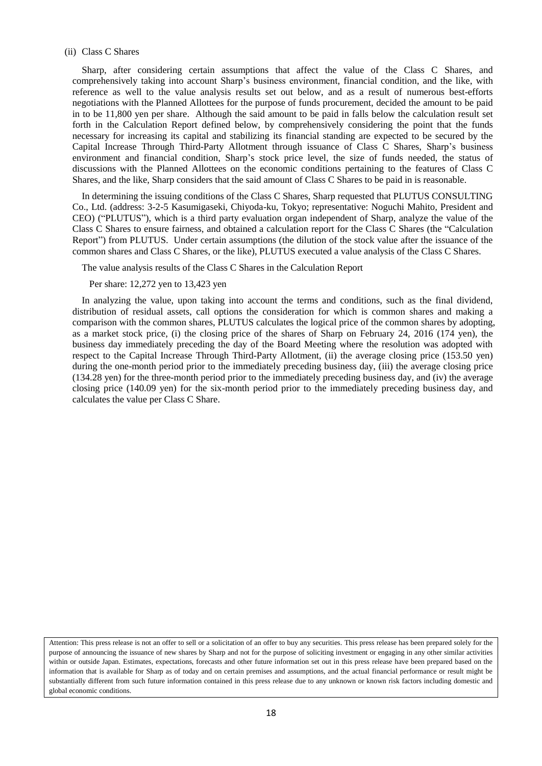(ii) Class C Shares

Sharp, after considering certain assumptions that affect the value of the Class C Shares, and comprehensively taking into account Sharp's business environment, financial condition, and the like, with reference as well to the value analysis results set out below, and as a result of numerous best-efforts negotiations with the Planned Allottees for the purpose of funds procurement, decided the amount to be paid in to be 11,800 yen per share. Although the said amount to be paid in falls below the calculation result set forth in the Calculation Report defined below, by comprehensively considering the point that the funds necessary for increasing its capital and stabilizing its financial standing are expected to be secured by the Capital Increase Through Third-Party Allotment through issuance of Class C Shares, Sharp's business environment and financial condition, Sharp's stock price level, the size of funds needed, the status of discussions with the Planned Allottees on the economic conditions pertaining to the features of Class C Shares, and the like, Sharp considers that the said amount of Class C Shares to be paid in is reasonable.

In determining the issuing conditions of the Class C Shares, Sharp requested that PLUTUS CONSULTING Co., Ltd. (address: 3-2-5 Kasumigaseki, Chiyoda-ku, Tokyo; representative: Noguchi Mahito, President and CEO) ("PLUTUS"), which is a third party evaluation organ independent of Sharp, analyze the value of the Class C Shares to ensure fairness, and obtained a calculation report for the Class C Shares (the "Calculation Report") from PLUTUS. Under certain assumptions (the dilution of the stock value after the issuance of the common shares and Class C Shares, or the like), PLUTUS executed a value analysis of the Class C Shares.

The value analysis results of the Class C Shares in the Calculation Report

Per share: 12,272 yen to 13,423 yen

In analyzing the value, upon taking into account the terms and conditions, such as the final dividend, distribution of residual assets, call options the consideration for which is common shares and making a comparison with the common shares, PLUTUS calculates the logical price of the common shares by adopting, as a market stock price, (i) the closing price of the shares of Sharp on February 24, 2016 (174 yen), the business day immediately preceding the day of the Board Meeting where the resolution was adopted with respect to the Capital Increase Through Third-Party Allotment, (ii) the average closing price (153.50 yen) during the one-month period prior to the immediately preceding business day, (iii) the average closing price (134.28 yen) for the three-month period prior to the immediately preceding business day, and (iv) the average closing price (140.09 yen) for the six-month period prior to the immediately preceding business day, and calculates the value per Class C Share.

Attention: This press release is not an offer to sell or a solicitation of an offer to buy any securities. This press release has been prepared solely for the purpose of announcing the issuance of new shares by Sharp and not for the purpose of soliciting investment or engaging in any other similar activities within or outside Japan. Estimates, expectations, forecasts and other future information set out in this press release have been prepared based on the information that is available for Sharp as of today and on certain premises and assumptions, and the actual financial performance or result might be substantially different from such future information contained in this press release due to any unknown or known risk factors including domestic and global economic conditions.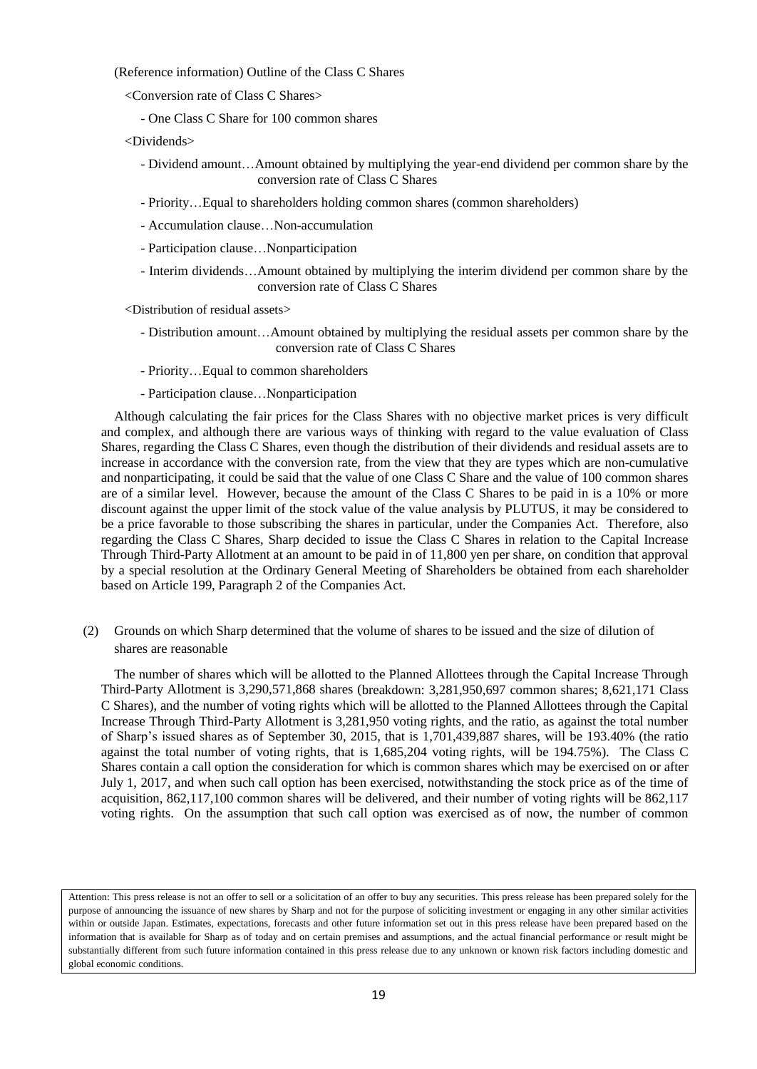(Reference information) Outline of the Class C Shares

<Conversion rate of Class C Shares>

- One Class C Share for 100 common shares

<Dividends>

- Dividend amount…Amount obtained by multiplying the year-end dividend per common share by the conversion rate of Class C Shares
- Priority…Equal to shareholders holding common shares (common shareholders)
- Accumulation clause…Non-accumulation
- Participation clause…Nonparticipation
- Interim dividends…Amount obtained by multiplying the interim dividend per common share by the conversion rate of Class C Shares

<Distribution of residual assets>

- Distribution amount…Amount obtained by multiplying the residual assets per common share by the conversion rate of Class C Shares
- Priority…Equal to common shareholders
- Participation clause…Nonparticipation

Although calculating the fair prices for the Class Shares with no objective market prices is very difficult and complex, and although there are various ways of thinking with regard to the value evaluation of Class Shares, regarding the Class C Shares, even though the distribution of their dividends and residual assets are to increase in accordance with the conversion rate, from the view that they are types which are non-cumulative and nonparticipating, it could be said that the value of one Class C Share and the value of 100 common shares are of a similar level. However, because the amount of the Class C Shares to be paid in is a 10% or more discount against the upper limit of the stock value of the value analysis by PLUTUS, it may be considered to be a price favorable to those subscribing the shares in particular, under the Companies Act. Therefore, also regarding the Class C Shares, Sharp decided to issue the Class C Shares in relation to the Capital Increase Through Third-Party Allotment at an amount to be paid in of 11,800 yen per share, on condition that approval by a special resolution at the Ordinary General Meeting of Shareholders be obtained from each shareholder based on Article 199, Paragraph 2 of the Companies Act.

(2) Grounds on which Sharp determined that the volume of shares to be issued and the size of dilution of shares are reasonable

The number of shares which will be allotted to the Planned Allottees through the Capital Increase Through Third-Party Allotment is 3,290,571,868 shares (breakdown: 3,281,950,697 common shares; 8,621,171 Class C Shares), and the number of voting rights which will be allotted to the Planned Allottees through the Capital Increase Through Third-Party Allotment is 3,281,950 voting rights, and the ratio, as against the total number of Sharp's issued shares as of September 30, 2015, that is 1,701,439,887 shares, will be 193.40% (the ratio against the total number of voting rights, that is 1,685,204 voting rights, will be 194.75%). The Class C Shares contain a call option the consideration for which is common shares which may be exercised on or after July 1, 2017, and when such call option has been exercised, notwithstanding the stock price as of the time of acquisition, 862,117,100 common shares will be delivered, and their number of voting rights will be 862,117 voting rights. On the assumption that such call option was exercised as of now, the number of common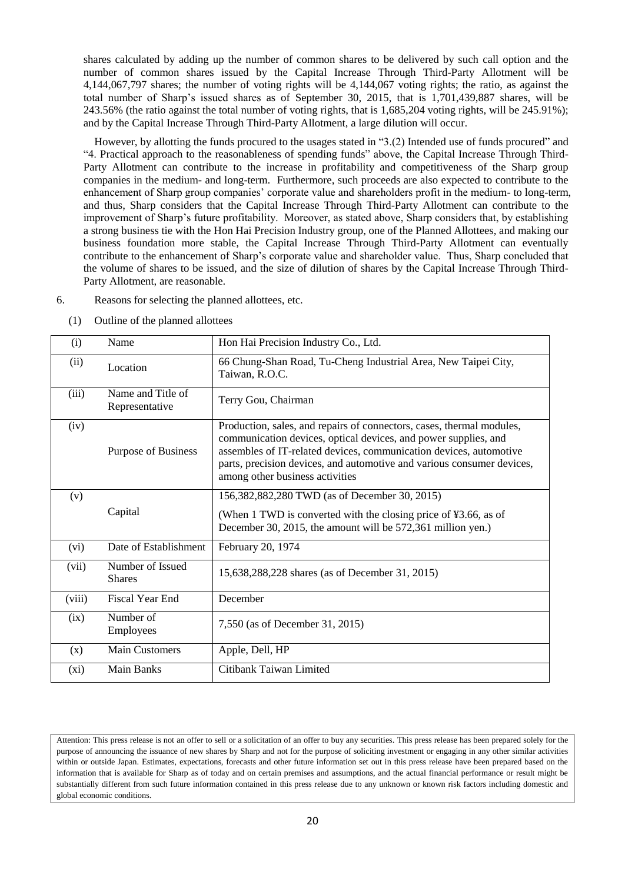shares calculated by adding up the number of common shares to be delivered by such call option and the number of common shares issued by the Capital Increase Through Third-Party Allotment will be 4,144,067,797 shares; the number of voting rights will be 4,144,067 voting rights; the ratio, as against the total number of Sharp's issued shares as of September 30, 2015, that is 1,701,439,887 shares, will be 243.56% (the ratio against the total number of voting rights, that is 1,685,204 voting rights, will be 245.91%); and by the Capital Increase Through Third-Party Allotment, a large dilution will occur.

However, by allotting the funds procured to the usages stated in "3.(2) Intended use of funds procured" and "4. Practical approach to the reasonableness of spending funds" above, the Capital Increase Through Third-Party Allotment can contribute to the increase in profitability and competitiveness of the Sharp group companies in the medium- and long-term. Furthermore, such proceeds are also expected to contribute to the enhancement of Sharp group companies' corporate value and shareholders profit in the medium- to long-term, and thus, Sharp considers that the Capital Increase Through Third-Party Allotment can contribute to the improvement of Sharp's future profitability. Moreover, as stated above, Sharp considers that, by establishing a strong business tie with the Hon Hai Precision Industry group, one of the Planned Allottees, and making our business foundation more stable, the Capital Increase Through Third-Party Allotment can eventually contribute to the enhancement of Sharp's corporate value and shareholder value. Thus, Sharp concluded that the volume of shares to be issued, and the size of dilution of shares by the Capital Increase Through Third-Party Allotment, are reasonable.

6. Reasons for selecting the planned allottees, etc.

(1) Outline of the planned allottees

| | | |
|---|---|---|
| (i) | Name | Hon Hai Precision Industry Co., Ltd. |
| (ii) | Location | 66 Chung-Shan Road, Tu-Cheng Industrial Area, New Taipei City, Taiwan, R.O.C. |
| (iii) | Name and Title of Representative | Terry Gou, Chairman |
| (iv) | Purpose of Business | Production, sales, and repairs of connectors, cases, thermal modules, communication devices, optical devices, and power supplies, and assembles of IT-related devices, communication devices, automotive parts, precision devices, and automotive and various consumer devices, among other business activities |
| (v) | Capital | 156,382,882,280 TWD (as of December 30, 2015)<br>(When 1 TWD is converted with the closing price of ¥3.66, as of December 30, 2015, the amount will be 572,361 million yen.) |
| (vi) | Date of Establishment | February 20, 1974 |
| (vii) | Number of Issued Shares | 15,638,288,228 shares (as of December 31, 2015) |
| (viii) | Fiscal Year End | December |
| (ix) | Number of Employees | 7,550 (as of December 31, 2015) |
| (x) | Main Customers | Apple, Dell, HP |
| (xi) | Main Banks | Citibank Taiwan Limited |

Attention: This press release is not an offer to sell or a solicitation of an offer to buy any securities. This press release has been prepared solely for the purpose of announcing the issuance of new shares by Sharp and not for the purpose of soliciting investment or engaging in any other similar activities within or outside Japan. Estimates, expectations, forecasts and other future information set out in this press release have been prepared based on the information that is available for Sharp as of today and on certain premises and assumptions, and the actual financial performance or result might be substantially different from such future information contained in this press release due to any unknown or known risk factors including domestic and global economic conditions.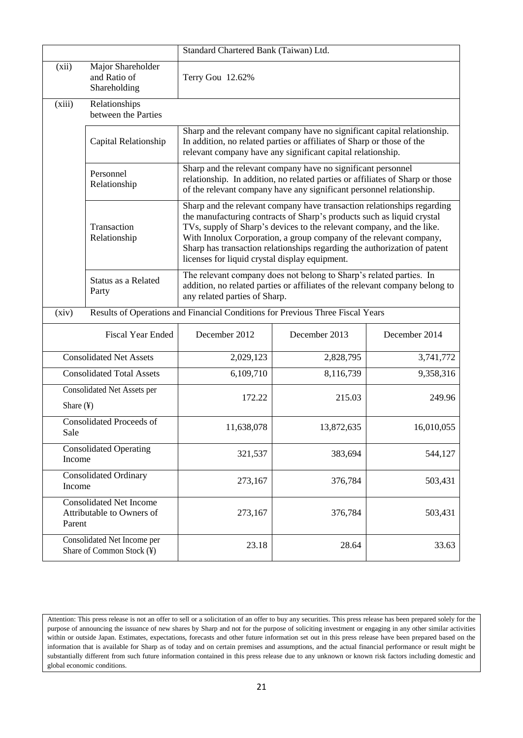| | | Standard Chartered Bank (Taiwan) Ltd. | | |
|---|---|---|---|---|
| (xii) | Major Shareholder and Ratio of Shareholding | Terry Gou 12.62% | | |
| (xiii) | Relationships between the Parties | | | |
| | Capital Relationship | Sharp and the relevant company have no significant capital relationship. In addition, no related parties or affiliates of Sharp or those of the relevant company have any significant capital relationship. | | |
| | Personnel Relationship | Sharp and the relevant company have no significant personnel relationship. In addition, no related parties or affiliates of Sharp or those of the relevant company have any significant personnel relationship. | | |
| | Transaction Relationship | Sharp and the relevant company have transaction relationships regarding the manufacturing contracts of Sharp's products such as liquid crystal TVs, supply of Sharp's devices to the relevant company, and the like. With Innolux Corporation, a group company of the relevant company, Sharp has transaction relationships regarding the authorization of patent licenses for liquid crystal display equipment. | | |
| | Status as a Related Party | The relevant company does not belong to Sharp's related parties. In addition, no related parties or affiliates of the relevant company belong to any related parties of Sharp. | | |
| (xiv) | Results of Operations and Financial Conditions for Previous Three Fiscal Years | | | |

| Fiscal Year Ended | December 2012 | December 2013 | December 2014 |
|---|---|---|---|
| Consolidated Net Assets | 2,029,123 | 2,828,795 | 3,741,772 |
| Consolidated Total Assets | 6,109,710 | 8,116,739 | 9,358,316 |
| Consolidated Net Assets per Share (¥) | 172.22 | 215.03 | 249.96 |
| Consolidated Proceeds of Sale | 11,638,078 | 13,872,635 | 16,010,055 |
| Consolidated Operating Income | 321,537 | 383,694 | 544,127 |
| Consolidated Ordinary Income | 273,167 | 376,784 | 503,431 |
| Consolidated Net Income Attributable to Owners of Parent | 273,167 | 376,784 | 503,431 |
| Consolidated Net Income per Share of Common Stock (¥) | 23.18 | 28.64 | 33.63 |

Attention: This press release is not an offer to sell or a solicitation of an offer to buy any securities. This press release has been prepared solely for the purpose of announcing the issuance of new shares by Sharp and not for the purpose of soliciting investment or engaging in any other similar activities within or outside Japan. Estimates, expectations, forecasts and other future information set out in this press release have been prepared based on the information that is available for Sharp as of today and on certain premises and assumptions, and the actual financial performance or result might be substantially different from such future information contained in this press release due to any unknown or known risk factors including domestic and global economic conditions.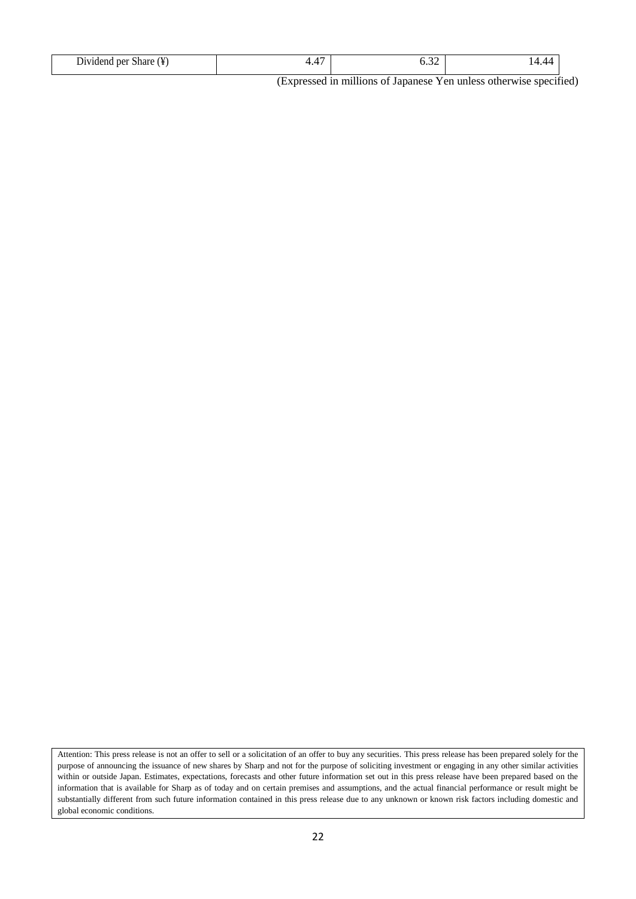| Dividend per Share (¥) | 4.47 | 6.32 | 14.44 |
|---|---|---|---|

(Expressed in millions of Japanese Yen unless otherwise specified)

Attention: This press release is not an offer to sell or a solicitation of an offer to buy any securities. This press release has been prepared solely for the purpose of announcing the issuance of new shares by Sharp and not for the purpose of soliciting investment or engaging in any other similar activities within or outside Japan. Estimates, expectations, forecasts and other future information set out in this press release have been prepared based on the information that is available for Sharp as of today and on certain premises and assumptions, and the actual financial performance or result might be substantially different from such future information contained in this press release due to any unknown or known risk factors including domestic and global economic conditions.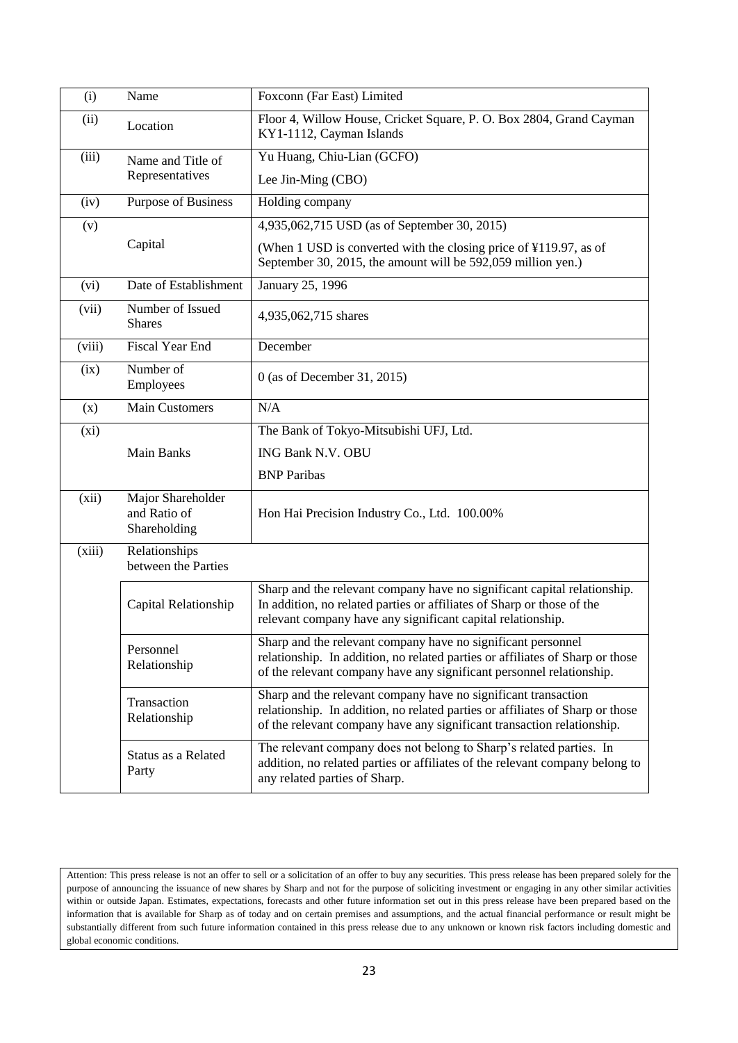| (i) | Name | Foxconn (Far East) Limited |
|---|---|---|
| (ii) | Location | Floor 4, Willow House, Cricket Square, P. O. Box 2804, Grand Cayman KY1-1112, Cayman Islands |
| (iii) | Name and Title of Representatives | Yu Huang, Chiu-Lian (GCFO)<br>Lee Jin-Ming (CBO) |
| (iv) | Purpose of Business | Holding company |
| (v) | Capital | 4,935,062,715 USD (as of September 30, 2015)<br>(When 1 USD is converted with the closing price of ¥119.97, as of September 30, 2015, the amount will be 592,059 million yen.) |
| (vi) | Date of Establishment | January 25, 1996 |
| (vii) | Number of Issued Shares | 4,935,062,715 shares |
| (viii) | Fiscal Year End | December |
| (ix) | Number of Employees | 0 (as of December 31, 2015) |
| (x) | Main Customers | N/A |
| (xi) | Main Banks | The Bank of Tokyo-Mitsubishi UFJ, Ltd.<br>ING Bank N.V. OBU<br>BNP Paribas |
| (xii) | Major Shareholder and Ratio of Shareholding | Hon Hai Precision Industry Co., Ltd. 100.00% |
| (xiii) | Relationships between the Parties | |
| | Capital Relationship | Sharp and the relevant company have no significant capital relationship. In addition, no related parties or affiliates of Sharp or those of the relevant company have any significant capital relationship. |
| | Personnel Relationship | Sharp and the relevant company have no significant personnel relationship. In addition, no related parties or affiliates of Sharp or those of the relevant company have any significant personnel relationship. |
| | Transaction Relationship | Sharp and the relevant company have no significant transaction relationship. In addition, no related parties or affiliates of Sharp or those of the relevant company have any significant transaction relationship. |
| | Status as a Related Party | The relevant company does not belong to Sharp's related parties. In addition, no related parties or affiliates of the relevant company belong to any related parties of Sharp. |

Attention: This press release is not an offer to sell or a solicitation of an offer to buy any securities. This press release has been prepared solely for the purpose of announcing the issuance of new shares by Sharp and not for the purpose of soliciting investment or engaging in any other similar activities within or outside Japan. Estimates, expectations, forecasts and other future information set out in this press release have been prepared based on the information that is available for Sharp as of today and on certain premises and assumptions, and the actual financial performance or result might be substantially different from such future information contained in this press release due to any unknown or known risk factors including domestic and global economic conditions.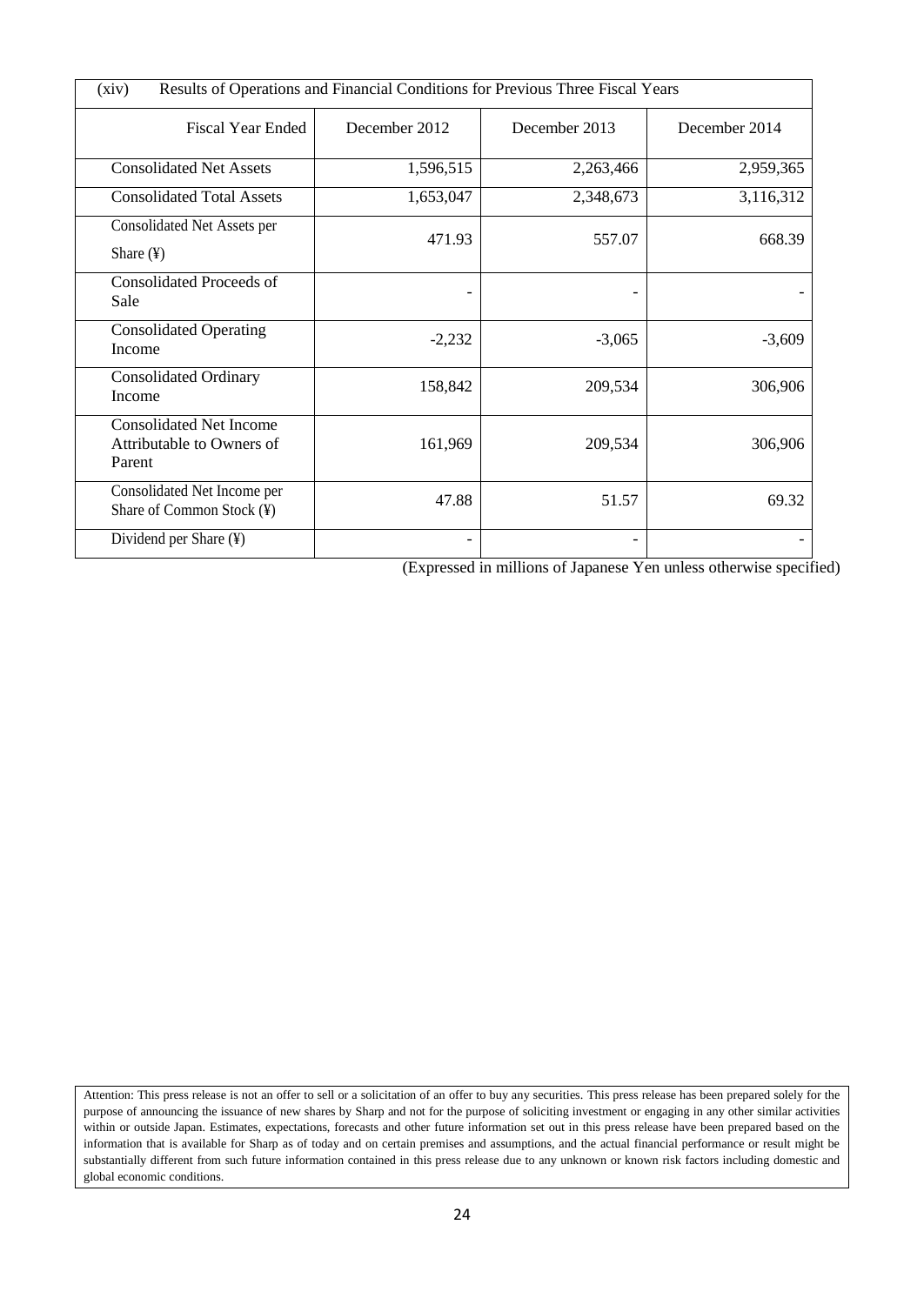| (xiv) Results of Operations and Financial Conditions for Previous Three Fiscal Years | | | |
|---|---|---|---|
| Fiscal Year Ended | December 2012 | December 2013 | December 2014 |
| Consolidated Net Assets | 1,596,515 | 2,263,466 | 2,959,365 |
| Consolidated Total Assets | 1,653,047 | 2,348,673 | 3,116,312 |
| Consolidated Net Assets per Share (¥) | 471.93 | 557.07 | 668.39 |
| Consolidated Proceeds of Sale | - | - | - |
| Consolidated Operating Income | -2,232 | -3,065 | -3,609 |
| Consolidated Ordinary Income | 158,842 | 209,534 | 306,906 |
| Consolidated Net Income Attributable to Owners of Parent | 161,969 | 209,534 | 306,906 |
| Consolidated Net Income per Share of Common Stock (¥) | 47.88 | 51.57 | 69.32 |
| Dividend per Share (¥) | - | - | - |

(Expressed in millions of Japanese Yen unless otherwise specified)

Attention: This press release is not an offer to sell or a solicitation of an offer to buy any securities. This press release has been prepared solely for the purpose of announcing the issuance of new shares by Sharp and not for the purpose of soliciting investment or engaging in any other similar activities within or outside Japan. Estimates, expectations, forecasts and other future information set out in this press release have been prepared based on the information that is available for Sharp as of today and on certain premises and assumptions, and the actual financial performance or result might be substantially different from such future information contained in this press release due to any unknown or known risk factors including domestic and global economic conditions.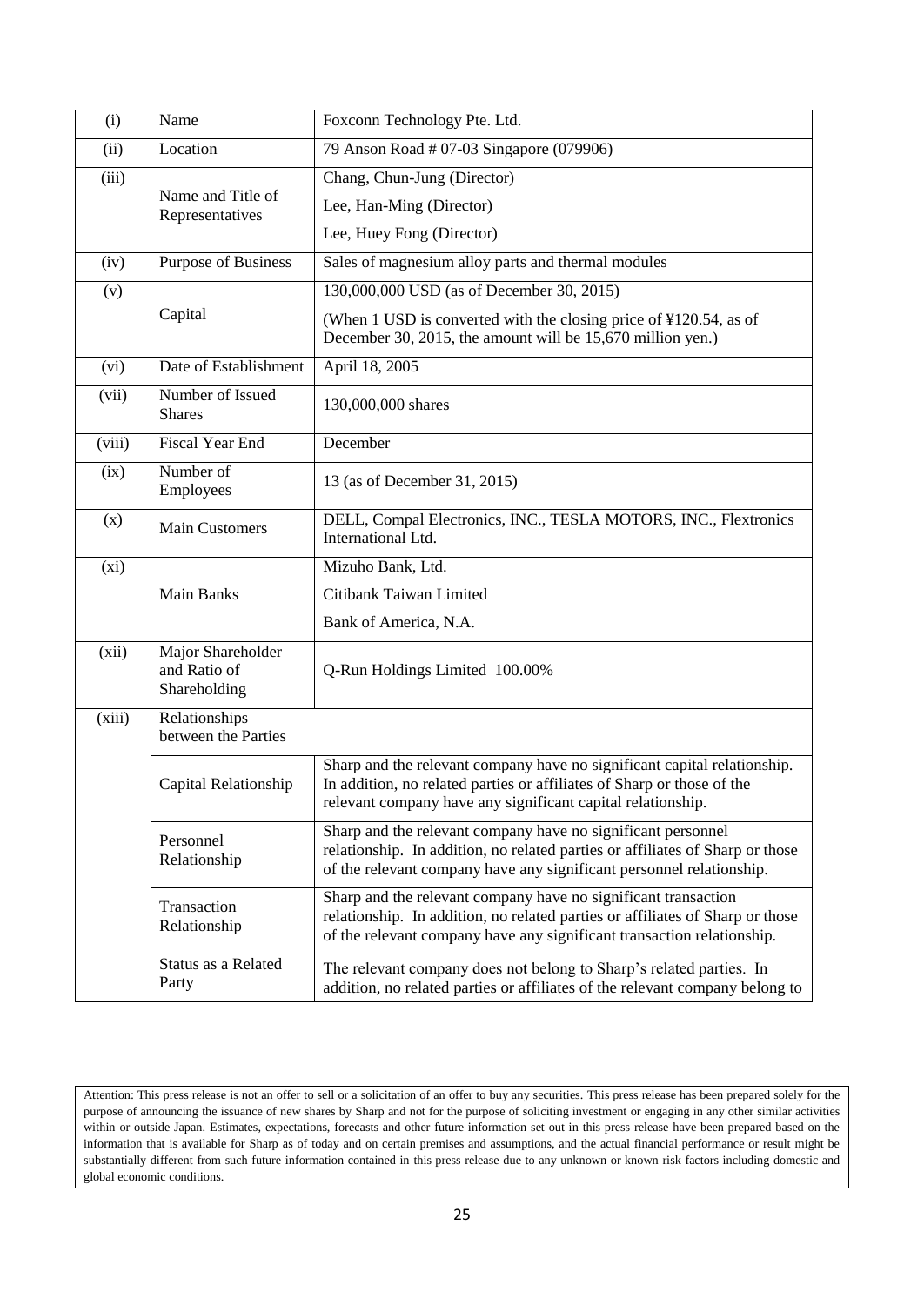| | | |
|---|---|---|
| (i) | Name | Foxconn Technology Pte. Ltd. |
| (ii) | Location | 79 Anson Road # 07-03 Singapore (079906) |
| (iii) | Name and Title of Representatives | Chang, Chun-Jung (Director)<br>Lee, Han-Ming (Director)<br>Lee, Huey Fong (Director) |
| (iv) | Purpose of Business | Sales of magnesium alloy parts and thermal modules |
| (v) | Capital | 130,000,000 USD (as of December 30, 2015)<br>(When 1 USD is converted with the closing price of ¥120.54, as of December 30, 2015, the amount will be 15,670 million yen.) |
| (vi) | Date of Establishment | April 18, 2005 |
| (vii) | Number of Issued Shares | 130,000,000 shares |
| (viii) | Fiscal Year End | December |
| (ix) | Number of Employees | 13 (as of December 31, 2015) |
| (x) | Main Customers | DELL, Compal Electronics, INC., TESLA MOTORS, INC., Flextronics International Ltd. |
| (xi) | Main Banks | Mizuho Bank, Ltd.<br>Citibank Taiwan Limited<br>Bank of America, N.A. |
| (xii) | Major Shareholder and Ratio of Shareholding | Q-Run Holdings Limited 100.00% |
| (xiii) | Relationships between the Parties | |
| | Capital Relationship | Sharp and the relevant company have no significant capital relationship. In addition, no related parties or affiliates of Sharp or those of the relevant company have any significant capital relationship. |
| | Personnel Relationship | Sharp and the relevant company have no significant personnel relationship. In addition, no related parties or affiliates of Sharp or those of the relevant company have any significant personnel relationship. |
| | Transaction Relationship | Sharp and the relevant company have no significant transaction relationship. In addition, no related parties or affiliates of Sharp or those of the relevant company have any significant transaction relationship. |
| | Status as a Related Party | The relevant company does not belong to Sharp's related parties. In addition, no related parties or affiliates of the relevant company belong to |

Attention: This press release is not an offer to sell or a solicitation of an offer to buy any securities. This press release has been prepared solely for the purpose of announcing the issuance of new shares by Sharp and not for the purpose of soliciting investment or engaging in any other similar activities within or outside Japan. Estimates, expectations, forecasts and other future information set out in this press release have been prepared based on the information that is available for Sharp as of today and on certain premises and assumptions, and the actual financial performance or result might be substantially different from such future information contained in this press release due to any unknown or known risk factors including domestic and global economic conditions.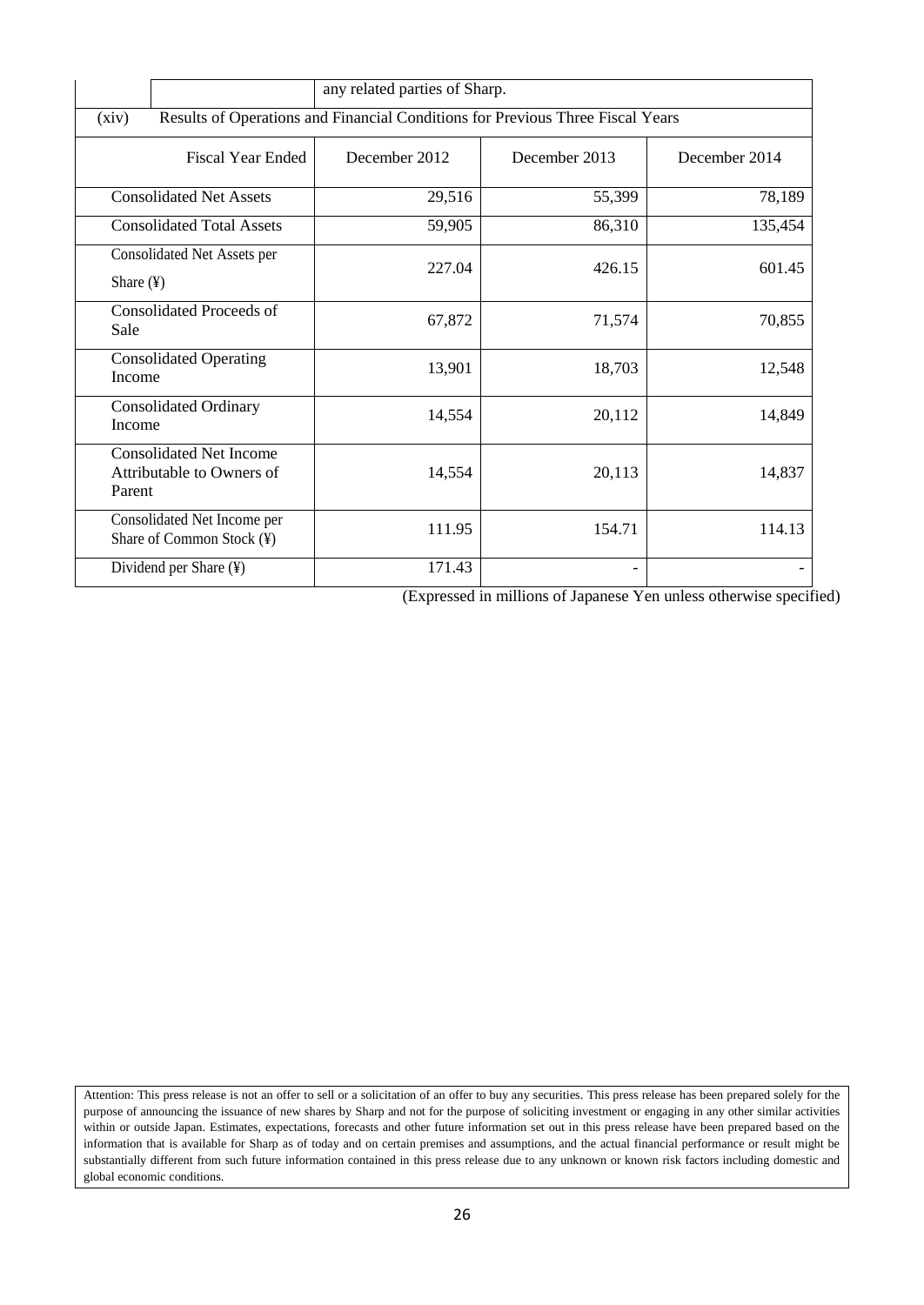| | | any related parties of Sharp. |
|---|---|---|

(xiv) Results of Operations and Financial Conditions for Previous Three Fiscal Years

| Fiscal Year Ended | December 2012 | December 2013 | December 2014 |
|---|---|---|---|
| Consolidated Net Assets | 29,516 | 55,399 | 78,189 |
| Consolidated Total Assets | 59,905 | 86,310 | 135,454 |
| Consolidated Net Assets per Share (¥) | 227.04 | 426.15 | 601.45 |
| Consolidated Proceeds of Sale | 67,872 | 71,574 | 70,855 |
| Consolidated Operating Income | 13,901 | 18,703 | 12,548 |
| Consolidated Ordinary Income | 14,554 | 20,112 | 14,849 |
| Consolidated Net Income Attributable to Owners of Parent | 14,554 | 20,113 | 14,837 |
| Consolidated Net Income per Share of Common Stock (¥) | 111.95 | 154.71 | 114.13 |
| Dividend per Share (¥) | 171.43 | - | - |

(Expressed in millions of Japanese Yen unless otherwise specified)

Attention: This press release is not an offer to sell or a solicitation of an offer to buy any securities. This press release has been prepared solely for the purpose of announcing the issuance of new shares by Sharp and not for the purpose of soliciting investment or engaging in any other similar activities within or outside Japan. Estimates, expectations, forecasts and other future information set out in this press release have been prepared based on the information that is available for Sharp as of today and on certain premises and assumptions, and the actual financial performance or result might be substantially different from such future information contained in this press release due to any unknown or known risk factors including domestic and global economic conditions.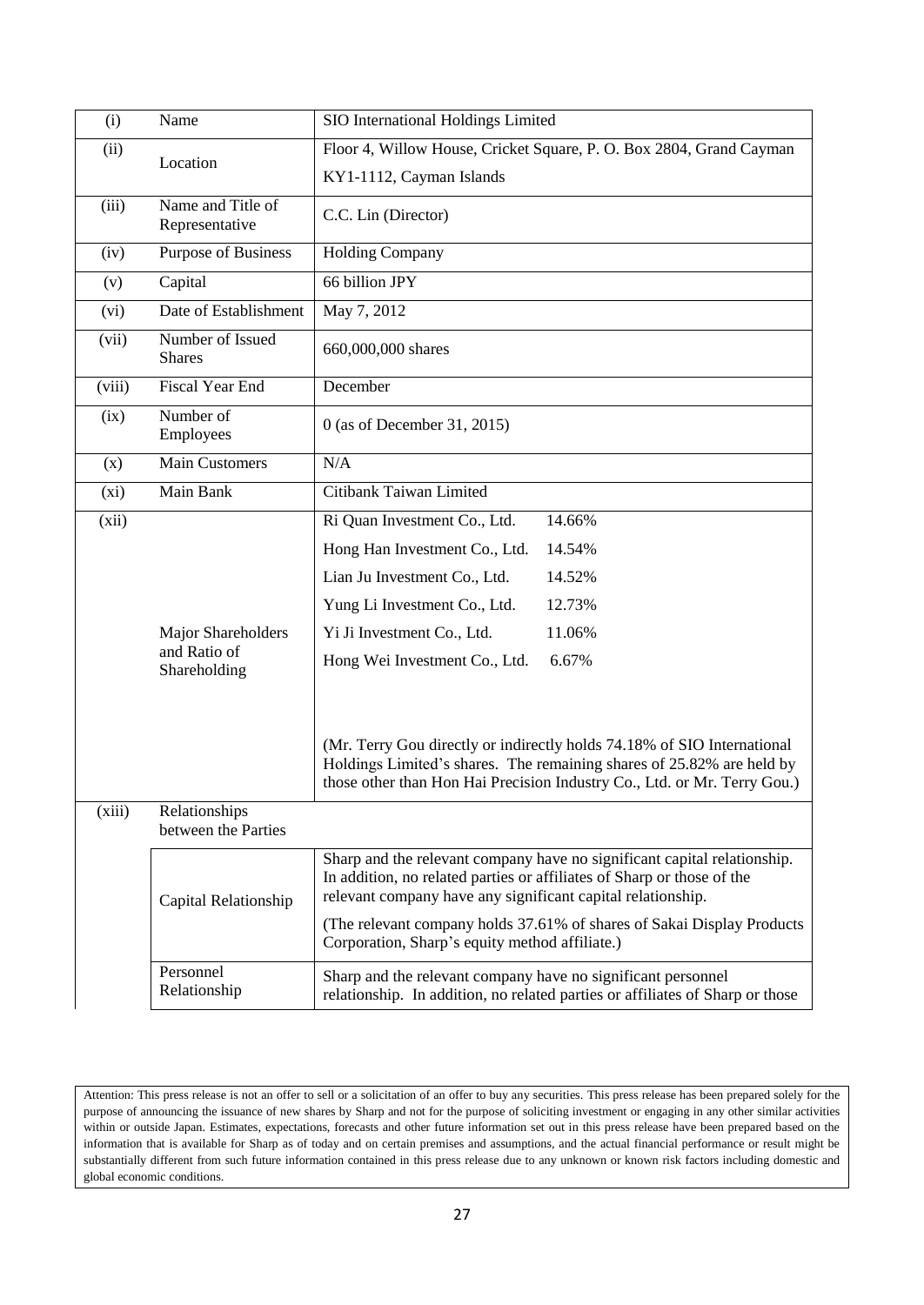| | | |
|---|---|---|
| (i) | Name | SIO International Holdings Limited |
| (ii) | Location | Floor 4, Willow House, Cricket Square, P. O. Box 2804, Grand Cayman KY1-1112, Cayman Islands |
| (iii) | Name and Title of Representative | C.C. Lin (Director) |
| (iv) | Purpose of Business | Holding Company |
| (v) | Capital | 66 billion JPY |
| (vi) | Date of Establishment | May 7, 2012 |
| (vii) | Number of Issued Shares | 660,000,000 shares |
| (viii) | Fiscal Year End | December |
| (ix) | Number of Employees | 0 (as of December 31, 2015) |
| (x) | Main Customers | N/A |
| (xi) | Main Bank | Citibank Taiwan Limited |
| (xii) | Major Shareholders and Ratio of Shareholding | Ri Quan Investment Co., Ltd. 14.66%<br>Hong Han Investment Co., Ltd. 14.54%<br>Lian Ju Investment Co., Ltd. 14.52%<br>Yung Li Investment Co., Ltd. 12.73%<br>Yi Ji Investment Co., Ltd. 11.06%<br>Hong Wei Investment Co., Ltd. 6.67%<br><br>(Mr. Terry Gou directly or indirectly holds 74.18% of SIO International Holdings Limited's shares. The remaining shares of 25.82% are held by those other than Hon Hai Precision Industry Co., Ltd. or Mr. Terry Gou.) |
| (xiii) | Relationships between the Parties | |
| | Capital Relationship | Sharp and the relevant company have no significant capital relationship. In addition, no related parties or affiliates of Sharp or those of the relevant company have any significant capital relationship.<br>(The relevant company holds 37.61% of shares of Sakai Display Products Corporation, Sharp's equity method affiliate.) |
| | Personnel Relationship | Sharp and the relevant company have no significant personnel relationship. In addition, no related parties or affiliates of Sharp or those |

Attention: This press release is not an offer to sell or a solicitation of an offer to buy any securities. This press release has been prepared solely for the purpose of announcing the issuance of new shares by Sharp and not for the purpose of soliciting investment or engaging in any other similar activities within or outside Japan. Estimates, expectations, forecasts and other future information set out in this press release have been prepared based on the information that is available for Sharp as of today and on certain premises and assumptions, and the actual financial performance or result might be substantially different from such future information contained in this press release due to any unknown or known risk factors including domestic and global economic conditions.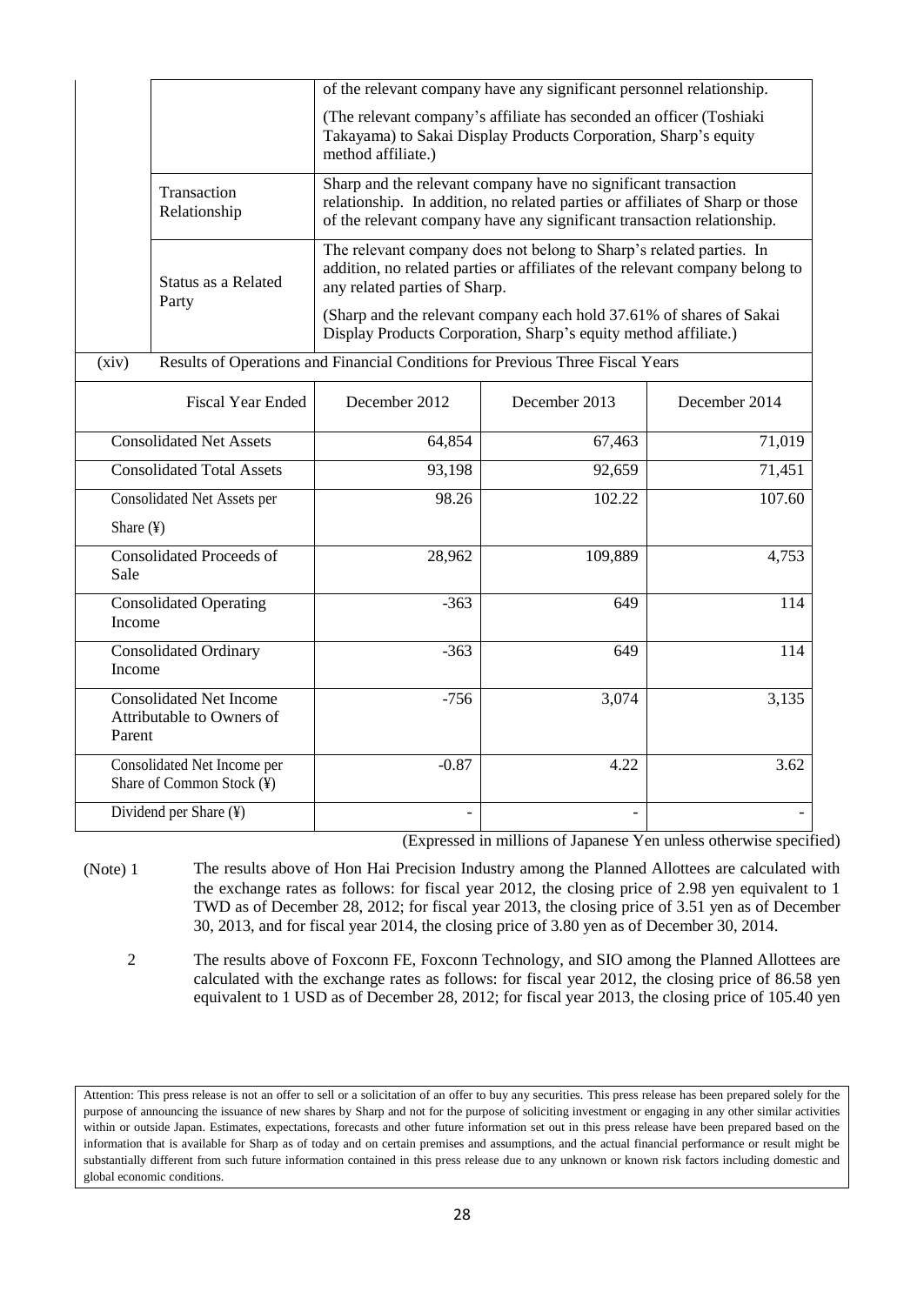| | | |
|---|---|---|
| | | of the relevant company have any significant personnel relationship. (The relevant company's affiliate has seconded an officer (Toshiaki Takayama) to Sakai Display Products Corporation, Sharp's equity method affiliate.) |
| | Transaction Relationship | Sharp and the relevant company have no significant transaction relationship. In addition, no related parties or affiliates of Sharp or those of the relevant company have any significant transaction relationship. |
| | Status as a Related Party | The relevant company does not belong to Sharp's related parties. In addition, no related parties or affiliates of the relevant company belong to any related parties of Sharp. (Sharp and the relevant company each hold 37.61% of shares of Sakai Display Products Corporation, Sharp's equity method affiliate.) |

(xiv) Results of Operations and Financial Conditions for Previous Three Fiscal Years

| Fiscal Year Ended | December 2012 | December 2013 | December 2014 |
|---|---|---|---|
| Consolidated Net Assets | 64,854 | 67,463 | 71,019 |
| Consolidated Total Assets | 93,198 | 92,659 | 71,451 |
| Consolidated Net Assets per Share (¥) | 98.26 | 102.22 | 107.60 |
| Consolidated Proceeds of Sale | 28,962 | 109,889 | 4,753 |
| Consolidated Operating Income | -363 | 649 | 114 |
| Consolidated Ordinary Income | -363 | 649 | 114 |
| Consolidated Net Income Attributable to Owners of Parent | -756 | 3,074 | 3,135 |
| Consolidated Net Income per Share of Common Stock (¥) | -0.87 | 4.22 | 3.62 |
| Dividend per Share (¥) | - | - | - |

(Expressed in millions of Japanese Yen unless otherwise specified)

(Note) 1 The results above of Hon Hai Precision Industry among the Planned Allottees are calculated with the exchange rates as follows: for fiscal year 2012, the closing price of 2.98 yen equivalent to 1 TWD as of December 28, 2012; for fiscal year 2013, the closing price of 3.51 yen as of December 30, 2013, and for fiscal year 2014, the closing price of 3.80 yen as of December 30, 2014.

2 The results above of Foxconn FE, Foxconn Technology, and SIO among the Planned Allottees are calculated with the exchange rates as follows: for fiscal year 2012, the closing price of 86.58 yen equivalent to 1 USD as of December 28, 2012; for fiscal year 2013, the closing price of 105.40 yen

Attention: This press release is not an offer to sell or a solicitation of an offer to buy any securities. This press release has been prepared solely for the purpose of announcing the issuance of new shares by Sharp and not for the purpose of soliciting investment or engaging in any other similar activities within or outside Japan. Estimates, expectations, forecasts and other future information set out in this press release have been prepared based on the information that is available for Sharp as of today and on certain premises and assumptions, and the actual financial performance or result might be substantially different from such future information contained in this press release due to any unknown or known risk factors including domestic and global economic conditions.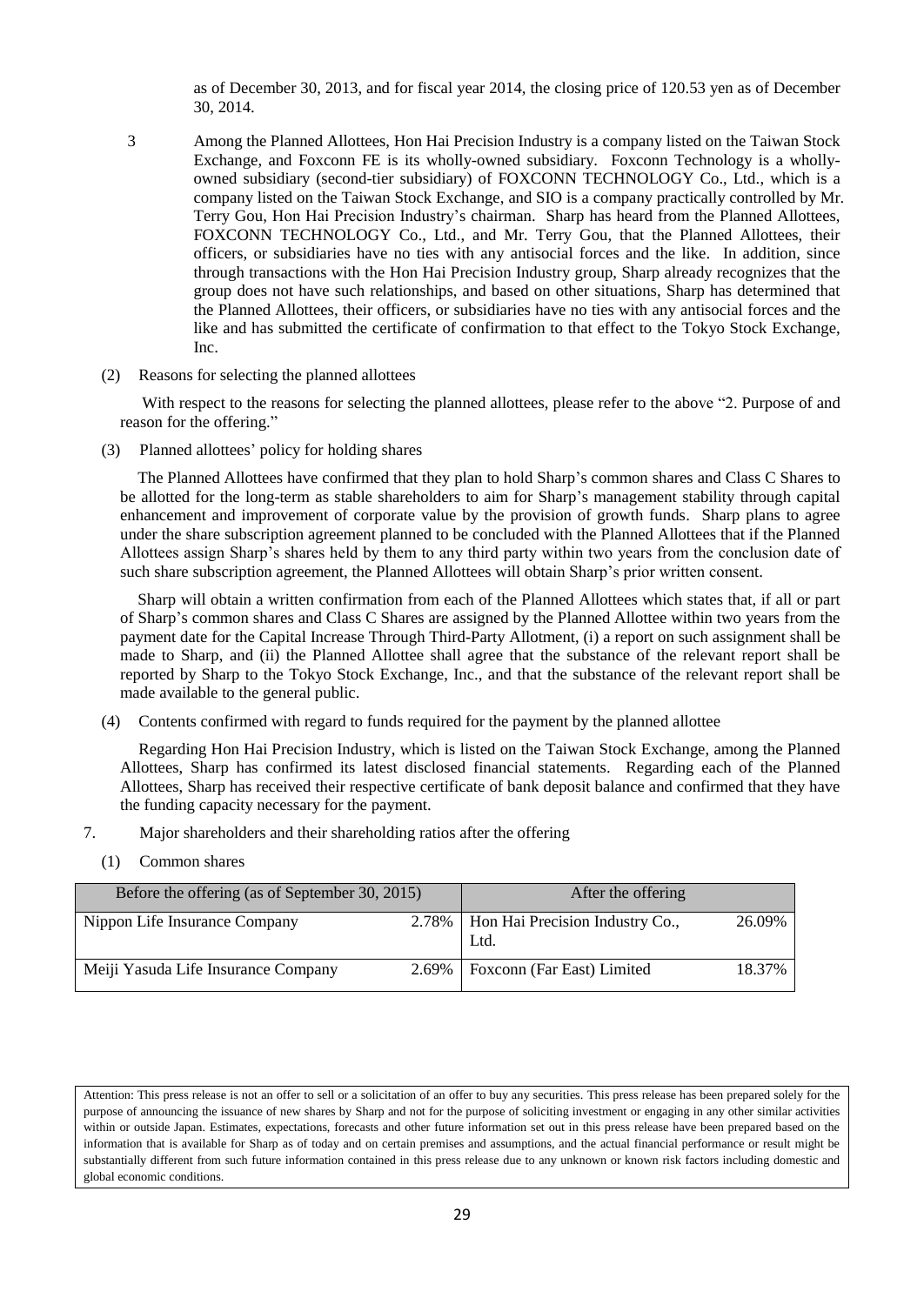as of December 30, 2013, and for fiscal year 2014, the closing price of 120.53 yen as of December 30, 2014.

3 Among the Planned Allottees, Hon Hai Precision Industry is a company listed on the Taiwan Stock Exchange, and Foxconn FE is its wholly-owned subsidiary. Foxconn Technology is a wholly-owned subsidiary (second-tier subsidiary) of FOXCONN TECHNOLOGY Co., Ltd., which is a company listed on the Taiwan Stock Exchange, and SIO is a company practically controlled by Mr. Terry Gou, Hon Hai Precision Industry's chairman. Sharp has heard from the Planned Allottees, FOXCONN TECHNOLOGY Co., Ltd., and Mr. Terry Gou, that the Planned Allottees, their officers, or subsidiaries have no ties with any antisocial forces and the like. In addition, since through transactions with the Hon Hai Precision Industry group, Sharp already recognizes that the group does not have such relationships, and based on other situations, Sharp has determined that the Planned Allottees, their officers, or subsidiaries have no ties with any antisocial forces and the like and has submitted the certificate of confirmation to that effect to the Tokyo Stock Exchange, Inc.

(2) Reasons for selecting the planned allottees

With respect to the reasons for selecting the planned allottees, please refer to the above "2. Purpose of and reason for the offering."

(3) Planned allottees' policy for holding shares

The Planned Allottees have confirmed that they plan to hold Sharp's common shares and Class C Shares to be allotted for the long-term as stable shareholders to aim for Sharp's management stability through capital enhancement and improvement of corporate value by the provision of growth funds. Sharp plans to agree under the share subscription agreement planned to be concluded with the Planned Allottees that if the Planned Allottees assign Sharp's shares held by them to any third party within two years from the conclusion date of such share subscription agreement, the Planned Allottees will obtain Sharp's prior written consent.

Sharp will obtain a written confirmation from each of the Planned Allottees which states that, if all or part of Sharp's common shares and Class C Shares are assigned by the Planned Allottee within two years from the payment date for the Capital Increase Through Third-Party Allotment, (i) a report on such assignment shall be made to Sharp, and (ii) the Planned Allottee shall agree that the substance of the relevant report shall be reported by Sharp to the Tokyo Stock Exchange, Inc., and that the substance of the relevant report shall be made available to the general public.

(4) Contents confirmed with regard to funds required for the payment by the planned allottee

Regarding Hon Hai Precision Industry, which is listed on the Taiwan Stock Exchange, among the Planned Allottees, Sharp has confirmed its latest disclosed financial statements. Regarding each of the Planned Allottees, Sharp has received their respective certificate of bank deposit balance and confirmed that they have the funding capacity necessary for the payment.

7. Major shareholders and their shareholding ratios after the offering

(1) Common shares

| Before the offering (as of September 30, 2015) | | After the offering | |
|---|---|---|---|
| Nippon Life Insurance Company | 2.78% | Hon Hai Precision Industry Co., Ltd. | 26.09% |
| Meiji Yasuda Life Insurance Company | 2.69% | Foxconn (Far East) Limited | 18.37% |

Attention: This press release is not an offer to sell or a solicitation of an offer to buy any securities. This press release has been prepared solely for the purpose of announcing the issuance of new shares by Sharp and not for the purpose of soliciting investment or engaging in any other similar activities within or outside Japan. Estimates, expectations, forecasts and other future information set out in this press release have been prepared based on the information that is available for Sharp as of today and on certain premises and assumptions, and the actual financial performance or result might be substantially different from such future information contained in this press release due to any unknown or known risk factors including domestic and global economic conditions.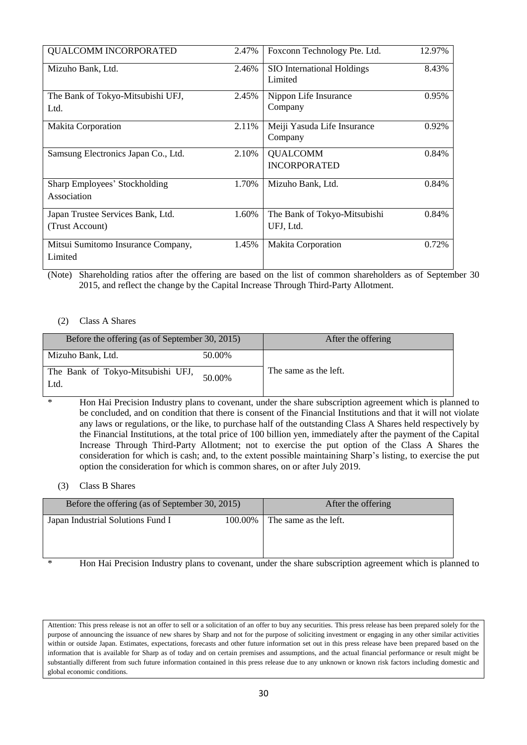| QUALCOMM INCORPORATED | 2.47% | Foxconn Technology Pte. Ltd. | 12.97% |
|---|---|---|---|
| Mizuho Bank, Ltd. | 2.46% | SIO International Holdings Limited | 8.43% |
| The Bank of Tokyo-Mitsubishi UFJ, Ltd. | 2.45% | Nippon Life Insurance Company | 0.95% |
| Makita Corporation | 2.11% | Meiji Yasuda Life Insurance Company | 0.92% |
| Samsung Electronics Japan Co., Ltd. | 2.10% | QUALCOMM INCORPORATED | 0.84% |
| Sharp Employees' Stockholding Association | 1.70% | Mizuho Bank, Ltd. | 0.84% |
| Japan Trustee Services Bank, Ltd. (Trust Account) | 1.60% | The Bank of Tokyo-Mitsubishi UFJ, Ltd. | 0.84% |
| Mitsui Sumitomo Insurance Company, Limited | 1.45% | Makita Corporation | 0.72% |

(Note) Shareholding ratios after the offering are based on the list of common shareholders as of September 30 2015, and reflect the change by the Capital Increase Through Third-Party Allotment.

(2) Class A Shares

| Before the offering (as of September 30, 2015) | | After the offering |
|---|---|---|
| Mizuho Bank, Ltd. | 50.00% | The same as the left. |
| The Bank of Tokyo-Mitsubishi UFJ, Ltd. | 50.00% | |

\* Hon Hai Precision Industry plans to covenant, under the share subscription agreement which is planned to be concluded, and on condition that there is consent of the Financial Institutions and that it will not violate any laws or regulations, or the like, to purchase half of the outstanding Class A Shares held respectively by the Financial Institutions, at the total price of 100 billion yen, immediately after the payment of the Capital Increase Through Third-Party Allotment; not to exercise the put option of the Class A Shares the consideration for which is cash; and, to the extent possible maintaining Sharp's listing, to exercise the put option the consideration for which is common shares, on or after July 2019.

(3) Class B Shares

| Before the offering (as of September 30, 2015) | | After the offering |
|---|---|---|
| Japan Industrial Solutions Fund I | 100.00% | The same as the left. |

\* Hon Hai Precision Industry plans to covenant, under the share subscription agreement which is planned to

Attention: This press release is not an offer to sell or a solicitation of an offer to buy any securities. This press release has been prepared solely for the purpose of announcing the issuance of new shares by Sharp and not for the purpose of soliciting investment or engaging in any other similar activities within or outside Japan. Estimates, expectations, forecasts and other future information set out in this press release have been prepared based on the information that is available for Sharp as of today and on certain premises and assumptions, and the actual financial performance or result might be substantially different from such future information contained in this press release due to any unknown or known risk factors including domestic and global economic conditions.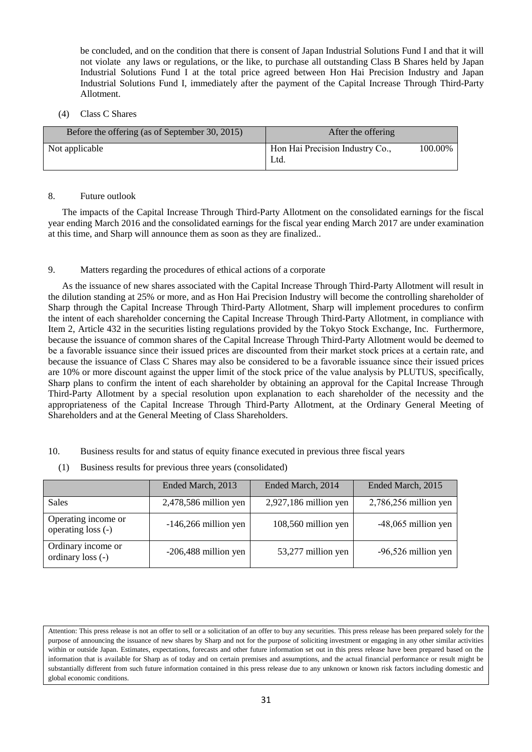be concluded, and on the condition that there is consent of Japan Industrial Solutions Fund I and that it will not violate any laws or regulations, or the like, to purchase all outstanding Class B Shares held by Japan Industrial Solutions Fund I at the total price agreed between Hon Hai Precision Industry and Japan Industrial Solutions Fund I, immediately after the payment of the Capital Increase Through Third-Party Allotment.

(4) Class C Shares

| Before the offering (as of September 30, 2015) | After the offering | |
|---|---|---|
| Not applicable | Hon Hai Precision Industry Co., Ltd. | 100.00% |

8. Future outlook

The impacts of the Capital Increase Through Third-Party Allotment on the consolidated earnings for the fiscal year ending March 2016 and the consolidated earnings for the fiscal year ending March 2017 are under examination at this time, and Sharp will announce them as soon as they are finalized..

9. Matters regarding the procedures of ethical actions of a corporate

As the issuance of new shares associated with the Capital Increase Through Third-Party Allotment will result in the dilution standing at 25% or more, and as Hon Hai Precision Industry will become the controlling shareholder of Sharp through the Capital Increase Through Third-Party Allotment, Sharp will implement procedures to confirm the intent of each shareholder concerning the Capital Increase Through Third-Party Allotment, in compliance with Item 2, Article 432 in the securities listing regulations provided by the Tokyo Stock Exchange, Inc. Furthermore, because the issuance of common shares of the Capital Increase Through Third-Party Allotment would be deemed to be a favorable issuance since their issued prices are discounted from their market stock prices at a certain rate, and because the issuance of Class C Shares may also be considered to be a favorable issuance since their issued prices are 10% or more discount against the upper limit of the stock price of the value analysis by PLUTUS, specifically, Sharp plans to confirm the intent of each shareholder by obtaining an approval for the Capital Increase Through Third-Party Allotment by a special resolution upon explanation to each shareholder of the necessity and the appropriateness of the Capital Increase Through Third-Party Allotment, at the Ordinary General Meeting of Shareholders and at the General Meeting of Class Shareholders.

10. Business results for and status of equity finance executed in previous three fiscal years

(1) Business results for previous three years (consolidated)

| | Ended March, 2013 | Ended March, 2014 | Ended March, 2015 |
|---|---|---|---|
| Sales | 2,478,586 million yen | 2,927,186 million yen | 2,786,256 million yen |
| Operating income or operating loss (-) | -146,266 million yen | 108,560 million yen | -48,065 million yen |
| Ordinary income or ordinary loss (-) | -206,488 million yen | 53,277 million yen | -96,526 million yen |

Attention: This press release is not an offer to sell or a solicitation of an offer to buy any securities. This press release has been prepared solely for the purpose of announcing the issuance of new shares by Sharp and not for the purpose of soliciting investment or engaging in any other similar activities within or outside Japan. Estimates, expectations, forecasts and other future information set out in this press release have been prepared based on the information that is available for Sharp as of today and on certain premises and assumptions, and the actual financial performance or result might be substantially different from such future information contained in this press release due to any unknown or known risk factors including domestic and global economic conditions.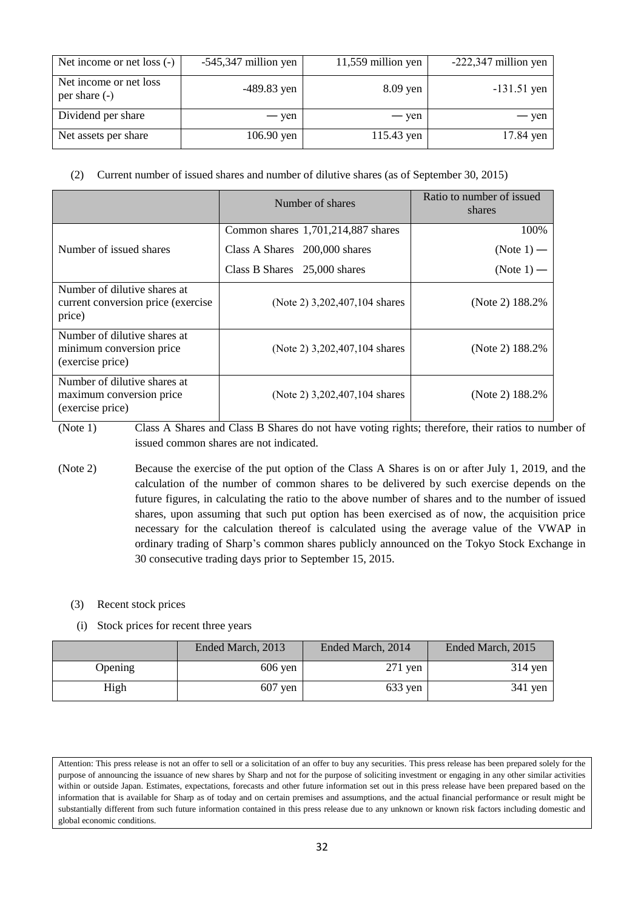| Net income or net loss (-) | -545,347 million yen | 11,559 million yen | -222,347 million yen |
|---|---|---|---|
| Net income or net loss per share (-) | -489.83 yen | 8.09 yen | -131.51 yen |
| Dividend per share | — yen | — yen | — yen |
| Net assets per share | 106.90 yen | 115.43 yen | 17.84 yen |

(2) Current number of issued shares and number of dilutive shares (as of September 30, 2015)

| | Number of shares | Ratio to number of issued shares |
|---|---|---|
| Number of issued shares | Common shares 1,701,214,887 shares | 100% |
| | Class A Shares 200,000 shares | (Note 1) — |
| | Class B Shares 25,000 shares | (Note 1) — |
| Number of dilutive shares at current conversion price (exercise price) | (Note 2) 3,202,407,104 shares | (Note 2) 188.2% |
| Number of dilutive shares at minimum conversion price (exercise price) | (Note 2) 3,202,407,104 shares | (Note 2) 188.2% |
| Number of dilutive shares at maximum conversion price (exercise price) | (Note 2) 3,202,407,104 shares | (Note 2) 188.2% |

(Note 1) Class A Shares and Class B Shares do not have voting rights; therefore, their ratios to number of issued common shares are not indicated.

(Note 2) Because the exercise of the put option of the Class A Shares is on or after July 1, 2019, and the calculation of the number of common shares to be delivered by such exercise depends on the future figures, in calculating the ratio to the above number of shares and to the number of issued shares, upon assuming that such put option has been exercised as of now, the acquisition price necessary for the calculation thereof is calculated using the average value of the VWAP in ordinary trading of Sharp's common shares publicly announced on the Tokyo Stock Exchange in 30 consecutive trading days prior to September 15, 2015.

(3) Recent stock prices

(i) Stock prices for recent three years

| | Ended March, 2013 | Ended March, 2014 | Ended March, 2015 |
|---|---|---|---|
| Opening | 606 yen | 271 yen | 314 yen |
| High | 607 yen | 633 yen | 341 yen |

Attention: This press release is not an offer to sell or a solicitation of an offer to buy any securities. This press release has been prepared solely for the purpose of announcing the issuance of new shares by Sharp and not for the purpose of soliciting investment or engaging in any other similar activities within or outside Japan. Estimates, expectations, forecasts and other future information set out in this press release have been prepared based on the information that is available for Sharp as of today and on certain premises and assumptions, and the actual financial performance or result might be substantially different from such future information contained in this press release due to any unknown or known risk factors including domestic and global economic conditions.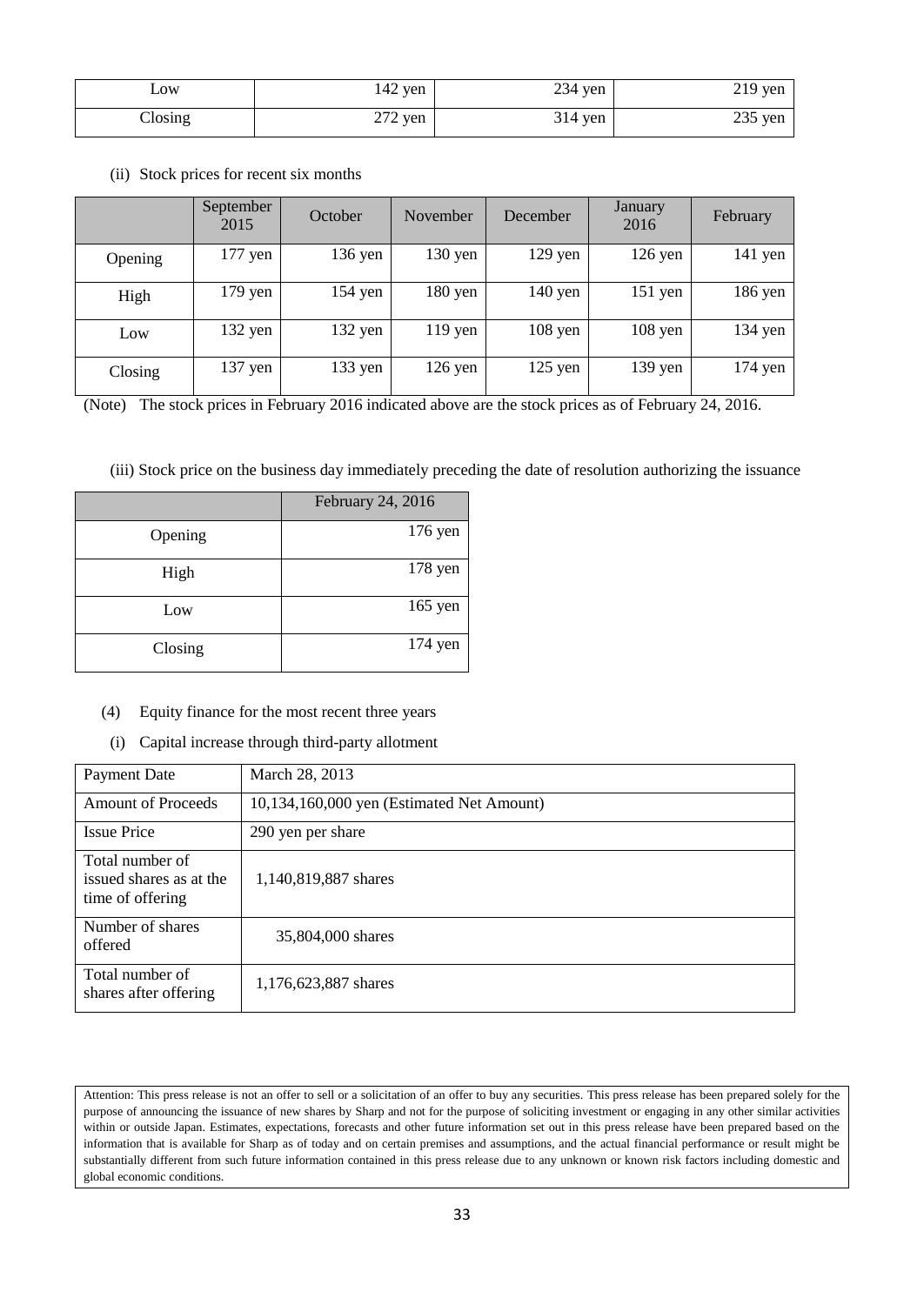| Low | 142 yen | 234 yen | 219 yen |
|---|---|---|---|
| Closing | 272 yen | 314 yen | 235 yen |

(ii) Stock prices for recent six months

| | September 2015 | October | November | December | January 2016 | February |
|---|---|---|---|---|---|---|
| Opening | 177 yen | 136 yen | 130 yen | 129 yen | 126 yen | 141 yen |
| High | 179 yen | 154 yen | 180 yen | 140 yen | 151 yen | 186 yen |
| Low | 132 yen | 132 yen | 119 yen | 108 yen | 108 yen | 134 yen |
| Closing | 137 yen | 133 yen | 126 yen | 125 yen | 139 yen | 174 yen |

(Note) The stock prices in February 2016 indicated above are the stock prices as of February 24, 2016.

(iii) Stock price on the business day immediately preceding the date of resolution authorizing the issuance

| | February 24, 2016 |
|---|---|
| Opening | 176 yen |
| High | 178 yen |
| Low | 165 yen |
| Closing | 174 yen |

(4) Equity finance for the most recent three years

(i) Capital increase through third-party allotment

| Payment Date | March 28, 2013 |
|---|---|
| Amount of Proceeds | 10,134,160,000 yen (Estimated Net Amount) |
| Issue Price | 290 yen per share |
| Total number of issued shares as at the time of offering | 1,140,819,887 shares |
| Number of shares offered | 35,804,000 shares |
| Total number of shares after offering | 1,176,623,887 shares |

Attention: This press release is not an offer to sell or a solicitation of an offer to buy any securities. This press release has been prepared solely for the purpose of announcing the issuance of new shares by Sharp and not for the purpose of soliciting investment or engaging in any other similar activities within or outside Japan. Estimates, expectations, forecasts and other future information set out in this press release have been prepared based on the information that is available for Sharp as of today and on certain premises and assumptions, and the actual financial performance or result might be substantially different from such future information contained in this press release due to any unknown or known risk factors including domestic and global economic conditions.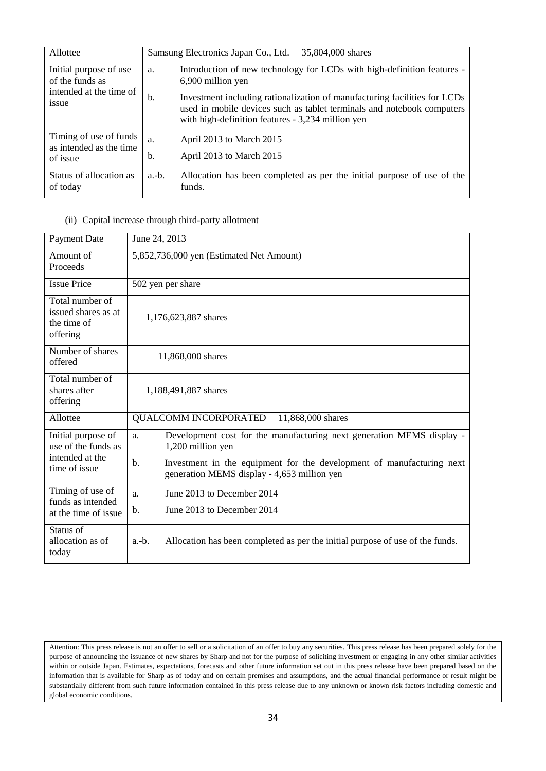| Allottee | Samsung Electronics Japan Co., Ltd. 35,804,000 shares |
|---|---|
| Initial purpose of use of the funds as intended at the time of issue | a. Introduction of new technology for LCDs with high-definition features - 6,900 million yen<br>b. Investment including rationalization of manufacturing facilities for LCDs used in mobile devices such as tablet terminals and notebook computers with high-definition features - 3,234 million yen |
| Timing of use of funds as intended as the time of issue | a. April 2013 to March 2015<br>b. April 2013 to March 2015 |
| Status of allocation as of today | a.-b. Allocation has been completed as per the initial purpose of use of the funds. |

(ii) Capital increase through third-party allotment

| Payment Date | June 24, 2013 |
|---|---|
| Amount of Proceeds | 5,852,736,000 yen (Estimated Net Amount) |
| Issue Price | 502 yen per share |
| Total number of issued shares as at the time of offering | 1,176,623,887 shares |
| Number of shares offered | 11,868,000 shares |
| Total number of shares after offering | 1,188,491,887 shares |
| Allottee | QUALCOMM INCORPORATED 11,868,000 shares |
| Initial purpose of use of the funds as intended at the time of issue | a. Development cost for the manufacturing next generation MEMS display - 1,200 million yen<br>b. Investment in the equipment for the development of manufacturing next generation MEMS display - 4,653 million yen |
| Timing of use of funds as intended at the time of issue | a. June 2013 to December 2014<br>b. June 2013 to December 2014 |
| Status of allocation as of today | a.-b. Allocation has been completed as per the initial purpose of use of the funds. |

Attention: This press release is not an offer to sell or a solicitation of an offer to buy any securities. This press release has been prepared solely for the purpose of announcing the issuance of new shares by Sharp and not for the purpose of soliciting investment or engaging in any other similar activities within or outside Japan. Estimates, expectations, forecasts and other future information set out in this press release have been prepared based on the information that is available for Sharp as of today and on certain premises and assumptions, and the actual financial performance or result might be substantially different from such future information contained in this press release due to any unknown or known risk factors including domestic and global economic conditions.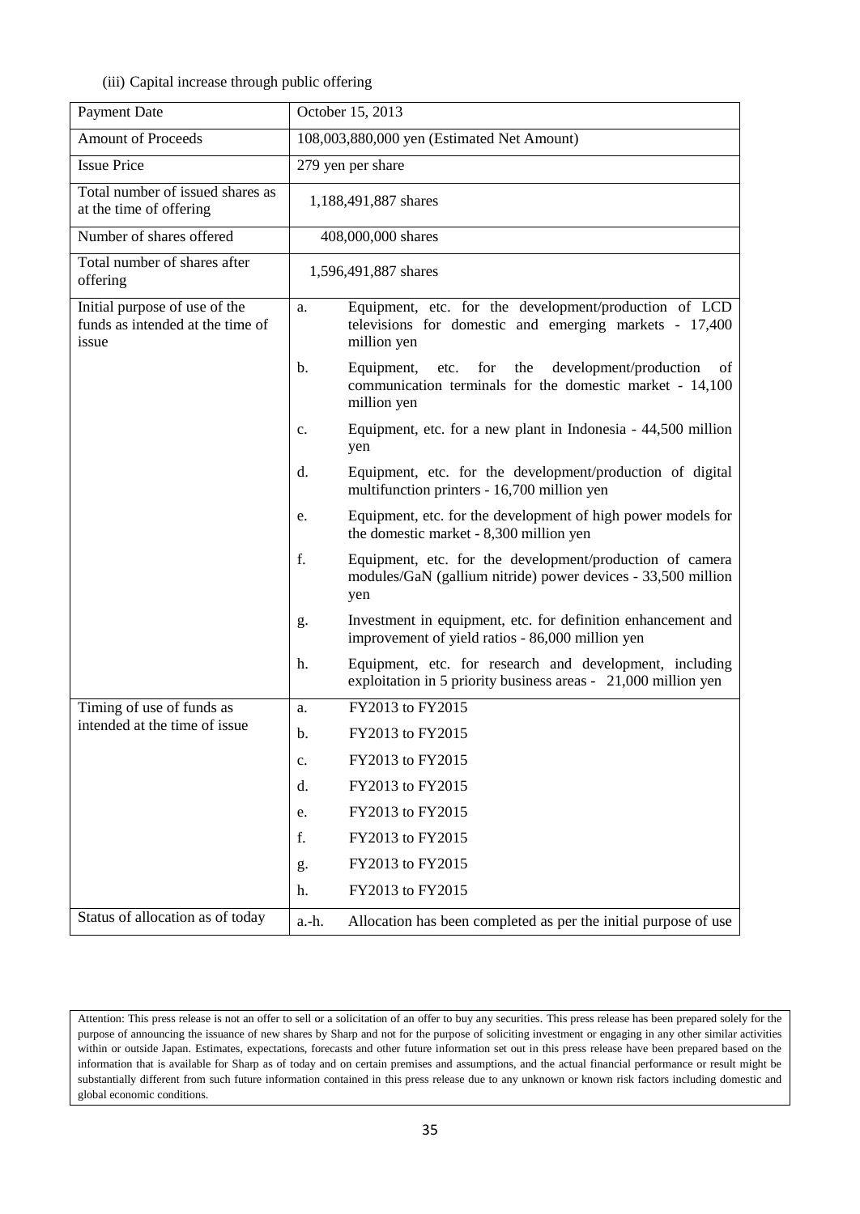(iii) Capital increase through public offering

| Payment Date | October 15, 2013 |
|---|---|
| Amount of Proceeds | 108,003,880,000 yen (Estimated Net Amount) |
| Issue Price | 279 yen per share |
| Total number of issued shares as at the time of offering | 1,188,491,887 shares |
| Number of shares offered | 408,000,000 shares |
| Total number of shares after offering | 1,596,491,887 shares |
| Initial purpose of use of the funds as intended at the time of issue | a. Equipment, etc. for the development/production of LCD televisions for domestic and emerging markets - 17,400 million yen<br>b. Equipment, etc. for the development/production of communication terminals for the domestic market - 14,100 million yen<br>c. Equipment, etc. for a new plant in Indonesia - 44,500 million yen<br>d. Equipment, etc. for the development/production of digital multifunction printers - 16,700 million yen<br>e. Equipment, etc. for the development of high power models for the domestic market - 8,300 million yen<br>f. Equipment, etc. for the development/production of camera modules/GaN (gallium nitride) power devices - 33,500 million yen<br>g. Investment in equipment, etc. for definition enhancement and improvement of yield ratios - 86,000 million yen<br>h. Equipment, etc. for research and development, including exploitation in 5 priority business areas - 21,000 million yen |
| Timing of use of funds as intended at the time of issue | a. FY2013 to FY2015<br>b. FY2013 to FY2015<br>c. FY2013 to FY2015<br>d. FY2013 to FY2015<br>e. FY2013 to FY2015<br>f. FY2013 to FY2015<br>g. FY2013 to FY2015<br>h. FY2013 to FY2015 |
| Status of allocation as of today | a.-h. Allocation has been completed as per the initial purpose of use |

Attention: This press release is not an offer to sell or a solicitation of an offer to buy any securities. This press release has been prepared solely for the purpose of announcing the issuance of new shares by Sharp and not for the purpose of soliciting investment or engaging in any other similar activities within or outside Japan. Estimates, expectations, forecasts and other future information set out in this press release have been prepared based on the information that is available for Sharp as of today and on certain premises and assumptions, and the actual financial performance or result might be substantially different from such future information contained in this press release due to any unknown or known risk factors including domestic and global economic conditions.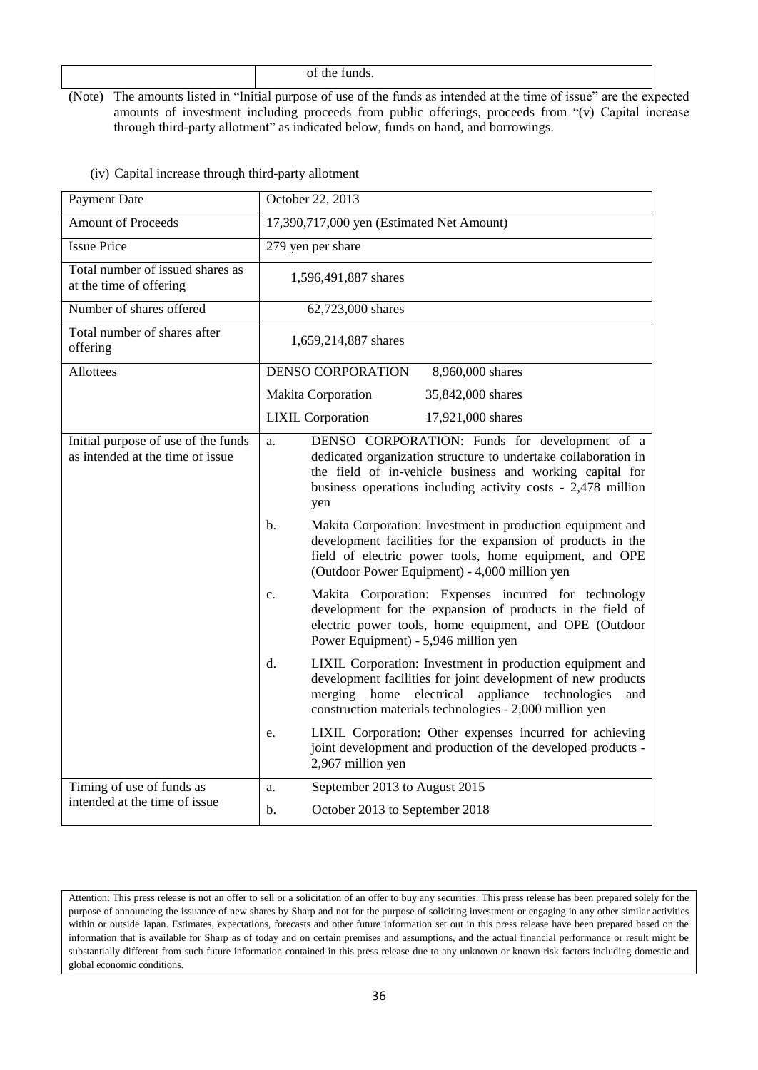| | of the funds. |
|---|---|

(Note) The amounts listed in "Initial purpose of use of the funds as intended at the time of issue" are the expected amounts of investment including proceeds from public offerings, proceeds from "(v) Capital increase through third-party allotment" as indicated below, funds on hand, and borrowings.

(iv) Capital increase through third-party allotment

| Payment Date | October 22, 2013 |
|---|---|
| Amount of Proceeds | 17,390,717,000 yen (Estimated Net Amount) |
| Issue Price | 279 yen per share |
| Total number of issued shares as at the time of offering | 1,596,491,887 shares |
| Number of shares offered | 62,723,000 shares |
| Total number of shares after offering | 1,659,214,887 shares |
| Allottees | DENSO CORPORATION 8,960,000 shares<br>Makita Corporation 35,842,000 shares<br>LIXIL Corporation 17,921,000 shares |
| Initial purpose of use of the funds as intended at the time of issue | a. DENSO CORPORATION: Funds for development of a dedicated organization structure to undertake collaboration in the field of in-vehicle business and working capital for business operations including activity costs - 2,478 million yen<br>b. Makita Corporation: Investment in production equipment and development facilities for the expansion of products in the field of electric power tools, home equipment, and OPE (Outdoor Power Equipment) - 4,000 million yen<br>c. Makita Corporation: Expenses incurred for technology development for the expansion of products in the field of electric power tools, home equipment, and OPE (Outdoor Power Equipment) - 5,946 million yen<br>d. LIXIL Corporation: Investment in production equipment and development facilities for joint development of new products merging home electrical appliance technologies and construction materials technologies - 2,000 million yen<br>e. LIXIL Corporation: Other expenses incurred for achieving joint development and production of the developed products - 2,967 million yen |
| Timing of use of funds as intended at the time of issue | a. September 2013 to August 2015<br>b. October 2013 to September 2018 |

Attention: This press release is not an offer to sell or a solicitation of an offer to buy any securities. This press release has been prepared solely for the purpose of announcing the issuance of new shares by Sharp and not for the purpose of soliciting investment or engaging in any other similar activities within or outside Japan. Estimates, expectations, forecasts and other future information set out in this press release have been prepared based on the information that is available for Sharp as of today and on certain premises and assumptions, and the actual financial performance or result might be substantially different from such future information contained in this press release due to any unknown or known risk factors including domestic and global economic conditions.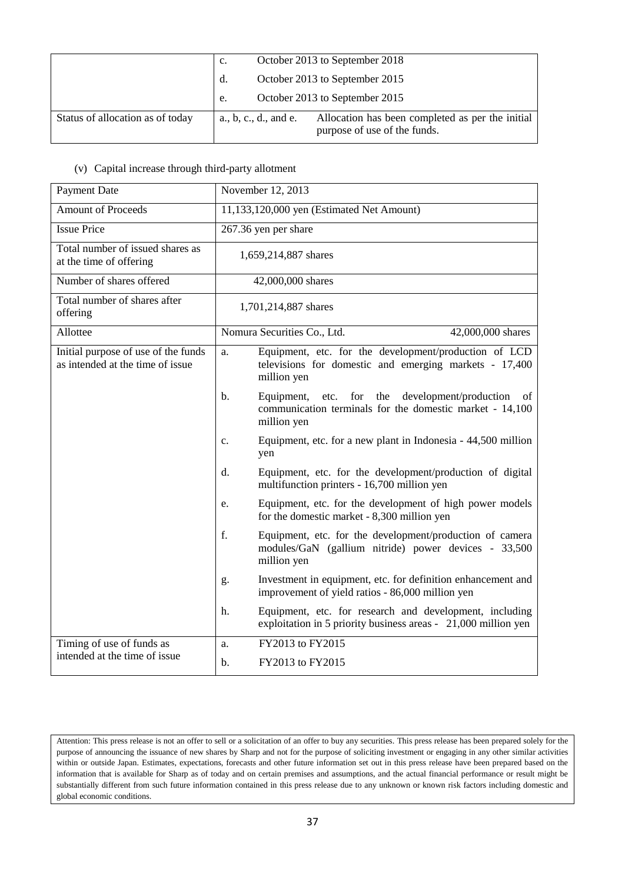| | | |
|---|---|---|
| | c. | October 2013 to September 2018 |
| | d. | October 2013 to September 2015 |
| | e. | October 2013 to September 2015 |
| Status of allocation as of today | a., b, c., d., and e. | Allocation has been completed as per the initial purpose of use of the funds. |

(v) Capital increase through third-party allotment

| Payment Date | November 12, 2013 |
|---|---|
| Amount of Proceeds | 11,133,120,000 yen (Estimated Net Amount) |
| Issue Price | 267.36 yen per share |
| Total number of issued shares as at the time of offering | 1,659,214,887 shares |
| Number of shares offered | 42,000,000 shares |
| Total number of shares after offering | 1,701,214,887 shares |
| Allottee | Nomura Securities Co., Ltd. 42,000,000 shares |
| Initial purpose of use of the funds as intended at the time of issue | a. Equipment, etc. for the development/production of LCD televisions for domestic and emerging markets - 17,400 million yen<br>b. Equipment, etc. for the development/production of communication terminals for the domestic market - 14,100 million yen<br>c. Equipment, etc. for a new plant in Indonesia - 44,500 million yen<br>d. Equipment, etc. for the development/production of digital multifunction printers - 16,700 million yen<br>e. Equipment, etc. for the development of high power models for the domestic market - 8,300 million yen<br>f. Equipment, etc. for the development/production of camera modules/GaN (gallium nitride) power devices - 33,500 million yen<br>g. Investment in equipment, etc. for definition enhancement and improvement of yield ratios - 86,000 million yen<br>h. Equipment, etc. for research and development, including exploitation in 5 priority business areas - 21,000 million yen |
| Timing of use of funds as intended at the time of issue | a. FY2013 to FY2015<br>b. FY2013 to FY2015 |

Attention: This press release is not an offer to sell or a solicitation of an offer to buy any securities. This press release has been prepared solely for the purpose of announcing the issuance of new shares by Sharp and not for the purpose of soliciting investment or engaging in any other similar activities within or outside Japan. Estimates, expectations, forecasts and other future information set out in this press release have been prepared based on the information that is available for Sharp as of today and on certain premises and assumptions, and the actual financial performance or result might be substantially different from such future information contained in this press release due to any unknown or known risk factors including domestic and global economic conditions.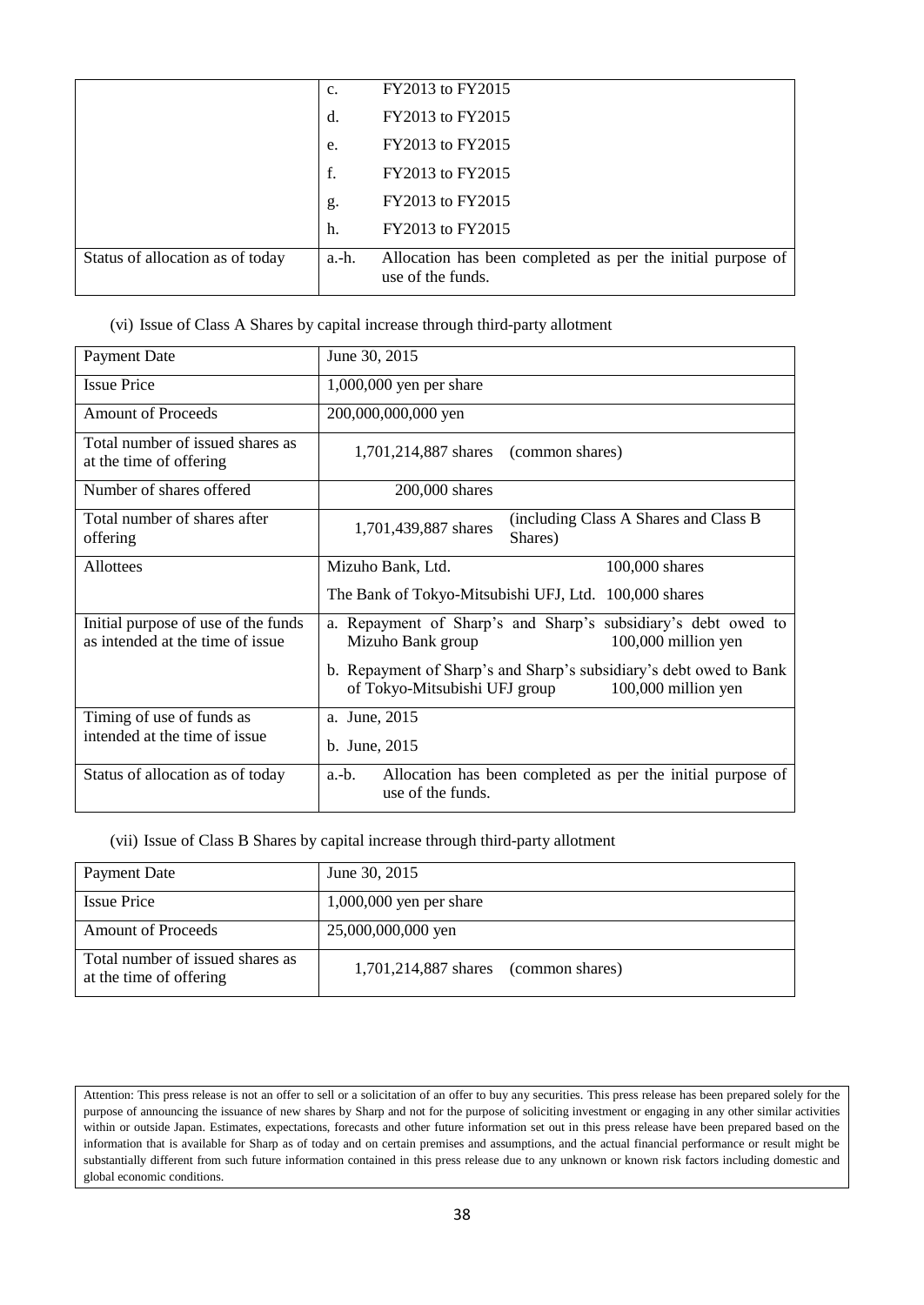| | |
|---|---|
| | c. FY2013 to FY2015 |
| | d. FY2013 to FY2015 |
| | e. FY2013 to FY2015 |
| | f. FY2013 to FY2015 |
| | g. FY2013 to FY2015 |
| | h. FY2013 to FY2015 |
| Status of allocation as of today | a.-h. Allocation has been completed as per the initial purpose of use of the funds. |

(vi) Issue of Class A Shares by capital increase through third-party allotment

| | |
|---|---|
| Payment Date | June 30, 2015 |
| Issue Price | 1,000,000 yen per share |
| Amount of Proceeds | 200,000,000,000 yen |
| Total number of issued shares as at the time of offering | 1,701,214,887 shares (common shares) |
| Number of shares offered | 200,000 shares |
| Total number of shares after offering | 1,701,439,887 shares (including Class A Shares and Class B Shares) |
| Allottees | Mizuho Bank, Ltd. 100,000 shares<br>The Bank of Tokyo-Mitsubishi UFJ, Ltd. 100,000 shares |
| Initial purpose of use of the funds as intended at the time of issue | a. Repayment of Sharp's and Sharp's subsidiary's debt owed to Mizuho Bank group 100,000 million yen<br>b. Repayment of Sharp's and Sharp's subsidiary's debt owed to Bank of Tokyo-Mitsubishi UFJ group 100,000 million yen |
| Timing of use of funds as intended at the time of issue | a. June, 2015<br>b. June, 2015 |
| Status of allocation as of today | a.-b. Allocation has been completed as per the initial purpose of use of the funds. |

(vii) Issue of Class B Shares by capital increase through third-party allotment

| | |
|---|---|
| Payment Date | June 30, 2015 |
| Issue Price | 1,000,000 yen per share |
| Amount of Proceeds | 25,000,000,000 yen |
| Total number of issued shares as at the time of offering | 1,701,214,887 shares (common shares) |

Attention: This press release is not an offer to sell or a solicitation of an offer to buy any securities. This press release has been prepared solely for the purpose of announcing the issuance of new shares by Sharp and not for the purpose of soliciting investment or engaging in any other similar activities within or outside Japan. Estimates, expectations, forecasts and other future information set out in this press release have been prepared based on the information that is available for Sharp as of today and on certain premises and assumptions, and the actual financial performance or result might be substantially different from such future information contained in this press release due to any unknown or known risk factors including domestic and global economic conditions.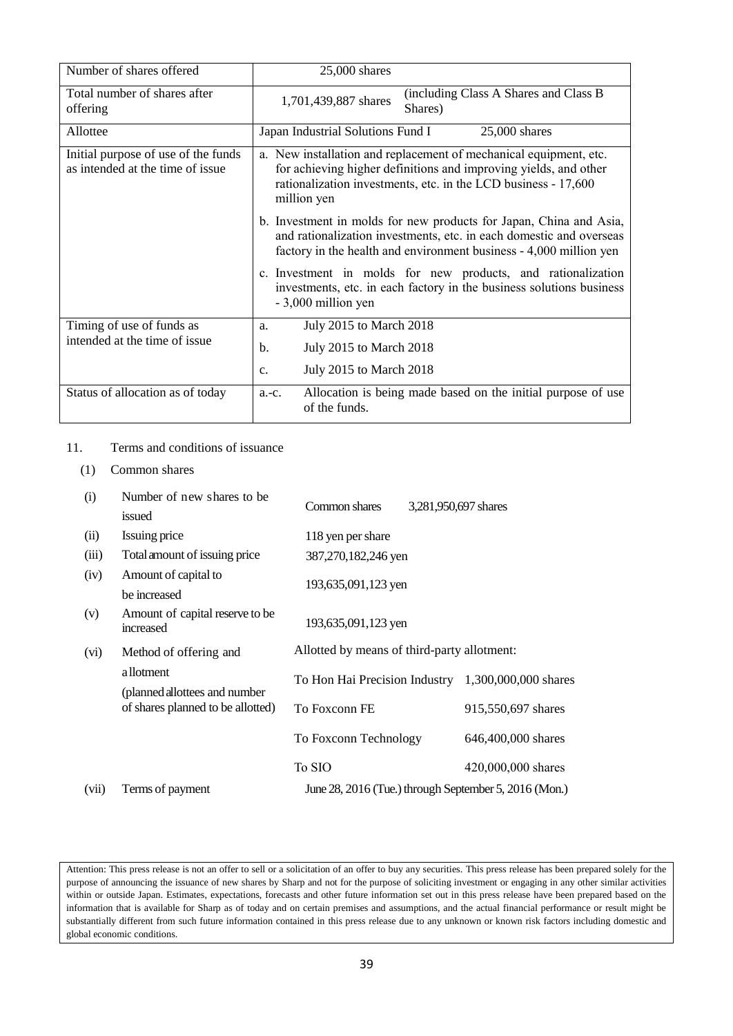| Number of shares offered | 25,000 shares |
|---|---|
| Total number of shares after offering | 1,701,439,887 shares (including Class A Shares and Class B Shares) |
| Allottee | Japan Industrial Solutions Fund I 25,000 shares |
| Initial purpose of use of the funds as intended at the time of issue | a. New installation and replacement of mechanical equipment, etc. for achieving higher definitions and improving yields, and other rationalization investments, etc. in the LCD business - 17,600 million yen<br>b. Investment in molds for new products for Japan, China and Asia, and rationalization investments, etc. in each domestic and overseas factory in the health and environment business - 4,000 million yen<br>c. Investment in molds for new products, and rationalization investments, etc. in each factory in the business solutions business - 3,000 million yen |
| Timing of use of funds as intended at the time of issue | a. July 2015 to March 2018<br>b. July 2015 to March 2018<br>c. July 2015 to March 2018 |
| Status of allocation as of today | a.-c. Allocation is being made based on the initial purpose of use of the funds. |

11. Terms and conditions of issuance

(1) Common shares

| | | |
|---|---|---|
| (i) | Number of new shares to be issued | Common shares 3,281,950,697 shares |
| (ii) | Issuing price | 118 yen per share |
| (iii) | Total amount of issuing price | 387,270,182,246 yen |
| (iv) | Amount of capital to be increased | 193,635,091,123 yen |
| (v) | Amount of capital reserve to be increased | 193,635,091,123 yen |
| (vi) | Method of offering and allotment (planned allottees and number of shares planned to be allotted) | Allotted by means of third-party allotment:<br>To Hon Hai Precision Industry 1,300,000,000 shares<br>To Foxconn FE 915,550,697 shares<br>To Foxconn Technology 646,400,000 shares<br>To SIO 420,000,000 shares |
| (vii) | Terms of payment | June 28, 2016 (Tue.) through September 5, 2016 (Mon.) |

Attention: This press release is not an offer to sell or a solicitation of an offer to buy any securities. This press release has been prepared solely for the purpose of announcing the issuance of new shares by Sharp and not for the purpose of soliciting investment or engaging in any other similar activities within or outside Japan. Estimates, expectations, forecasts and other future information set out in this press release have been prepared based on the information that is available for Sharp as of today and on certain premises and assumptions, and the actual financial performance or result might be substantially different from such future information contained in this press release due to any unknown or known risk factors including domestic and global economic conditions.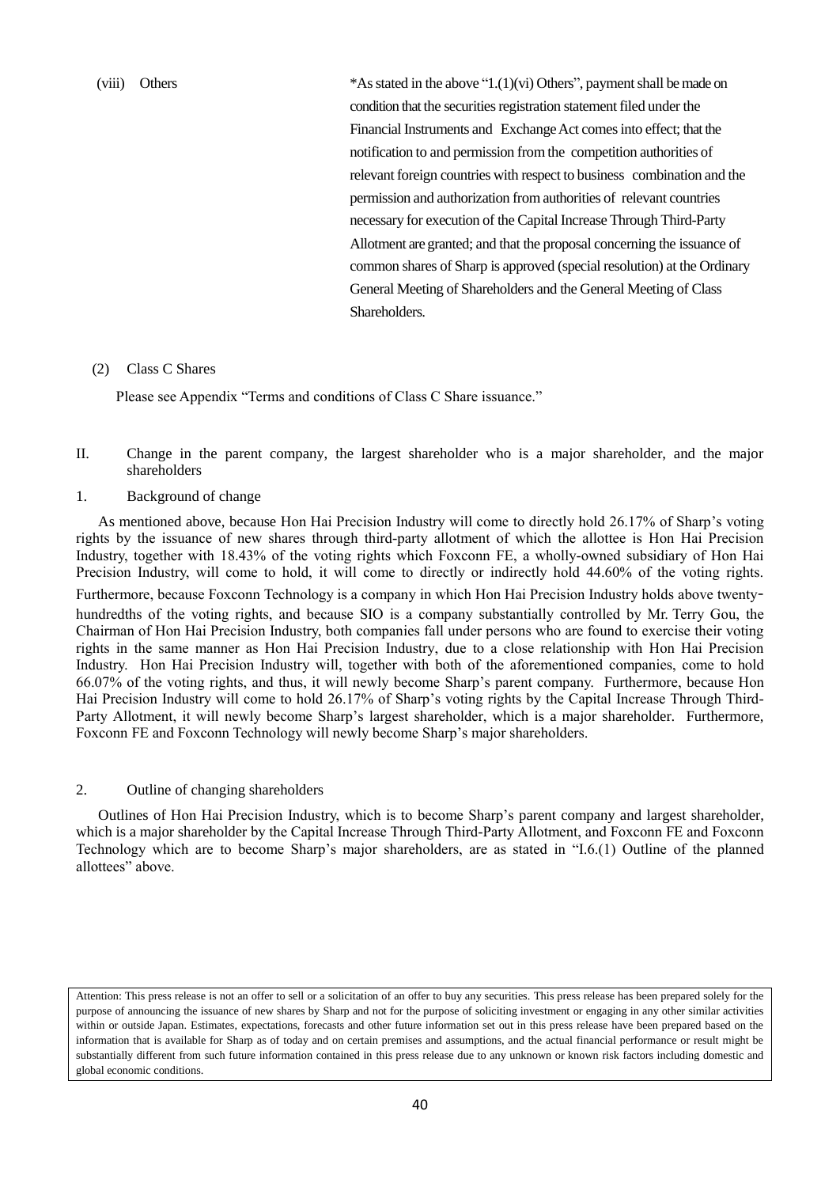(viii) Others

*As stated in the above "1.(1)(vi) Others", payment shall be made on condition that the securities registration statement filed under the Financial Instruments and Exchange Act comes into effect; that the notification to and permission from the competition authorities of relevant foreign countries with respect to business combination and the permission and authorization from authorities of relevant countries necessary for execution of the Capital Increase Through Third-Party Allotment are granted; and that the proposal concerning the issuance of common shares of Sharp is approved (special resolution) at the Ordinary General Meeting of Shareholders and the General Meeting of Class Shareholders.

(2) Class C Shares

Please see Appendix "Terms and conditions of Class C Share issuance."

## II. Change in the parent company, the largest shareholder who is a major shareholder, and the major shareholders

### 1. Background of change

As mentioned above, because Hon Hai Precision Industry will come to directly hold 26.17% of Sharp's voting rights by the issuance of new shares through third-party allotment of which the allottee is Hon Hai Precision Industry, together with 18.43% of the voting rights which Foxconn FE, a wholly-owned subsidiary of Hon Hai Precision Industry, will come to hold, it will come to directly or indirectly hold 44.60% of the voting rights. Furthermore, because Foxconn Technology is a company in which Hon Hai Precision Industry holds above twenty-hundredths of the voting rights, and because SIO is a company substantially controlled by Mr. Terry Gou, the Chairman of Hon Hai Precision Industry, both companies fall under persons who are found to exercise their voting rights in the same manner as Hon Hai Precision Industry, due to a close relationship with Hon Hai Precision Industry. Hon Hai Precision Industry will, together with both of the aforementioned companies, come to hold 66.07% of the voting rights, and thus, it will newly become Sharp's parent company. Furthermore, because Hon Hai Precision Industry will come to hold 26.17% of Sharp's voting rights by the Capital Increase Through Third-Party Allotment, it will newly become Sharp's largest shareholder, which is a major shareholder. Furthermore, Foxconn FE and Foxconn Technology will newly become Sharp's major shareholders.

### 2. Outline of changing shareholders

Outlines of Hon Hai Precision Industry, which is to become Sharp's parent company and largest shareholder, which is a major shareholder by the Capital Increase Through Third-Party Allotment, and Foxconn FE and Foxconn Technology which are to become Sharp's major shareholders, are as stated in "I.6.(1) Outline of the planned allottees" above.

Attention: This press release is not an offer to sell or a solicitation of an offer to buy any securities. This press release has been prepared solely for the purpose of announcing the issuance of new shares by Sharp and not for the purpose of soliciting investment or engaging in any other similar activities within or outside Japan. Estimates, expectations, forecasts and other future information set out in this press release have been prepared based on the information that is available for Sharp as of today and on certain premises and assumptions, and the actual financial performance or result might be substantially different from such future information contained in this press release due to any unknown or known risk factors including domestic and global economic conditions.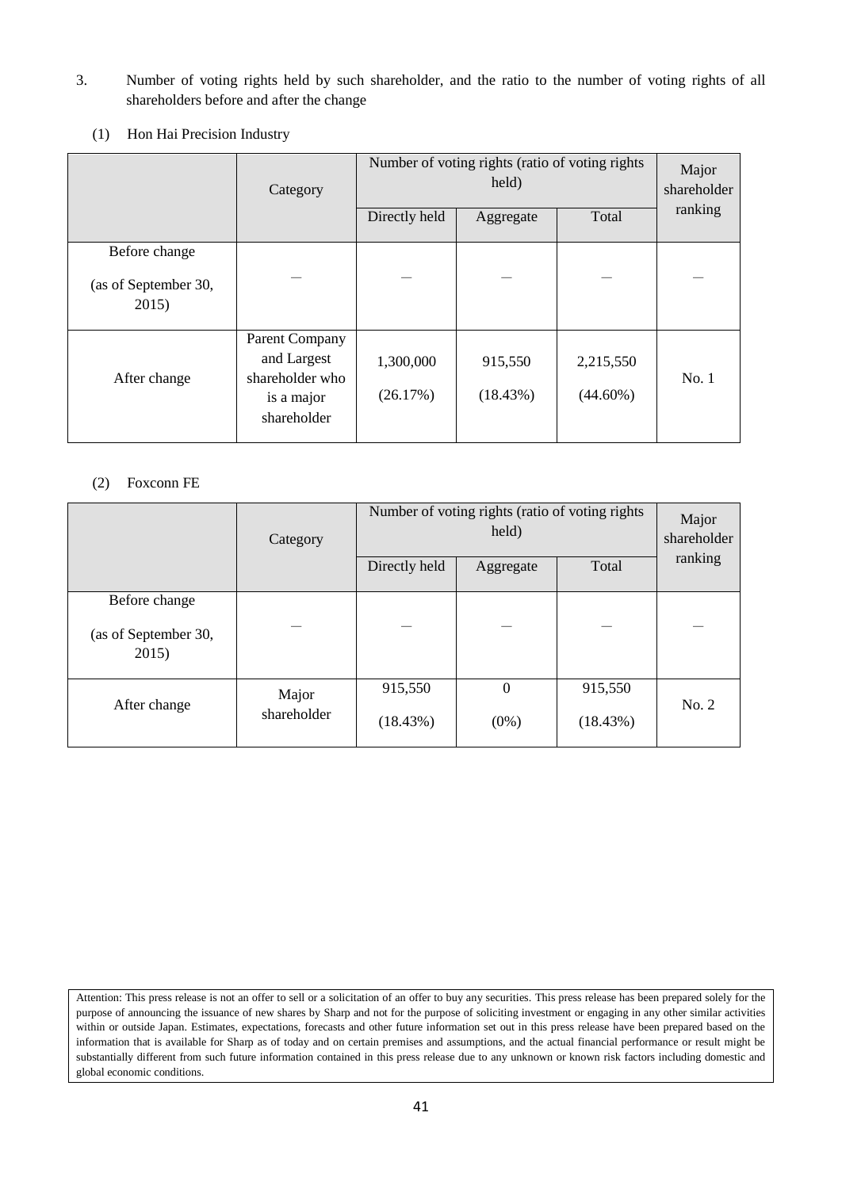3. Number of voting rights held by such shareholder, and the ratio to the number of voting rights of all shareholders before and after the change

(1) Hon Hai Precision Industry

| | Category | Number of voting rights (ratio of voting rights held) | | | Major shareholder ranking |
|---|---|---|---|---|---|
| | | Directly held | Aggregate | Total | |
| Before change (as of September 30, 2015) | — | — | — | — | — |
| After change | Parent Company and Largest shareholder who is a major shareholder | 1,300,000 (26.17%) | 915,550 (18.43%) | 2,215,550 (44.60%) | No. 1 |

(2) Foxconn FE

| | Category | Number of voting rights (ratio of voting rights held) | | | Major shareholder ranking |
|---|---|---|---|---|---|
| | | Directly held | Aggregate | Total | |
| Before change (as of September 30, 2015) | — | — | — | — | — |
| After change | Major shareholder | 915,550 (18.43%) | 0 (0%) | 915,550 (18.43%) | No. 2 |

Attention: This press release is not an offer to sell or a solicitation of an offer to buy any securities. This press release has been prepared solely for the purpose of announcing the issuance of new shares by Sharp and not for the purpose of soliciting investment or engaging in any other similar activities within or outside Japan. Estimates, expectations, forecasts and other future information set out in this press release have been prepared based on the information that is available for Sharp as of today and on certain premises and assumptions, and the actual financial performance or result might be substantially different from such future information contained in this press release due to any unknown or known risk factors including domestic and global economic conditions.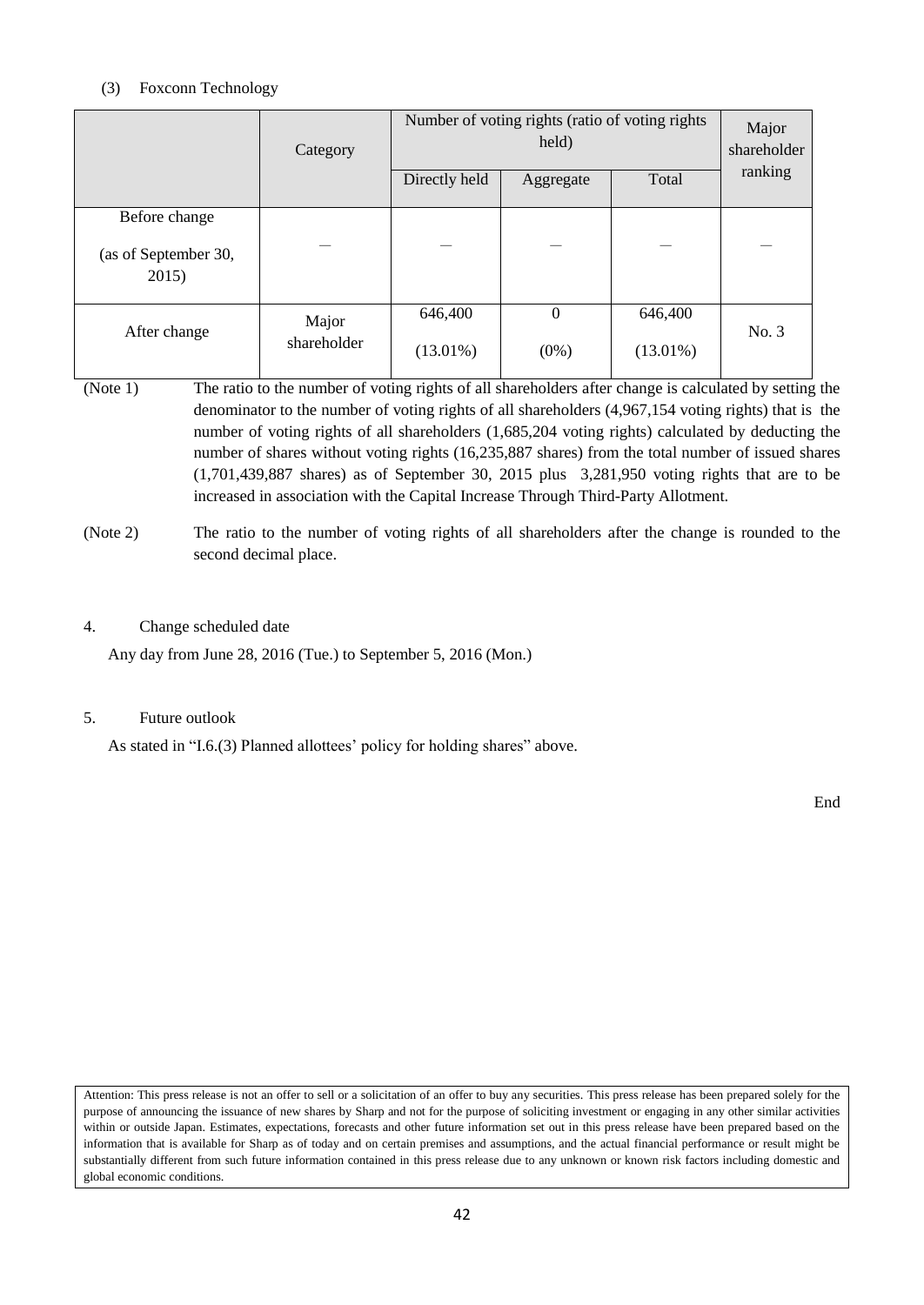(3) Foxconn Technology

| | Category | Number of voting rights (ratio of voting rights held) | | | Major shareholder ranking |
|---|---|---|---|---|---|
| | | Directly held | Aggregate | Total | |
| Before change (as of September 30, 2015) | ― | ― | ― | ― | ― |
| After change | Major shareholder | 646,400 (13.01%) | 0 (0%) | 646,400 (13.01%) | No. 3 |

(Note 1) The ratio to the number of voting rights of all shareholders after change is calculated by setting the denominator to the number of voting rights of all shareholders (4,967,154 voting rights) that is the number of voting rights of all shareholders (1,685,204 voting rights) calculated by deducting the number of shares without voting rights (16,235,887 shares) from the total number of issued shares (1,701,439,887 shares) as of September 30, 2015 plus 3,281,950 voting rights that are to be increased in association with the Capital Increase Through Third-Party Allotment.

(Note 2) The ratio to the number of voting rights of all shareholders after the change is rounded to the second decimal place.

4. Change scheduled date

Any day from June 28, 2016 (Tue.) to September 5, 2016 (Mon.)

5. Future outlook

As stated in "I.6.(3) Planned allottees' policy for holding shares" above.

End

Attention: This press release is not an offer to sell or a solicitation of an offer to buy any securities. This press release has been prepared solely for the purpose of announcing the issuance of new shares by Sharp and not for the purpose of soliciting investment or engaging in any other similar activities within or outside Japan. Estimates, expectations, forecasts and other future information set out in this press release have been prepared based on the information that is available for Sharp as of today and on certain premises and assumptions, and the actual financial performance or result might be substantially different from such future information contained in this press release due to any unknown or known risk factors including domestic and global economic conditions.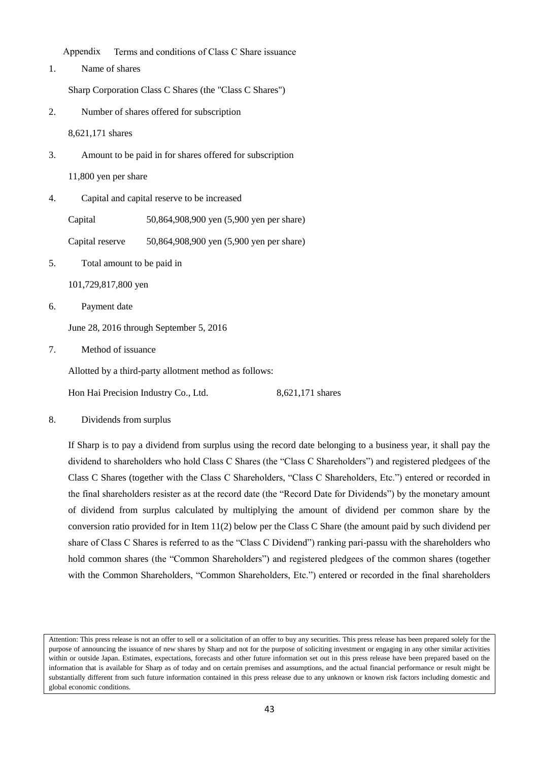Appendix Terms and conditions of Class C Share issuance

1. Name of shares

   Sharp Corporation Class C Shares (the "Class C Shares")

2. Number of shares offered for subscription

   8,621,171 shares

3. Amount to be paid in for shares offered for subscription

   11,800 yen per share

4. Capital and capital reserve to be increased

   Capital 50,864,908,900 yen (5,900 yen per share)

   Capital reserve 50,864,908,900 yen (5,900 yen per share)

5. Total amount to be paid in

   101,729,817,800 yen

6. Payment date

   June 28, 2016 through September 5, 2016

7. Method of issuance

   Allotted by a third-party allotment method as follows:

   Hon Hai Precision Industry Co., Ltd. 8,621,171 shares

8. Dividends from surplus

   If Sharp is to pay a dividend from surplus using the record date belonging to a business year, it shall pay the dividend to shareholders who hold Class C Shares (the "Class C Shareholders") and registered pledgees of the Class C Shares (together with the Class C Shareholders, "Class C Shareholders, Etc.") entered or recorded in the final shareholders resister as at the record date (the "Record Date for Dividends") by the monetary amount of dividend from surplus calculated by multiplying the amount of dividend per common share by the conversion ratio provided for in Item 11(2) below per the Class C Share (the amount paid by such dividend per share of Class C Shares is referred to as the "Class C Dividend") ranking pari-passu with the shareholders who hold common shares (the "Common Shareholders") and registered pledgees of the common shares (together with the Common Shareholders, "Common Shareholders, Etc.") entered or recorded in the final shareholders

Attention: This press release is not an offer to sell or a solicitation of an offer to buy any securities. This press release has been prepared solely for the purpose of announcing the issuance of new shares by Sharp and not for the purpose of soliciting investment or engaging in any other similar activities within or outside Japan. Estimates, expectations, forecasts and other future information set out in this press release have been prepared based on the information that is available for Sharp as of today and on certain premises and assumptions, and the actual financial performance or result might be substantially different from such future information contained in this press release due to any unknown or known risk factors including domestic and global economic conditions.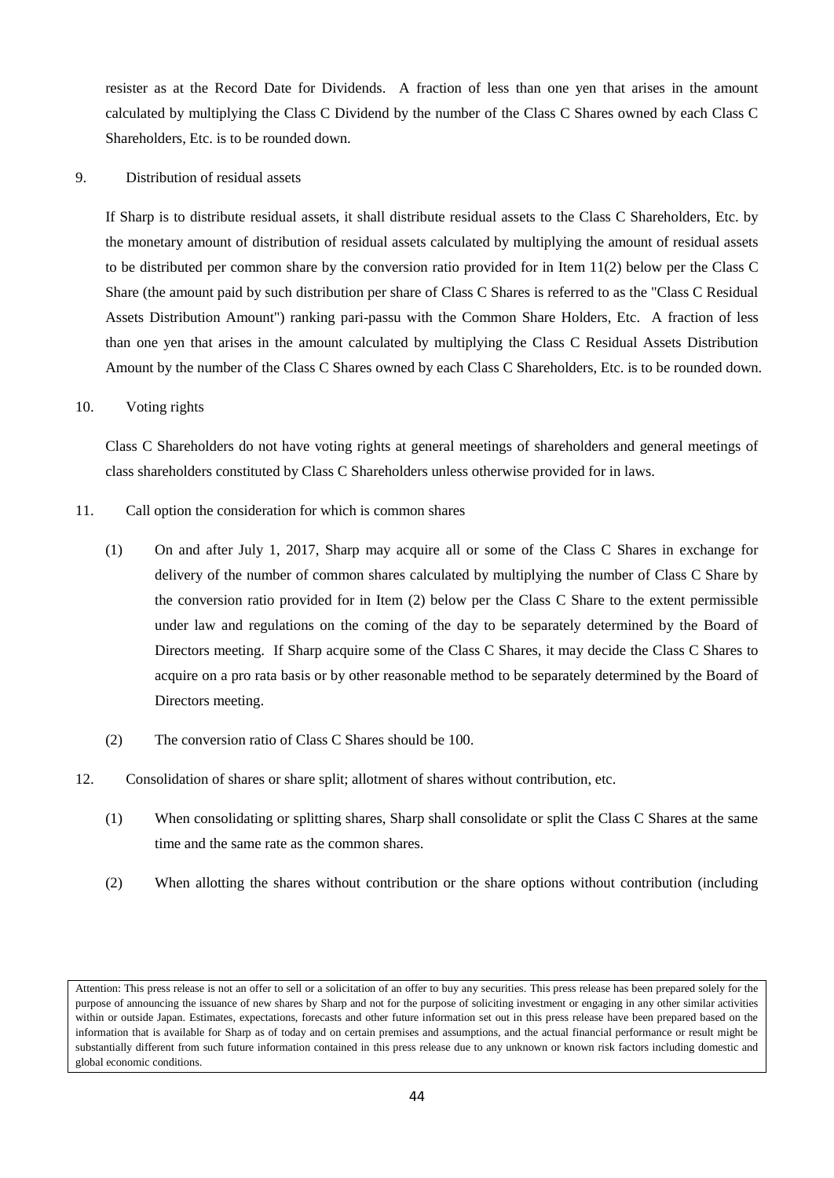resister as at the Record Date for Dividends. A fraction of less than one yen that arises in the amount calculated by multiplying the Class C Dividend by the number of the Class C Shares owned by each Class C Shareholders, Etc. is to be rounded down.

9. Distribution of residual assets

If Sharp is to distribute residual assets, it shall distribute residual assets to the Class C Shareholders, Etc. by the monetary amount of distribution of residual assets calculated by multiplying the amount of residual assets to be distributed per common share by the conversion ratio provided for in Item 11(2) below per the Class C Share (the amount paid by such distribution per share of Class C Shares is referred to as the "Class C Residual Assets Distribution Amount") ranking pari-passu with the Common Share Holders, Etc. A fraction of less than one yen that arises in the amount calculated by multiplying the Class C Residual Assets Distribution Amount by the number of the Class C Shares owned by each Class C Shareholders, Etc. is to be rounded down.

10. Voting rights

Class C Shareholders do not have voting rights at general meetings of shareholders and general meetings of class shareholders constituted by Class C Shareholders unless otherwise provided for in laws.

11. Call option the consideration for which is common shares

(1) On and after July 1, 2017, Sharp may acquire all or some of the Class C Shares in exchange for delivery of the number of common shares calculated by multiplying the number of Class C Share by the conversion ratio provided for in Item (2) below per the Class C Share to the extent permissible under law and regulations on the coming of the day to be separately determined by the Board of Directors meeting. If Sharp acquire some of the Class C Shares, it may decide the Class C Shares to acquire on a pro rata basis or by other reasonable method to be separately determined by the Board of Directors meeting.

(2) The conversion ratio of Class C Shares should be 100.

12. Consolidation of shares or share split; allotment of shares without contribution, etc.

(1) When consolidating or splitting shares, Sharp shall consolidate or split the Class C Shares at the same time and the same rate as the common shares.

(2) When allotting the shares without contribution or the share options without contribution (including

Attention: This press release is not an offer to sell or a solicitation of an offer to buy any securities. This press release has been prepared solely for the purpose of announcing the issuance of new shares by Sharp and not for the purpose of soliciting investment or engaging in any other similar activities within or outside Japan. Estimates, expectations, forecasts and other future information set out in this press release have been prepared based on the information that is available for Sharp as of today and on certain premises and assumptions, and the actual financial performance or result might be substantially different from such future information contained in this press release due to any unknown or known risk factors including domestic and global economic conditions.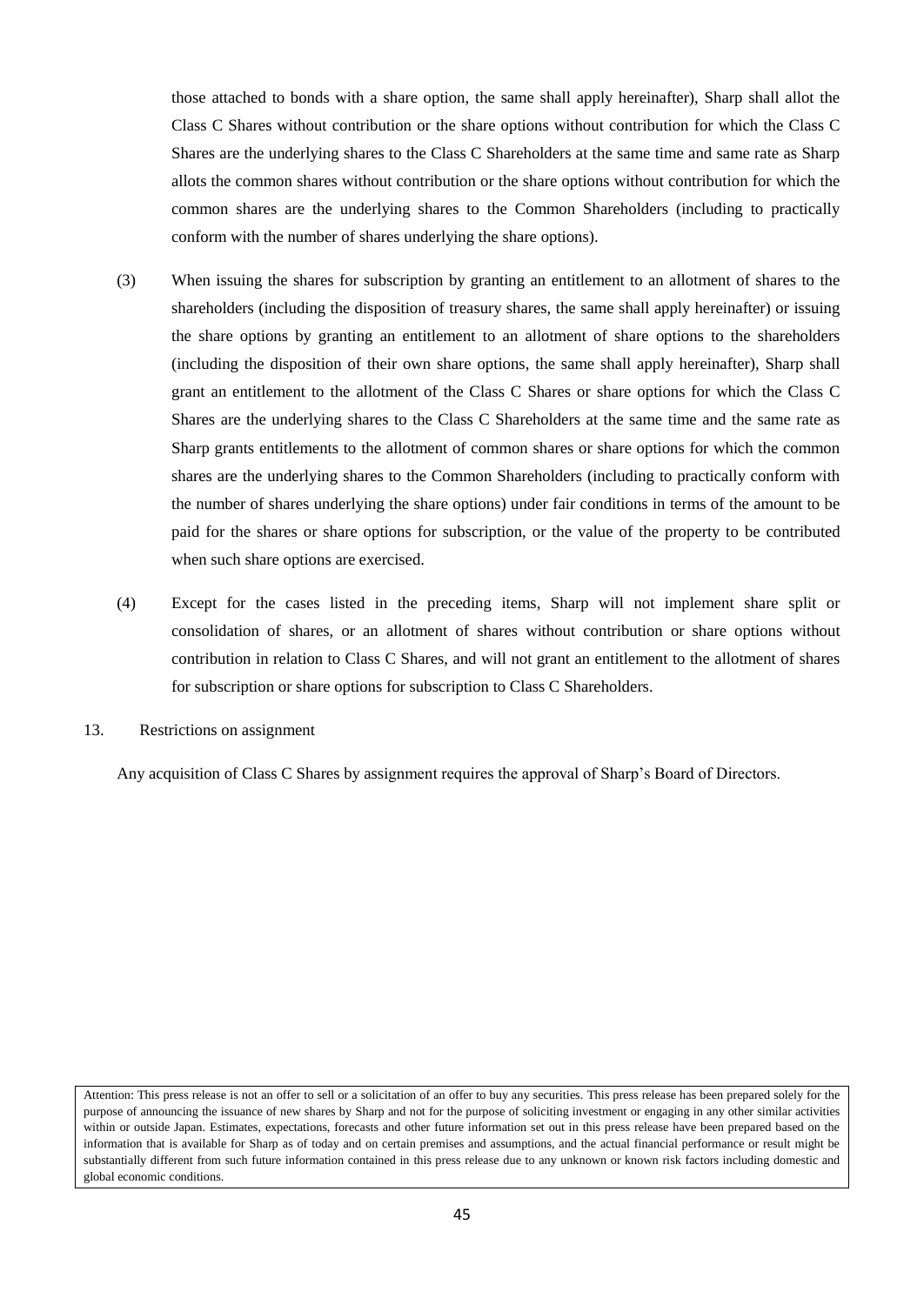those attached to bonds with a share option, the same shall apply hereinafter), Sharp shall allot the Class C Shares without contribution or the share options without contribution for which the Class C Shares are the underlying shares to the Class C Shareholders at the same time and same rate as Sharp allots the common shares without contribution or the share options without contribution for which the common shares are the underlying shares to the Common Shareholders (including to practically conform with the number of shares underlying the share options).

(3) When issuing the shares for subscription by granting an entitlement to an allotment of shares to the shareholders (including the disposition of treasury shares, the same shall apply hereinafter) or issuing the share options by granting an entitlement to an allotment of share options to the shareholders (including the disposition of their own share options, the same shall apply hereinafter), Sharp shall grant an entitlement to the allotment of the Class C Shares or share options for which the Class C Shares are the underlying shares to the Class C Shareholders at the same time and the same rate as Sharp grants entitlements to the allotment of common shares or share options for which the common shares are the underlying shares to the Common Shareholders (including to practically conform with the number of shares underlying the share options) under fair conditions in terms of the amount to be paid for the shares or share options for subscription, or the value of the property to be contributed when such share options are exercised.

(4) Except for the cases listed in the preceding items, Sharp will not implement share split or consolidation of shares, or an allotment of shares without contribution or share options without contribution in relation to Class C Shares, and will not grant an entitlement to the allotment of shares for subscription or share options for subscription to Class C Shareholders.

13. Restrictions on assignment

Any acquisition of Class C Shares by assignment requires the approval of Sharp's Board of Directors.

Attention: This press release is not an offer to sell or a solicitation of an offer to buy any securities. This press release has been prepared solely for the purpose of announcing the issuance of new shares by Sharp and not for the purpose of soliciting investment or engaging in any other similar activities within or outside Japan. Estimates, expectations, forecasts and other future information set out in this press release have been prepared based on the information that is available for Sharp as of today and on certain premises and assumptions, and the actual financial performance or result might be substantially different from such future information contained in this press release due to any unknown or known risk factors including domestic and global economic conditions.